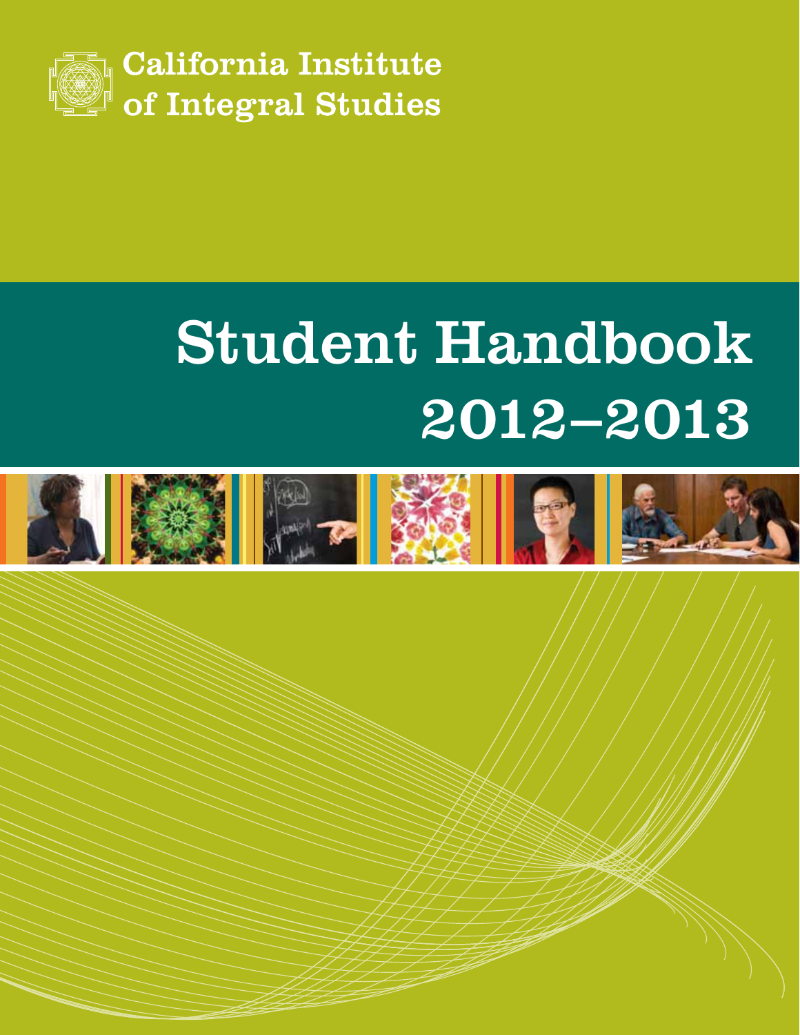California Institute of Integral Studies

# Student Handbook 2012–2013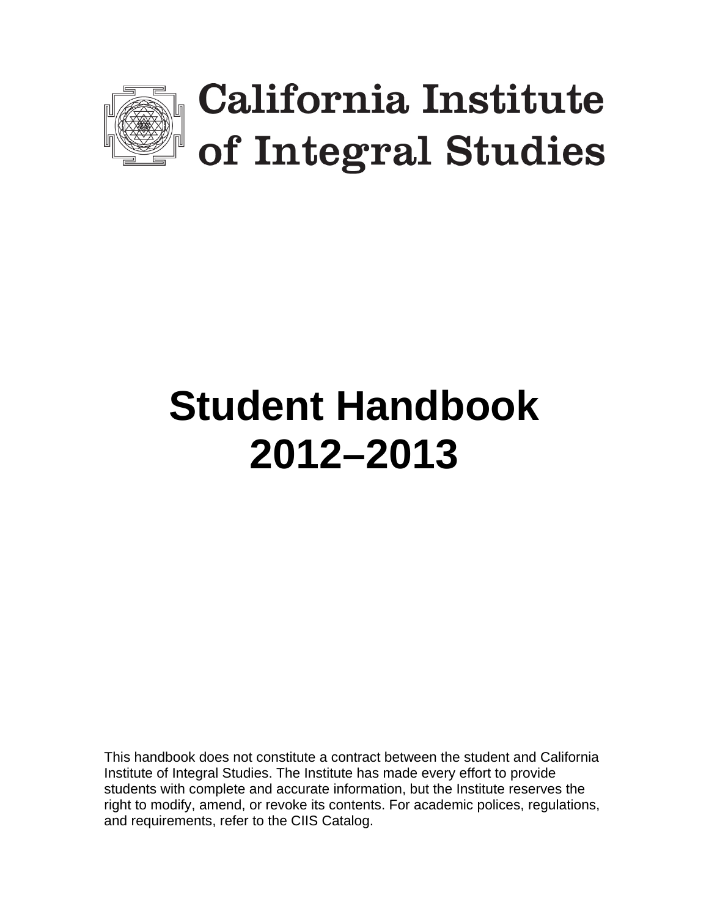# California Institute of Integral Studies

# Student Handbook 2012–2013

This handbook does not constitute a contract between the student and California Institute of Integral Studies. The Institute has made every effort to provide students with complete and accurate information, but the Institute reserves the right to modify, amend, or revoke its contents. For academic polices, regulations, and requirements, refer to the CIIS Catalog.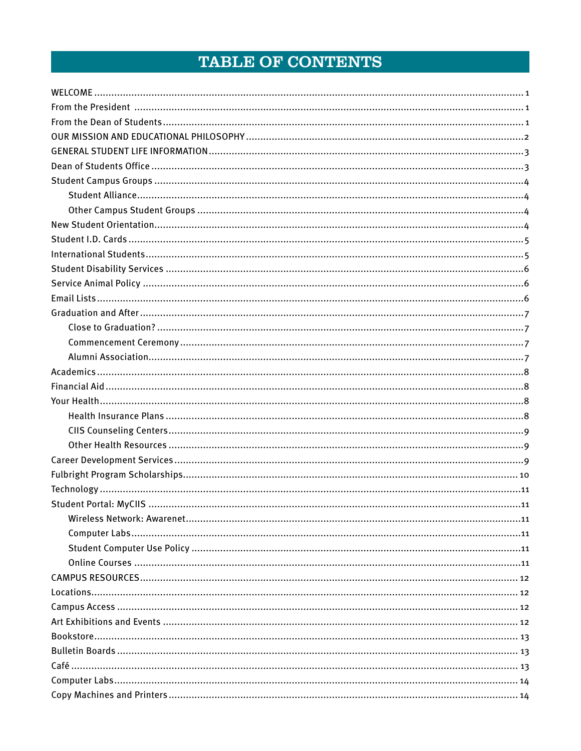# TABLE OF CONTENTS

- WELCOME ... 1
- From the President ... 1
- From the Dean of Students ... 1
- OUR MISSION AND EDUCATIONAL PHILOSOPHY ... 2
- GENERAL STUDENT LIFE INFORMATION ... 3
- Dean of Students Office ... 3
- Student Campus Groups ... 4
  - Student Alliance ... 4
  - Other Campus Student Groups ... 4
- New Student Orientation ... 4
- Student I.D. Cards ... 5
- International Students ... 5
- Student Disability Services ... 6
- Service Animal Policy ... 6
- Email Lists ... 6
- Graduation and After ... 7
  - Close to Graduation? ... 7
  - Commencement Ceremony ... 7
  - Alumni Association ... 7
- Academics ... 8
- Financial Aid ... 8
- Your Health ... 8
  - Health Insurance Plans ... 8
  - CIIS Counseling Centers ... 9
  - Other Health Resources ... 9
- Career Development Services ... 9
- Fulbright Program Scholarships ... 10
- Technology ... 11
- Student Portal: MyCIIS ... 11
  - Wireless Network: Awarenet ... 11
  - Computer Labs ... 11
  - Student Computer Use Policy ... 11
  - Online Courses ... 11
- CAMPUS RESOURCES ... 12
- Locations ... 12
- Campus Access ... 12
- Art Exhibitions and Events ... 12
- Bookstore ... 13
- Bulletin Boards ... 13
- Café ... 13
- Computer Labs ... 14
- Copy Machines and Printers ... 14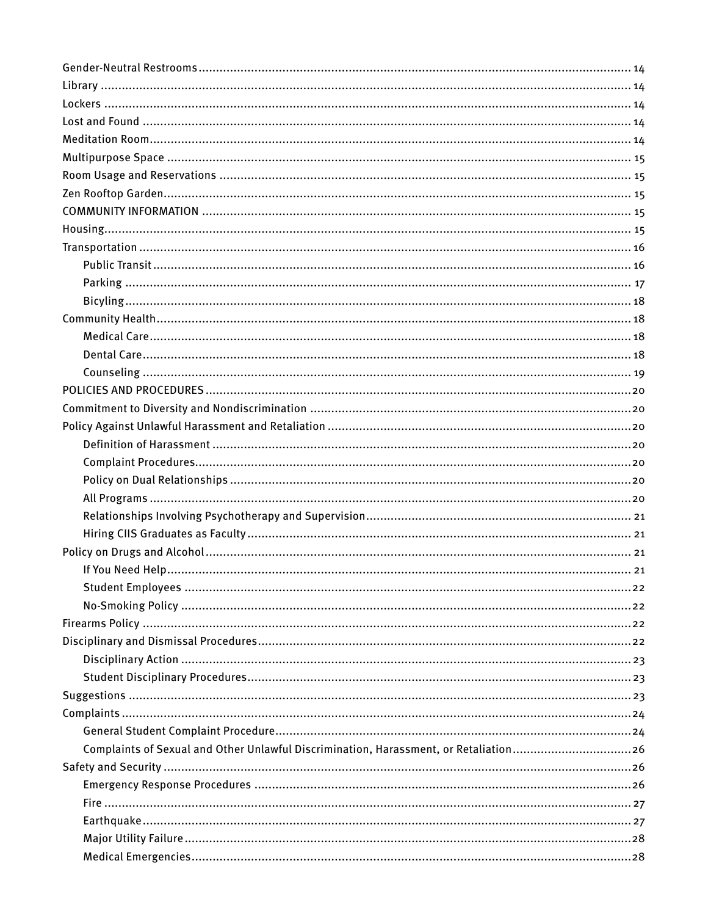- Gender-Neutral Restrooms ........ 14
- Library ........ 14
- Lockers ........ 14
- Lost and Found ........ 14
- Meditation Room ........ 14
- Multipurpose Space ........ 15
- Room Usage and Reservations ........ 15
- Zen Rooftop Garden ........ 15
- COMMUNITY INFORMATION ........ 15
- Housing ........ 15
- Transportation ........ 16
  - Public Transit ........ 16
  - Parking ........ 17
  - Bicyling ........ 18
- Community Health ........ 18
  - Medical Care ........ 18
  - Dental Care ........ 18
  - Counseling ........ 19
- POLICIES AND PROCEDURES ........ 20
- Commitment to Diversity and Nondiscrimination ........ 20
- Policy Against Unlawful Harassment and Retaliation ........ 20
  - Definition of Harassment ........ 20
  - Complaint Procedures ........ 20
  - Policy on Dual Relationships ........ 20
  - All Programs ........ 20
  - Relationships Involving Psychotherapy and Supervision ........ 21
  - Hiring CIIS Graduates as Faculty ........ 21
- Policy on Drugs and Alcohol ........ 21
  - If You Need Help ........ 21
  - Student Employees ........ 22
  - No-Smoking Policy ........ 22
- Firearms Policy ........ 22
- Disciplinary and Dismissal Procedures ........ 22
  - Disciplinary Action ........ 23
  - Student Disciplinary Procedures ........ 23
- Suggestions ........ 23
- Complaints ........ 24
  - General Student Complaint Procedure ........ 24
  - Complaints of Sexual and Other Unlawful Discrimination, Harassment, or Retaliation ........ 26
- Safety and Security ........ 26
  - Emergency Response Procedures ........ 26
  - Fire ........ 27
  - Earthquake ........ 27
  - Major Utility Failure ........ 28
  - Medical Emergencies ........ 28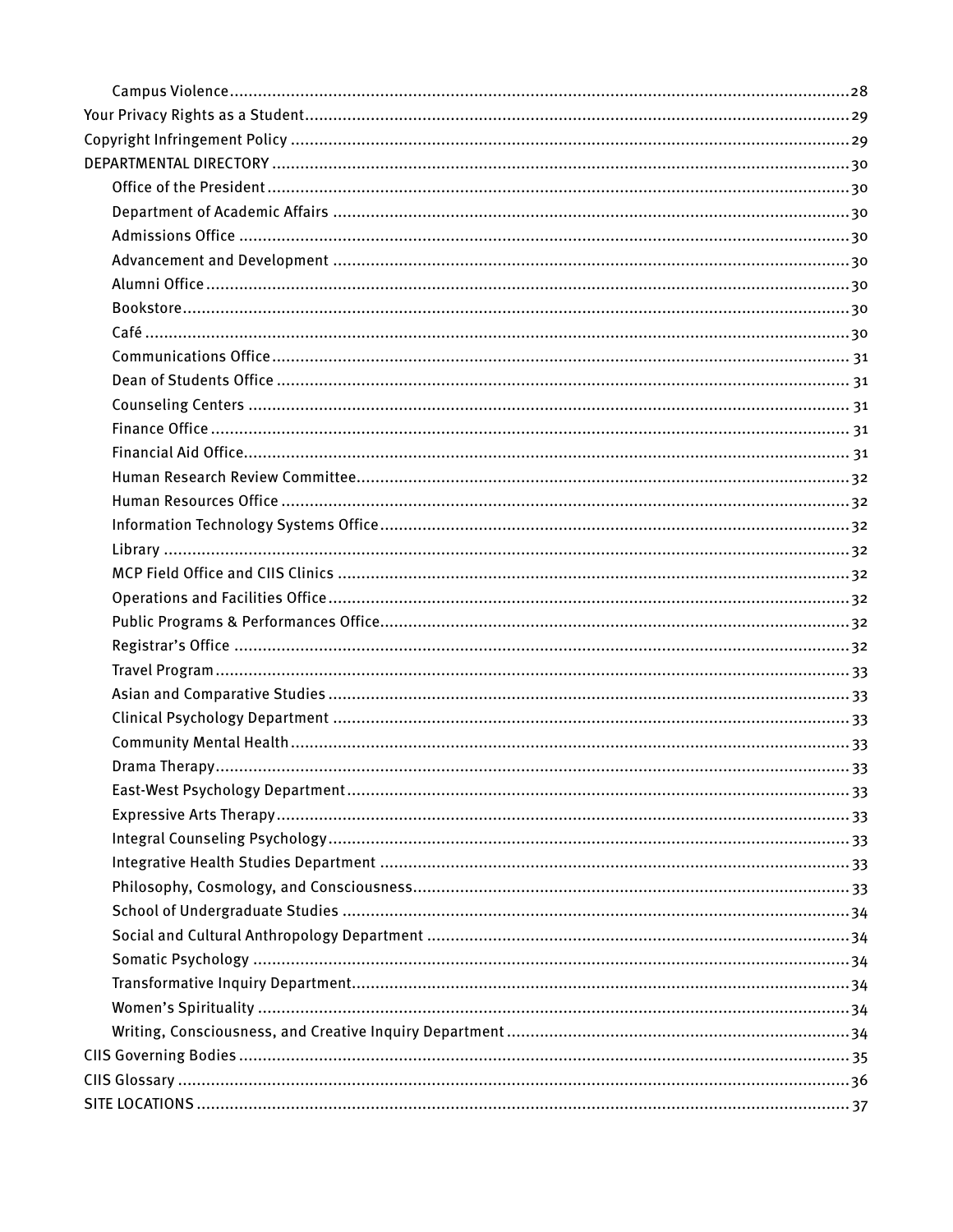- Campus Violence .................................................................................................................................28
- Your Privacy Rights as a Student ........................................................................................................29
- Copyright Infringement Policy ............................................................................................................29
- DEPARTMENTAL DIRECTORY ..............................................................................................................30
  - Office of the President ....................................................................................................................30
  - Department of Academic Affairs .....................................................................................................30
  - Admissions Office ...........................................................................................................................30
  - Advancement and Development .....................................................................................................30
  - Alumni Office ..................................................................................................................................30
  - Bookstore ........................................................................................................................................30
  - Café ................................................................................................................................................30
  - Communications Office ..................................................................................................................31
  - Dean of Students Office ..................................................................................................................31
  - Counseling Centers .........................................................................................................................31
  - Finance Office .................................................................................................................................31
  - Financial Aid Office .........................................................................................................................31
  - Human Research Review Committee ...............................................................................................32
  - Human Resources Office .................................................................................................................32
  - Information Technology Systems Office ..........................................................................................32
  - Library .............................................................................................................................................32
  - MCP Field Office and CIIS Clinics ...................................................................................................32
  - Operations and Facilities Office ......................................................................................................32
  - Public Programs & Performances Office .........................................................................................32
  - Registrar's Office .............................................................................................................................32
  - Travel Program ................................................................................................................................33
  - Asian and Comparative Studies .......................................................................................................33
  - Clinical Psychology Department ......................................................................................................33
  - Community Mental Health ...............................................................................................................33
  - Drama Therapy ................................................................................................................................33
  - East-West Psychology Department ..................................................................................................33
  - Expressive Arts Therapy ..................................................................................................................33
  - Integral Counseling Psychology .......................................................................................................33
  - Integrative Health Studies Department ............................................................................................33
  - Philosophy, Cosmology, and Consciousness ....................................................................................33
  - School of Undergraduate Studies .....................................................................................................34
  - Social and Cultural Anthropology Department .................................................................................34
  - Somatic Psychology .........................................................................................................................34
  - Transformative Inquiry Department .................................................................................................34
  - Women's Spirituality ........................................................................................................................34
  - Writing, Consciousness, and Creative Inquiry Department ................................................................34
- CIIS Governing Bodies .......................................................................................................................35
- CIIS Glossary .....................................................................................................................................36
- SITE LOCATIONS ................................................................................................................................37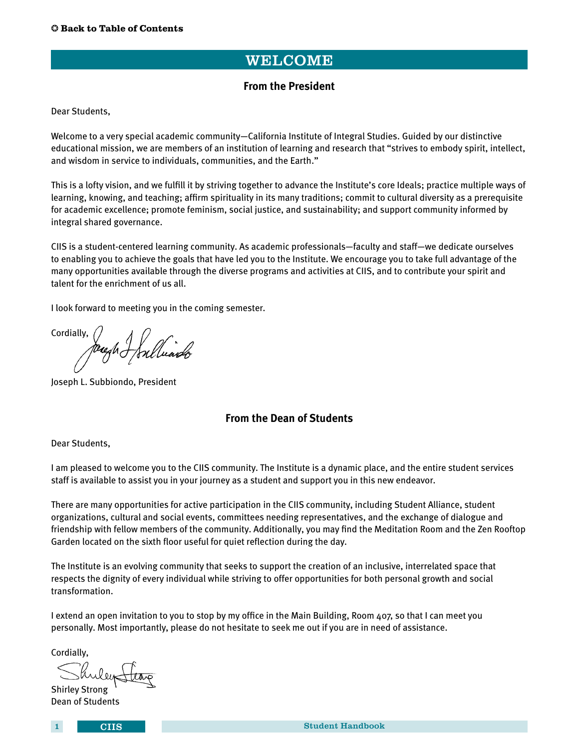## WELCOME

### From the President

Dear Students,

Welcome to a very special academic community—California Institute of Integral Studies. Guided by our distinctive educational mission, we are members of an institution of learning and research that "strives to embody spirit, intellect, and wisdom in service to individuals, communities, and the Earth."

This is a lofty vision, and we fulfill it by striving together to advance the Institute's core Ideals; practice multiple ways of learning, knowing, and teaching; affirm spirituality in its many traditions; commit to cultural diversity as a prerequisite for academic excellence; promote feminism, social justice, and sustainability; and support community informed by integral shared governance.

CIIS is a student-centered learning community. As academic professionals—faculty and staff—we dedicate ourselves to enabling you to achieve the goals that have led you to the Institute. We encourage you to take full advantage of the many opportunities available through the diverse programs and activities at CIIS, and to contribute your spirit and talent for the enrichment of us all.

I look forward to meeting you in the coming semester.

Cordially,

Joseph L. Subbiondo, President

### From the Dean of Students

Dear Students,

I am pleased to welcome you to the CIIS community. The Institute is a dynamic place, and the entire student services staff is available to assist you in your journey as a student and support you in this new endeavor.

There are many opportunities for active participation in the CIIS community, including Student Alliance, student organizations, cultural and social events, committees needing representatives, and the exchange of dialogue and friendship with fellow members of the community. Additionally, you may find the Meditation Room and the Zen Rooftop Garden located on the sixth floor useful for quiet reflection during the day.

The Institute is an evolving community that seeks to support the creation of an inclusive, interrelated space that respects the dignity of every individual while striving to offer opportunities for both personal growth and social transformation.

I extend an open invitation to you to stop by my office in the Main Building, Room 407, so that I can meet you personally. Most importantly, please do not hesitate to seek me out if you are in need of assistance.

Cordially,

Shirley Strong
Dean of Students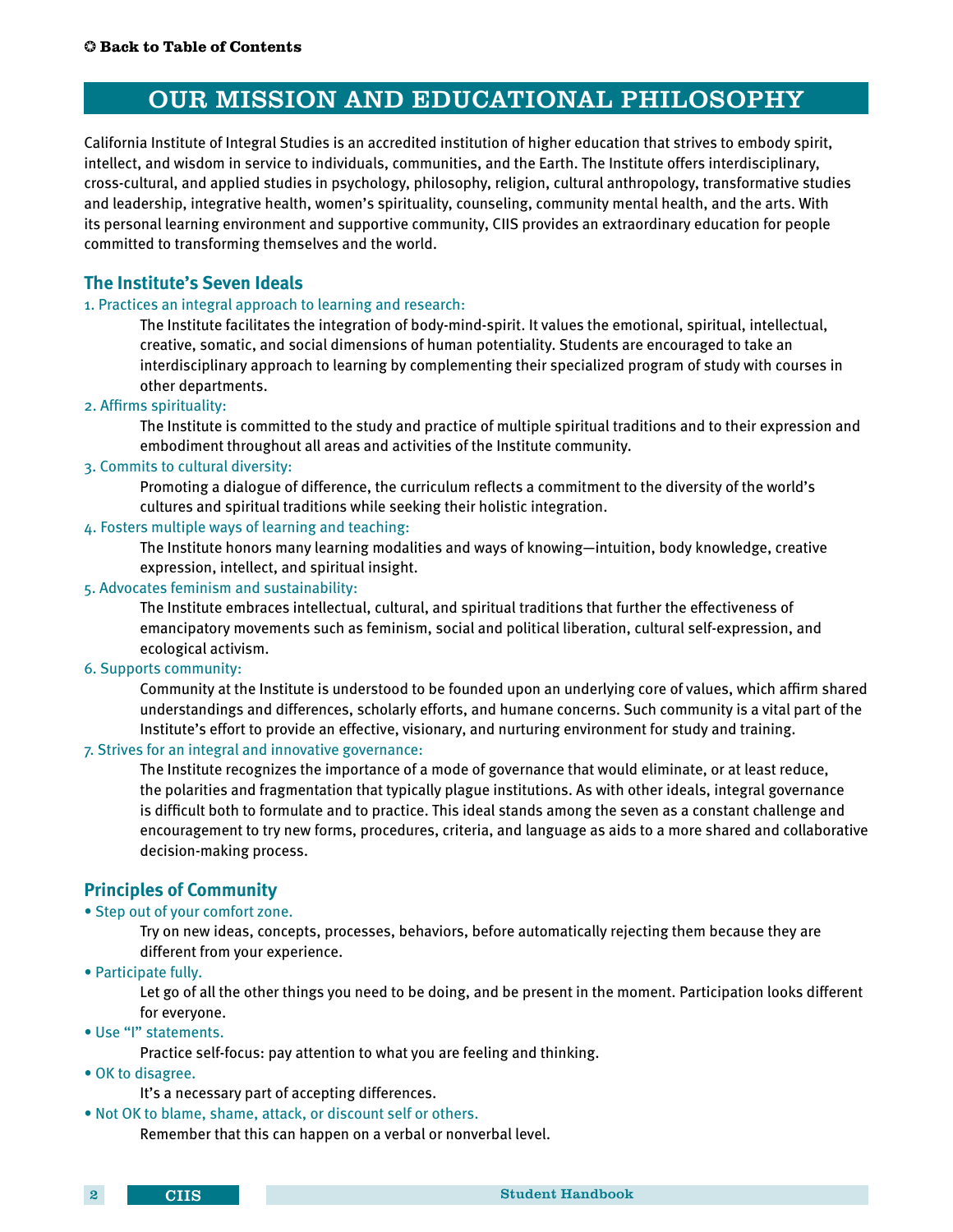## OUR MISSION AND EDUCATIONAL PHILOSOPHY

California Institute of Integral Studies is an accredited institution of higher education that strives to embody spirit, intellect, and wisdom in service to individuals, communities, and the Earth. The Institute offers interdisciplinary, cross-cultural, and applied studies in psychology, philosophy, religion, cultural anthropology, transformative studies and leadership, integrative health, women's spirituality, counseling, community mental health, and the arts. With its personal learning environment and supportive community, CIIS provides an extraordinary education for people committed to transforming themselves and the world.

### The Institute's Seven Ideals

1. Practices an integral approach to learning and research:

   The Institute facilitates the integration of body-mind-spirit. It values the emotional, spiritual, intellectual, creative, somatic, and social dimensions of human potentiality. Students are encouraged to take an interdisciplinary approach to learning by complementing their specialized program of study with courses in other departments.

2. Affirms spirituality:

   The Institute is committed to the study and practice of multiple spiritual traditions and to their expression and embodiment throughout all areas and activities of the Institute community.

3. Commits to cultural diversity:

   Promoting a dialogue of difference, the curriculum reflects a commitment to the diversity of the world's cultures and spiritual traditions while seeking their holistic integration.

4. Fosters multiple ways of learning and teaching:

   The Institute honors many learning modalities and ways of knowing—intuition, body knowledge, creative expression, intellect, and spiritual insight.

5. Advocates feminism and sustainability:

   The Institute embraces intellectual, cultural, and spiritual traditions that further the effectiveness of emancipatory movements such as feminism, social and political liberation, cultural self-expression, and ecological activism.

6. Supports community:

   Community at the Institute is understood to be founded upon an underlying core of values, which affirm shared understandings and differences, scholarly efforts, and humane concerns. Such community is a vital part of the Institute's effort to provide an effective, visionary, and nurturing environment for study and training.

7. Strives for an integral and innovative governance:

   The Institute recognizes the importance of a mode of governance that would eliminate, or at least reduce, the polarities and fragmentation that typically plague institutions. As with other ideals, integral governance is difficult both to formulate and to practice. This ideal stands among the seven as a constant challenge and encouragement to try new forms, procedures, criteria, and language as aids to a more shared and collaborative decision-making process.

### Principles of Community

- Step out of your comfort zone.

  Try on new ideas, concepts, processes, behaviors, before automatically rejecting them because they are different from your experience.

- Participate fully.

  Let go of all the other things you need to be doing, and be present in the moment. Participation looks different for everyone.

- Use "I" statements.

  Practice self-focus: pay attention to what you are feeling and thinking.

- OK to disagree.

  It's a necessary part of accepting differences.

- Not OK to blame, shame, attack, or discount self or others.

  Remember that this can happen on a verbal or nonverbal level.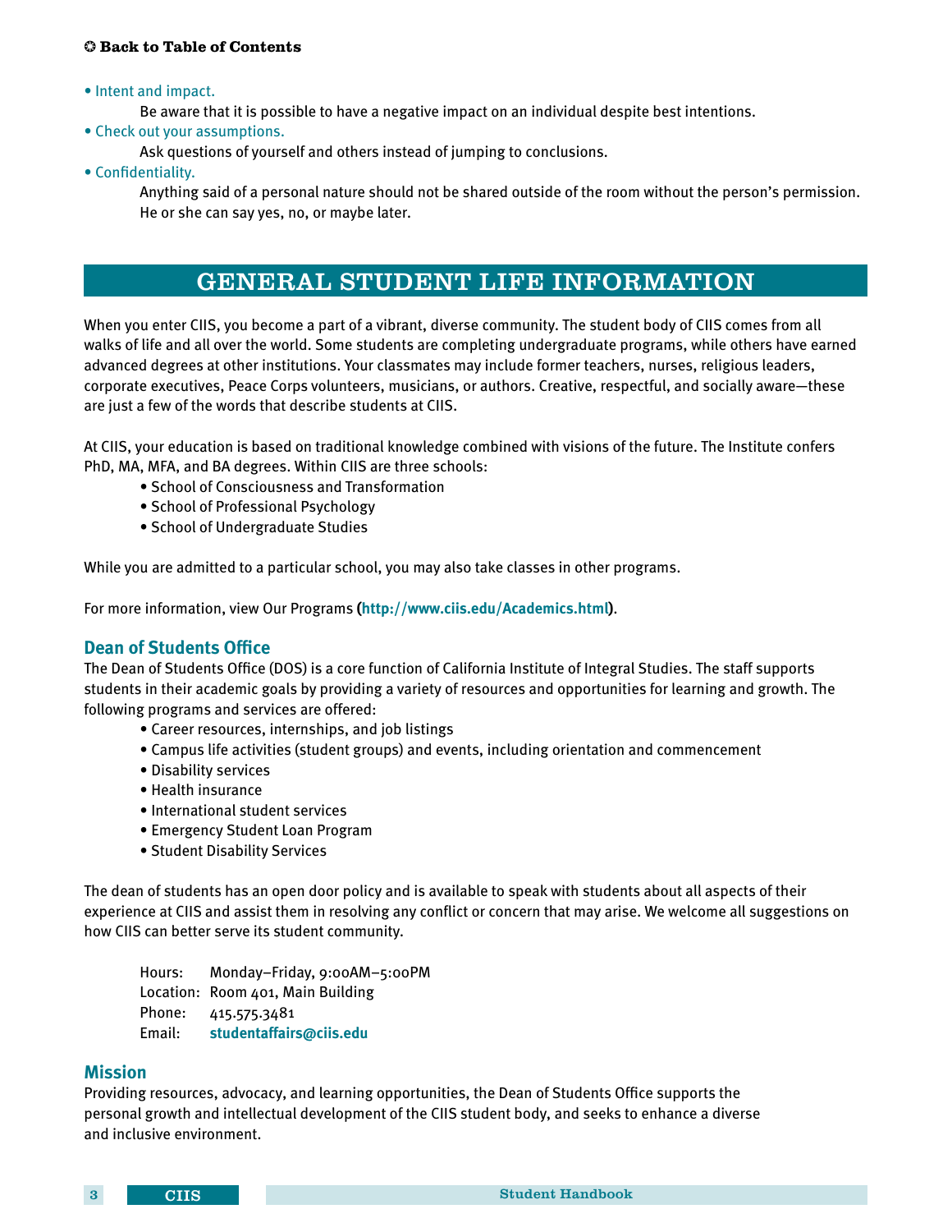- Intent and impact.

  Be aware that it is possible to have a negative impact on an individual despite best intentions.

- Check out your assumptions.

  Ask questions of yourself and others instead of jumping to conclusions.

- Confidentiality.

  Anything said of a personal nature should not be shared outside of the room without the person's permission. He or she can say yes, no, or maybe later.

# GENERAL STUDENT LIFE INFORMATION

When you enter CIIS, you become a part of a vibrant, diverse community. The student body of CIIS comes from all walks of life and all over the world. Some students are completing undergraduate programs, while others have earned advanced degrees at other institutions. Your classmates may include former teachers, nurses, religious leaders, corporate executives, Peace Corps volunteers, musicians, or authors. Creative, respectful, and socially aware—these are just a few of the words that describe students at CIIS.

At CIIS, your education is based on traditional knowledge combined with visions of the future. The Institute confers PhD, MA, MFA, and BA degrees. Within CIIS are three schools:

- School of Consciousness and Transformation
- School of Professional Psychology
- School of Undergraduate Studies

While you are admitted to a particular school, you may also take classes in other programs.

For more information, view Our Programs (**http://www.ciis.edu/Academics.html**).

## Dean of Students Office

The Dean of Students Office (DOS) is a core function of California Institute of Integral Studies. The staff supports students in their academic goals by providing a variety of resources and opportunities for learning and growth. The following programs and services are offered:

- Career resources, internships, and job listings
- Campus life activities (student groups) and events, including orientation and commencement
- Disability services
- Health insurance
- International student services
- Emergency Student Loan Program
- Student Disability Services

The dean of students has an open door policy and is available to speak with students about all aspects of their experience at CIIS and assist them in resolving any conflict or concern that may arise. We welcome all suggestions on how CIIS can better serve its student community.

Hours: Monday–Friday, 9:00AM–5:00PM
Location: Room 401, Main Building
Phone: 415.575.3481
Email: **studentaffairs@ciis.edu**

## Mission

Providing resources, advocacy, and learning opportunities, the Dean of Students Office supports the personal growth and intellectual development of the CIIS student body, and seeks to enhance a diverse and inclusive environment.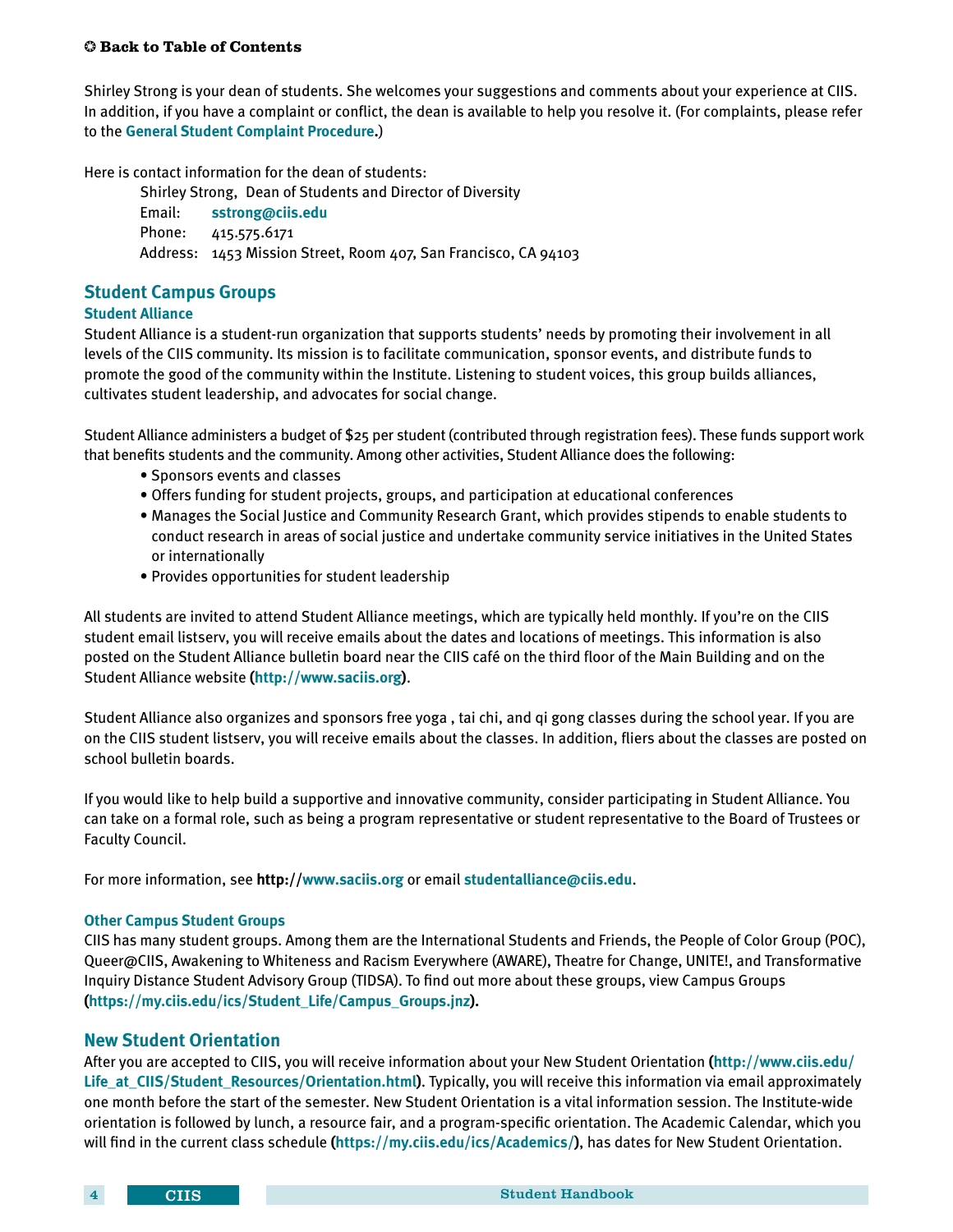✪ **Back to Table of Contents**

Shirley Strong is your dean of students. She welcomes your suggestions and comments about your experience at CIIS. In addition, if you have a complaint or conflict, the dean is available to help you resolve it. (For complaints, please refer to the **General Student Complaint Procedure**.)

Here is contact information for the dean of students:

Shirley Strong, Dean of Students and Director of Diversity
Email: **sstrong@ciis.edu**
Phone: 415.575.6171
Address: 1453 Mission Street, Room 407, San Francisco, CA 94103

## Student Campus Groups

### Student Alliance

Student Alliance is a student-run organization that supports students' needs by promoting their involvement in all levels of the CIIS community. Its mission is to facilitate communication, sponsor events, and distribute funds to promote the good of the community within the Institute. Listening to student voices, this group builds alliances, cultivates student leadership, and advocates for social change.

Student Alliance administers a budget of $25 per student (contributed through registration fees). These funds support work that benefits students and the community. Among other activities, Student Alliance does the following:

- Sponsors events and classes
- Offers funding for student projects, groups, and participation at educational conferences
- Manages the Social Justice and Community Research Grant, which provides stipends to enable students to conduct research in areas of social justice and undertake community service initiatives in the United States or internationally
- Provides opportunities for student leadership

All students are invited to attend Student Alliance meetings, which are typically held monthly. If you're on the CIIS student email listserv, you will receive emails about the dates and locations of meetings. This information is also posted on the Student Alliance bulletin board near the CIIS café on the third floor of the Main Building and on the Student Alliance website (**http://www.saciis.org**).

Student Alliance also organizes and sponsors free yoga , tai chi, and qi gong classes during the school year. If you are on the CIIS student listserv, you will receive emails about the classes. In addition, fliers about the classes are posted on school bulletin boards.

If you would like to help build a supportive and innovative community, consider participating in Student Alliance. You can take on a formal role, such as being a program representative or student representative to the Board of Trustees or Faculty Council.

For more information, see **http://www.saciis.org** or email **studentalliance@ciis.edu**.

### Other Campus Student Groups

CIIS has many student groups. Among them are the International Students and Friends, the People of Color Group (POC), Queer@CIIS, Awakening to Whiteness and Racism Everywhere (AWARE), Theatre for Change, UNITE!, and Transformative Inquiry Distance Student Advisory Group (TIDSA). To find out more about these groups, view Campus Groups (**https://my.ciis.edu/ics/Student_Life/Campus_Groups.jnz**).

## New Student Orientation

After you are accepted to CIIS, you will receive information about your New Student Orientation (**http://www.ciis.edu/Life_at_CIIS/Student_Resources/Orientation.html**). Typically, you will receive this information via email approximately one month before the start of the semester. New Student Orientation is a vital information session. The Institute-wide orientation is followed by lunch, a resource fair, and a program-specific orientation. The Academic Calendar, which you will find in the current class schedule (**https://my.ciis.edu/ics/Academics/**), has dates for New Student Orientation.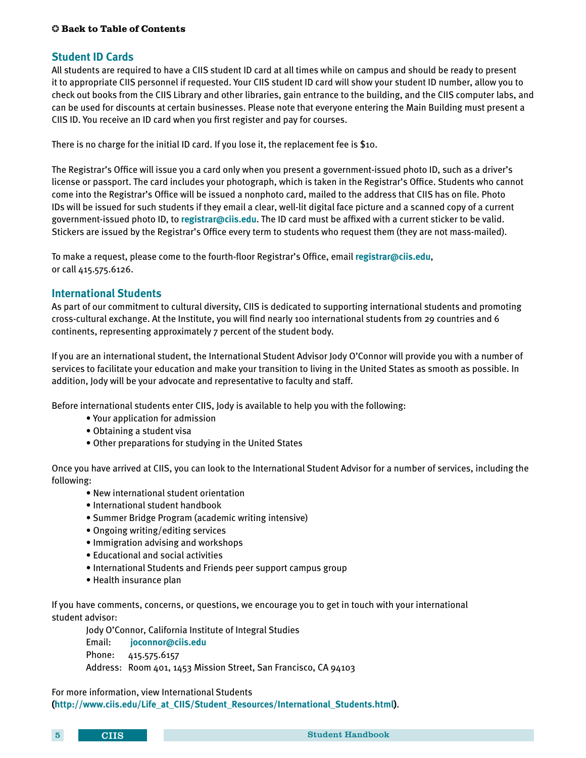✪ **Back to Table of Contents**

## Student ID Cards

All students are required to have a CIIS student ID card at all times while on campus and should be ready to present it to appropriate CIIS personnel if requested. Your CIIS student ID card will show your student ID number, allow you to check out books from the CIIS Library and other libraries, gain entrance to the building, and the CIIS computer labs, and can be used for discounts at certain businesses. Please note that everyone entering the Main Building must present a CIIS ID. You receive an ID card when you first register and pay for courses.

There is no charge for the initial ID card. If you lose it, the replacement fee is $10.

The Registrar's Office will issue you a card only when you present a government-issued photo ID, such as a driver's license or passport. The card includes your photograph, which is taken in the Registrar's Office. Students who cannot come into the Registrar's Office will be issued a nonphoto card, mailed to the address that CIIS has on file. Photo IDs will be issued for such students if they email a clear, well-lit digital face picture and a scanned copy of a current government-issued photo ID, to **registrar@ciis.edu**. The ID card must be affixed with a current sticker to be valid. Stickers are issued by the Registrar's Office every term to students who request them (they are not mass-mailed).

To make a request, please come to the fourth-floor Registrar's Office, email **registrar@ciis.edu**, or call 415.575.6126.

## International Students

As part of our commitment to cultural diversity, CIIS is dedicated to supporting international students and promoting cross-cultural exchange. At the Institute, you will find nearly 100 international students from 29 countries and 6 continents, representing approximately 7 percent of the student body.

If you are an international student, the International Student Advisor Jody O'Connor will provide you with a number of services to facilitate your education and make your transition to living in the United States as smooth as possible. In addition, Jody will be your advocate and representative to faculty and staff.

Before international students enter CIIS, Jody is available to help you with the following:

- Your application for admission
- Obtaining a student visa
- Other preparations for studying in the United States

Once you have arrived at CIIS, you can look to the International Student Advisor for a number of services, including the following:

- New international student orientation
- International student handbook
- Summer Bridge Program (academic writing intensive)
- Ongoing writing/editing services
- Immigration advising and workshops
- Educational and social activities
- International Students and Friends peer support campus group
- Health insurance plan

If you have comments, concerns, or questions, we encourage you to get in touch with your international student advisor:

Jody O'Connor, California Institute of Integral Studies
Email: **joconnor@ciis.edu**
Phone: 415.575.6157
Address: Room 401, 1453 Mission Street, San Francisco, CA 94103

For more information, view International Students (**http://www.ciis.edu/Life_at_CIIS/Student_Resources/International_Students.html**).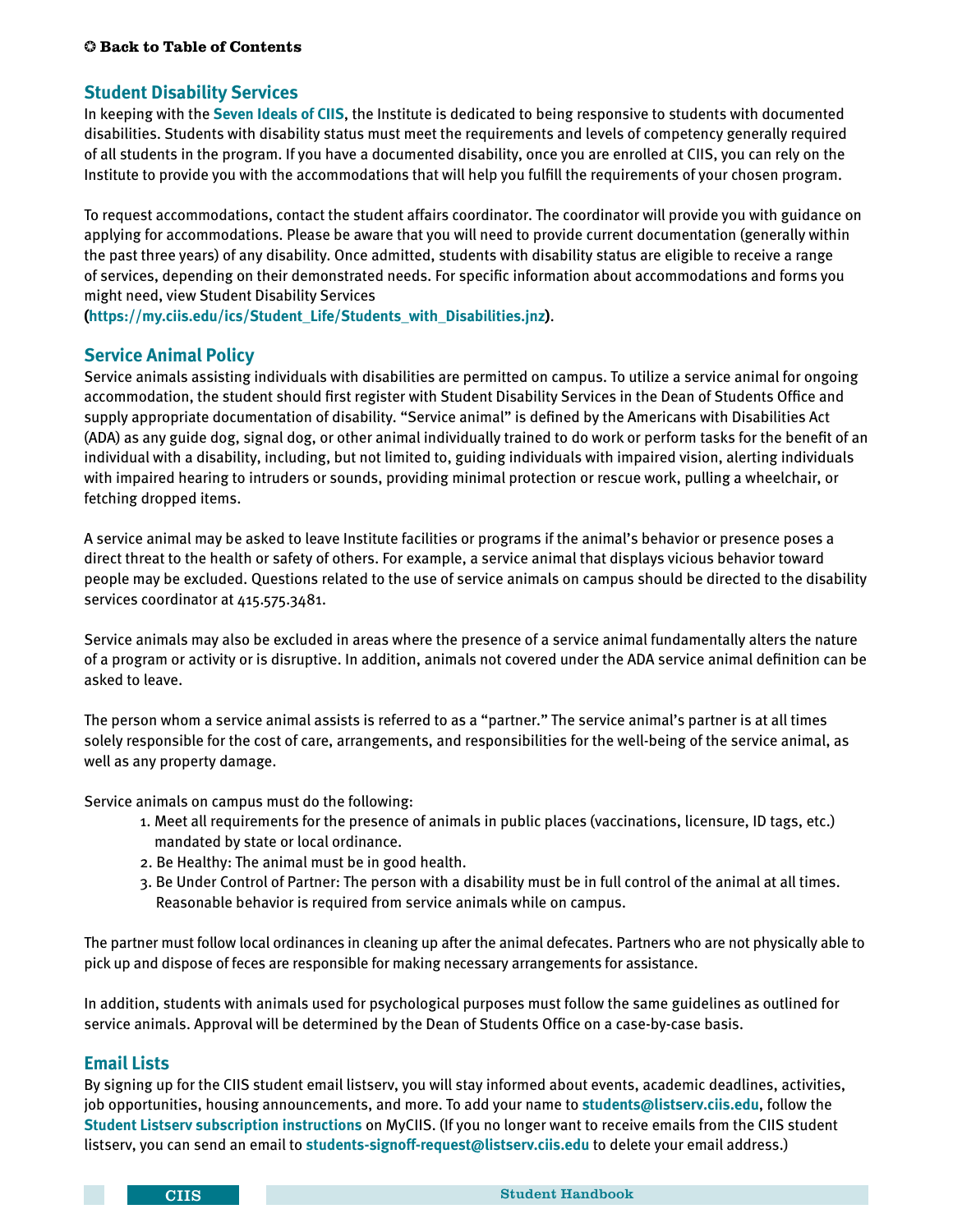## Student Disability Services

In keeping with the **Seven Ideals of CIIS**, the Institute is dedicated to being responsive to students with documented disabilities. Students with disability status must meet the requirements and levels of competency generally required of all students in the program. If you have a documented disability, once you are enrolled at CIIS, you can rely on the Institute to provide you with the accommodations that will help you fulfill the requirements of your chosen program.

To request accommodations, contact the student affairs coordinator. The coordinator will provide you with guidance on applying for accommodations. Please be aware that you will need to provide current documentation (generally within the past three years) of any disability. Once admitted, students with disability status are eligible to receive a range of services, depending on their demonstrated needs. For specific information about accommodations and forms you might need, view Student Disability Services (**https://my.ciis.edu/ics/Student_Life/Students_with_Disabilities.jnz**).

## Service Animal Policy

Service animals assisting individuals with disabilities are permitted on campus. To utilize a service animal for ongoing accommodation, the student should first register with Student Disability Services in the Dean of Students Office and supply appropriate documentation of disability. "Service animal" is defined by the Americans with Disabilities Act (ADA) as any guide dog, signal dog, or other animal individually trained to do work or perform tasks for the benefit of an individual with a disability, including, but not limited to, guiding individuals with impaired vision, alerting individuals with impaired hearing to intruders or sounds, providing minimal protection or rescue work, pulling a wheelchair, or fetching dropped items.

A service animal may be asked to leave Institute facilities or programs if the animal's behavior or presence poses a direct threat to the health or safety of others. For example, a service animal that displays vicious behavior toward people may be excluded. Questions related to the use of service animals on campus should be directed to the disability services coordinator at 415.575.3481.

Service animals may also be excluded in areas where the presence of a service animal fundamentally alters the nature of a program or activity or is disruptive. In addition, animals not covered under the ADA service animal definition can be asked to leave.

The person whom a service animal assists is referred to as a "partner." The service animal's partner is at all times solely responsible for the cost of care, arrangements, and responsibilities for the well-being of the service animal, as well as any property damage.

Service animals on campus must do the following:

1. Meet all requirements for the presence of animals in public places (vaccinations, licensure, ID tags, etc.) mandated by state or local ordinance.
2. Be Healthy: The animal must be in good health.
3. Be Under Control of Partner: The person with a disability must be in full control of the animal at all times. Reasonable behavior is required from service animals while on campus.

The partner must follow local ordinances in cleaning up after the animal defecates. Partners who are not physically able to pick up and dispose of feces are responsible for making necessary arrangements for assistance.

In addition, students with animals used for psychological purposes must follow the same guidelines as outlined for service animals. Approval will be determined by the Dean of Students Office on a case-by-case basis.

## Email Lists

By signing up for the CIIS student email listserv, you will stay informed about events, academic deadlines, activities, job opportunities, housing announcements, and more. To add your name to **students@listserv.ciis.edu**, follow the **Student Listserv subscription instructions** on MyCIIS. (If you no longer want to receive emails from the CIIS student listserv, you can send an email to **students-signoff-request@listserv.ciis.edu** to delete your email address.)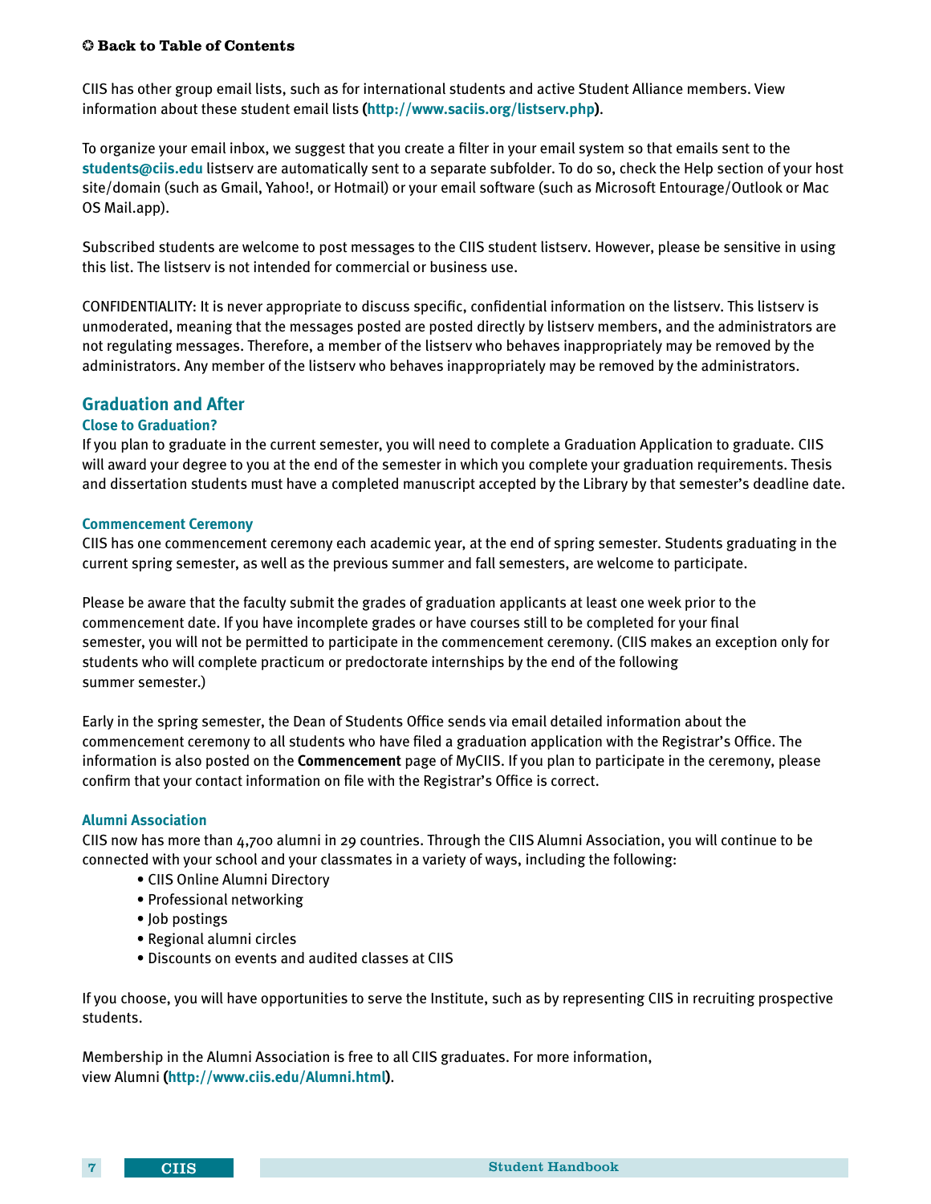✪ **Back to Table of Contents**

CIIS has other group email lists, such as for international students and active Student Alliance members. View information about these student email lists **(http://www.saciis.org/listserv.php)**.

To organize your email inbox, we suggest that you create a filter in your email system so that emails sent to the **students@ciis.edu** listserv are automatically sent to a separate subfolder. To do so, check the Help section of your host site/domain (such as Gmail, Yahoo!, or Hotmail) or your email software (such as Microsoft Entourage/Outlook or Mac OS Mail.app).

Subscribed students are welcome to post messages to the CIIS student listserv. However, please be sensitive in using this list. The listserv is not intended for commercial or business use.

CONFIDENTIALITY: It is never appropriate to discuss specific, confidential information on the listserv. This listserv is unmoderated, meaning that the messages posted are posted directly by listserv members, and the administrators are not regulating messages. Therefore, a member of the listserv who behaves inappropriately may be removed by the administrators. Any member of the listserv who behaves inappropriately may be removed by the administrators.

## Graduation and After

### Close to Graduation?

If you plan to graduate in the current semester, you will need to complete a Graduation Application to graduate. CIIS will award your degree to you at the end of the semester in which you complete your graduation requirements. Thesis and dissertation students must have a completed manuscript accepted by the Library by that semester's deadline date.

### Commencement Ceremony

CIIS has one commencement ceremony each academic year, at the end of spring semester. Students graduating in the current spring semester, as well as the previous summer and fall semesters, are welcome to participate.

Please be aware that the faculty submit the grades of graduation applicants at least one week prior to the commencement date. If you have incomplete grades or have courses still to be completed for your final semester, you will not be permitted to participate in the commencement ceremony. (CIIS makes an exception only for students who will complete practicum or predoctorate internships by the end of the following summer semester.)

Early in the spring semester, the Dean of Students Office sends via email detailed information about the commencement ceremony to all students who have filed a graduation application with the Registrar's Office. The information is also posted on the **Commencement** page of MyCIIS. If you plan to participate in the ceremony, please confirm that your contact information on file with the Registrar's Office is correct.

### Alumni Association

CIIS now has more than 4,700 alumni in 29 countries. Through the CIIS Alumni Association, you will continue to be connected with your school and your classmates in a variety of ways, including the following:

- CIIS Online Alumni Directory
- Professional networking
- Job postings
- Regional alumni circles
- Discounts on events and audited classes at CIIS

If you choose, you will have opportunities to serve the Institute, such as by representing CIIS in recruiting prospective students.

Membership in the Alumni Association is free to all CIIS graduates. For more information, view Alumni **(http://www.ciis.edu/Alumni.html)**.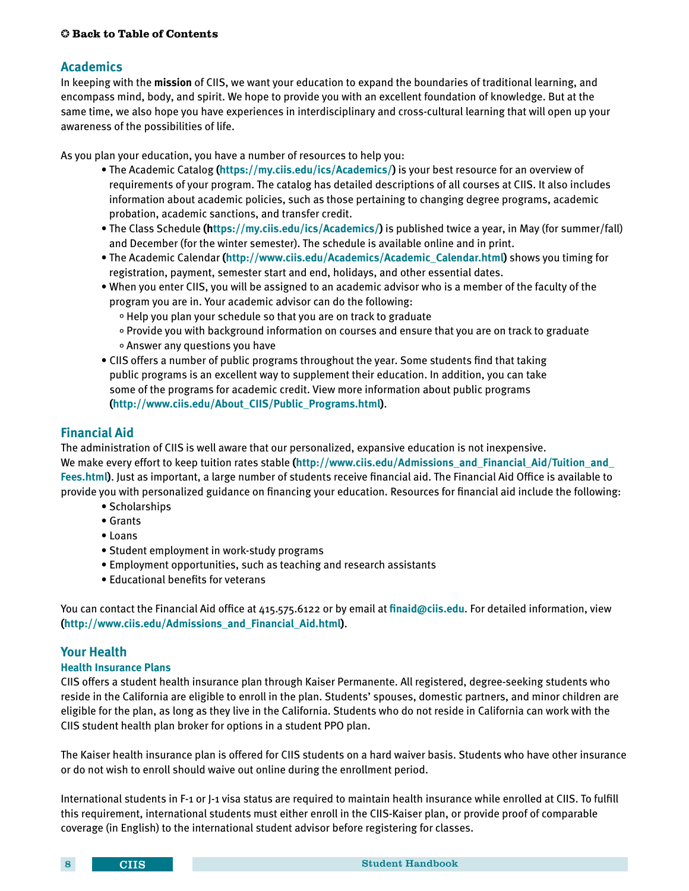## Academics

In keeping with the **mission** of CIIS, we want your education to expand the boundaries of traditional learning, and encompass mind, body, and spirit. We hope to provide you with an excellent foundation of knowledge. But at the same time, we also hope you have experiences in interdisciplinary and cross-cultural learning that will open up your awareness of the possibilities of life.

As you plan your education, you have a number of resources to help you:

- The Academic Catalog (**https://my.ciis.edu/ics/Academics/**) is your best resource for an overview of requirements of your program. The catalog has detailed descriptions of all courses at CIIS. It also includes information about academic policies, such as those pertaining to changing degree programs, academic probation, academic sanctions, and transfer credit.
- The Class Schedule (**https://my.ciis.edu/ics/Academics/**) is published twice a year, in May (for summer/fall) and December (for the winter semester). The schedule is available online and in print.
- The Academic Calendar (**http://www.ciis.edu/Academics/Academic_Calendar.html**) shows you timing for registration, payment, semester start and end, holidays, and other essential dates.
- When you enter CIIS, you will be assigned to an academic advisor who is a member of the faculty of the program you are in. Your academic advisor can do the following:
  - Help you plan your schedule so that you are on track to graduate
  - Provide you with background information on courses and ensure that you are on track to graduate
  - Answer any questions you have
- CIIS offers a number of public programs throughout the year. Some students find that taking public programs is an excellent way to supplement their education. In addition, you can take some of the programs for academic credit. View more information about public programs (**http://www.ciis.edu/About_CIIS/Public_Programs.html**).

## Financial Aid

The administration of CIIS is well aware that our personalized, expansive education is not inexpensive. We make every effort to keep tuition rates stable (**http://www.ciis.edu/Admissions_and_Financial_Aid/Tuition_and_Fees.html**). Just as important, a large number of students receive financial aid. The Financial Aid Office is available to provide you with personalized guidance on financing your education. Resources for financial aid include the following:

- Scholarships
- Grants
- Loans
- Student employment in work-study programs
- Employment opportunities, such as teaching and research assistants
- Educational benefits for veterans

You can contact the Financial Aid office at 415.575.6122 or by email at **finaid@ciis.edu**. For detailed information, view (**http://www.ciis.edu/Admissions_and_Financial_Aid.html**).

## Your Health

### Health Insurance Plans

CIIS offers a student health insurance plan through Kaiser Permanente. All registered, degree-seeking students who reside in the California are eligible to enroll in the plan. Students' spouses, domestic partners, and minor children are eligible for the plan, as long as they live in the California. Students who do not reside in California can work with the CIIS student health plan broker for options in a student PPO plan.

The Kaiser health insurance plan is offered for CIIS students on a hard waiver basis. Students who have other insurance or do not wish to enroll should waive out online during the enrollment period.

International students in F-1 or J-1 visa status are required to maintain health insurance while enrolled at CIIS. To fulfill this requirement, international students must either enroll in the CIIS-Kaiser plan, or provide proof of comparable coverage (in English) to the international student advisor before registering for classes.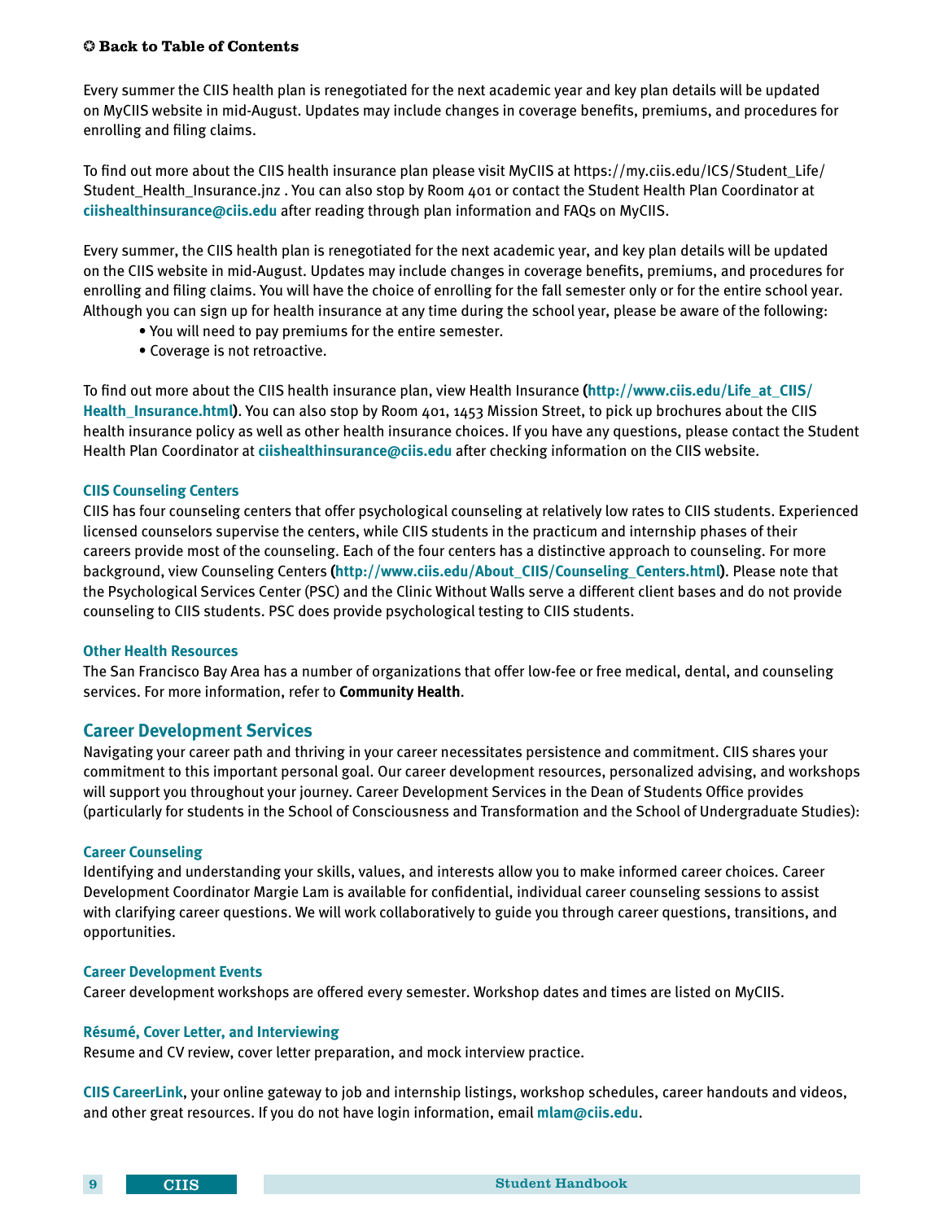❂ **Back to Table of Contents**

Every summer the CIIS health plan is renegotiated for the next academic year and key plan details will be updated on MyCIIS website in mid-August. Updates may include changes in coverage benefits, premiums, and procedures for enrolling and filing claims.

To find out more about the CIIS health insurance plan please visit MyCIIS at https://my.ciis.edu/ICS/Student_Life/Student_Health_Insurance.jnz . You can also stop by Room 401 or contact the Student Health Plan Coordinator at **ciishealthinsurance@ciis.edu** after reading through plan information and FAQs on MyCIIS.

Every summer, the CIIS health plan is renegotiated for the next academic year, and key plan details will be updated on the CIIS website in mid-August. Updates may include changes in coverage benefits, premiums, and procedures for enrolling and filing claims. You will have the choice of enrolling for the fall semester only or for the entire school year. Although you can sign up for health insurance at any time during the school year, please be aware of the following:

- You will need to pay premiums for the entire semester.
- Coverage is not retroactive.

To find out more about the CIIS health insurance plan, view Health Insurance (**http://www.ciis.edu/Life_at_CIIS/Health_Insurance.html**). You can also stop by Room 401, 1453 Mission Street, to pick up brochures about the CIIS health insurance policy as well as other health insurance choices. If you have any questions, please contact the Student Health Plan Coordinator at **ciishealthinsurance@ciis.edu** after checking information on the CIIS website.

### CIIS Counseling Centers

CIIS has four counseling centers that offer psychological counseling at relatively low rates to CIIS students. Experienced licensed counselors supervise the centers, while CIIS students in the practicum and internship phases of their careers provide most of the counseling. Each of the four centers has a distinctive approach to counseling. For more background, view Counseling Centers (**http://www.ciis.edu/About_CIIS/Counseling_Centers.html**). Please note that the Psychological Services Center (PSC) and the Clinic Without Walls serve a different client bases and do not provide counseling to CIIS students. PSC does provide psychological testing to CIIS students.

### Other Health Resources

The San Francisco Bay Area has a number of organizations that offer low-fee or free medical, dental, and counseling services. For more information, refer to **Community Health**.

## Career Development Services

Navigating your career path and thriving in your career necessitates persistence and commitment. CIIS shares your commitment to this important personal goal. Our career development resources, personalized advising, and workshops will support you throughout your journey. Career Development Services in the Dean of Students Office provides (particularly for students in the School of Consciousness and Transformation and the School of Undergraduate Studies):

### Career Counseling

Identifying and understanding your skills, values, and interests allow you to make informed career choices. Career Development Coordinator Margie Lam is available for confidential, individual career counseling sessions to assist with clarifying career questions. We will work collaboratively to guide you through career questions, transitions, and opportunities.

### Career Development Events

Career development workshops are offered every semester. Workshop dates and times are listed on MyCIIS.

### Résumé, Cover Letter, and Interviewing

Resume and CV review, cover letter preparation, and mock interview practice.

**CIIS CareerLink**, your online gateway to job and internship listings, workshop schedules, career handouts and videos, and other great resources. If you do not have login information, email **mlam@ciis.edu**.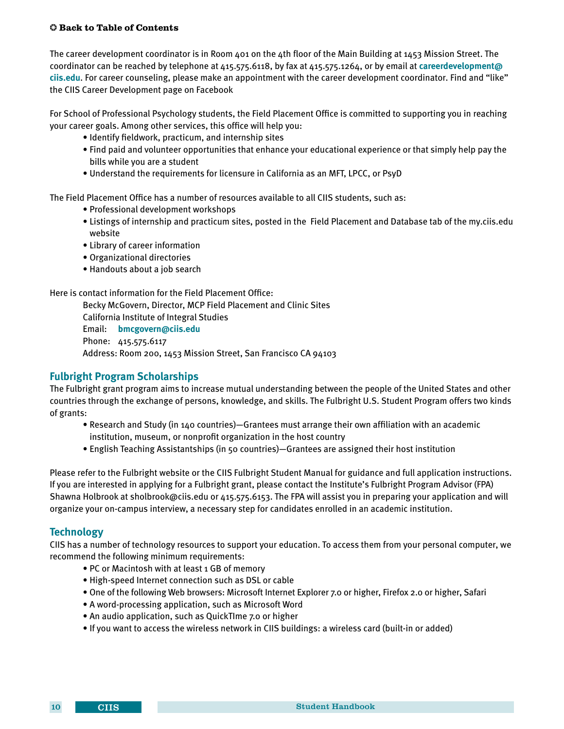✪ **Back to Table of Contents**

The career development coordinator is in Room 401 on the 4th floor of the Main Building at 1453 Mission Street. The coordinator can be reached by telephone at 415.575.6118, by fax at 415.575.1264, or by email at **careerdevelopment@ciis.edu**. For career counseling, please make an appointment with the career development coordinator. Find and "like" the CIIS Career Development page on Facebook

For School of Professional Psychology students, the Field Placement Office is committed to supporting you in reaching your career goals. Among other services, this office will help you:

- Identify fieldwork, practicum, and internship sites
- Find paid and volunteer opportunities that enhance your educational experience or that simply help pay the bills while you are a student
- Understand the requirements for licensure in California as an MFT, LPCC, or PsyD

The Field Placement Office has a number of resources available to all CIIS students, such as:

- Professional development workshops
- Listings of internship and practicum sites, posted in the Field Placement and Database tab of the my.ciis.edu website
- Library of career information
- Organizational directories
- Handouts about a job search

Here is contact information for the Field Placement Office:

Becky McGovern, Director, MCP Field Placement and Clinic Sites
California Institute of Integral Studies
Email: **bmcgovern@ciis.edu**
Phone: 415.575.6117
Address: Room 200, 1453 Mission Street, San Francisco CA 94103

## Fulbright Program Scholarships

The Fulbright grant program aims to increase mutual understanding between the people of the United States and other countries through the exchange of persons, knowledge, and skills. The Fulbright U.S. Student Program offers two kinds of grants:

- Research and Study (in 140 countries)—Grantees must arrange their own affiliation with an academic institution, museum, or nonprofit organization in the host country
- English Teaching Assistantships (in 50 countries)—Grantees are assigned their host institution

Please refer to the Fulbright website or the CIIS Fulbright Student Manual for guidance and full application instructions. If you are interested in applying for a Fulbright grant, please contact the Institute's Fulbright Program Advisor (FPA) Shawna Holbrook at sholbrook@ciis.edu or 415.575.6153. The FPA will assist you in preparing your application and will organize your on-campus interview, a necessary step for candidates enrolled in an academic institution.

## Technology

CIIS has a number of technology resources to support your education. To access them from your personal computer, we recommend the following minimum requirements:

- PC or Macintosh with at least 1 GB of memory
- High-speed Internet connection such as DSL or cable
- One of the following Web browsers: Microsoft Internet Explorer 7.0 or higher, Firefox 2.0 or higher, Safari
- A word-processing application, such as Microsoft Word
- An audio application, such as QuickTIme 7.0 or higher
- If you want to access the wireless network in CIIS buildings: a wireless card (built-in or added)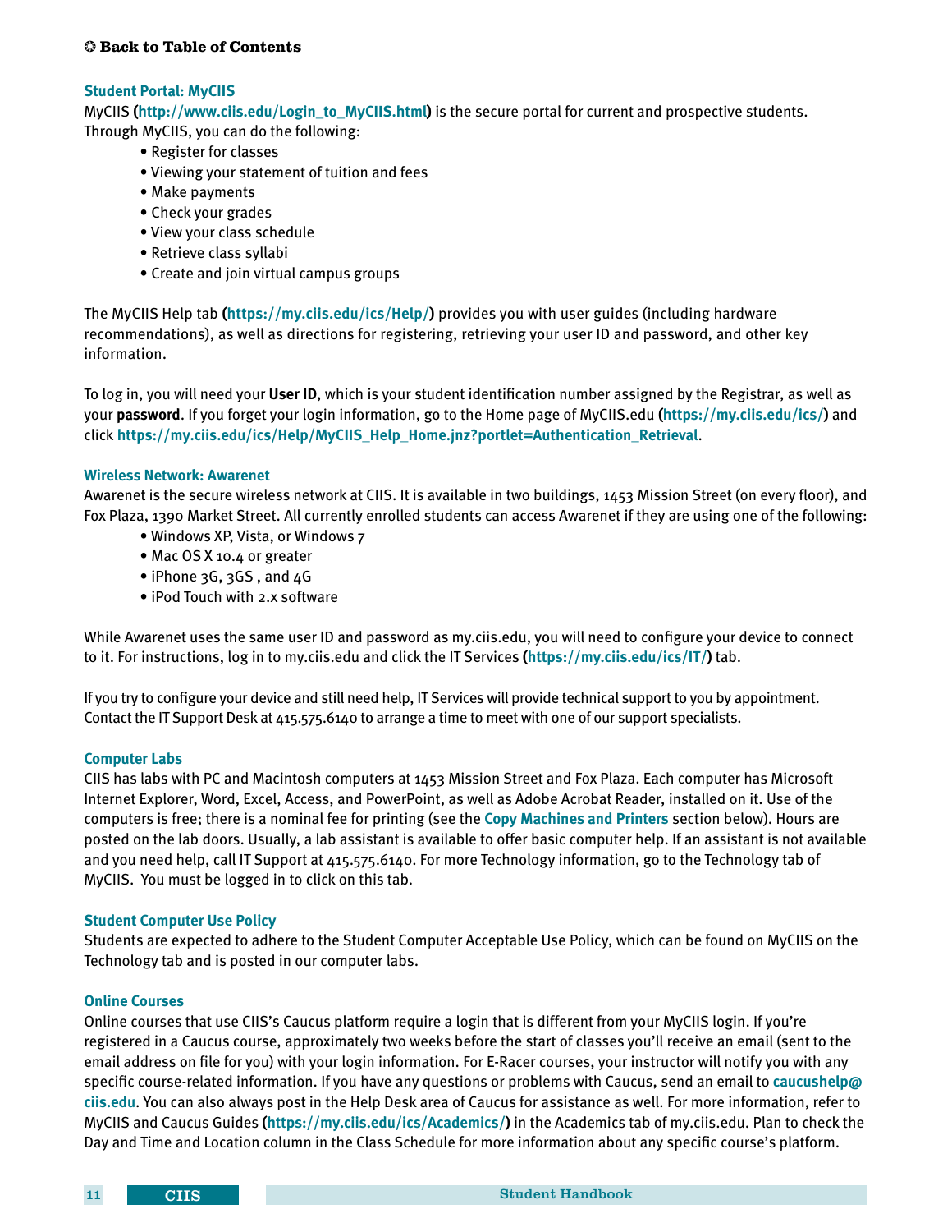✪ **Back to Table of Contents**

### Student Portal: MyCIIS

MyCIIS (**http://www.ciis.edu/Login_to_MyCIIS.html**) is the secure portal for current and prospective students. Through MyCIIS, you can do the following:

- Register for classes
- Viewing your statement of tuition and fees
- Make payments
- Check your grades
- View your class schedule
- Retrieve class syllabi
- Create and join virtual campus groups

The MyCIIS Help tab (**https://my.ciis.edu/ics/Help/**) provides you with user guides (including hardware recommendations), as well as directions for registering, retrieving your user ID and password, and other key information.

To log in, you will need your **User ID**, which is your student identification number assigned by the Registrar, as well as your **password**. If you forget your login information, go to the Home page of MyCIIS.edu (**https://my.ciis.edu/ics/**) and click **https://my.ciis.edu/ics/Help/MyCIIS_Help_Home.jnz?portlet=Authentication_Retrieval**.

### Wireless Network: Awarenet

Awarenet is the secure wireless network at CIIS. It is available in two buildings, 1453 Mission Street (on every floor), and Fox Plaza, 1390 Market Street. All currently enrolled students can access Awarenet if they are using one of the following:

- Windows XP, Vista, or Windows 7
- Mac OS X 10.4 or greater
- iPhone 3G, 3GS , and 4G
- iPod Touch with 2.x software

While Awarenet uses the same user ID and password as my.ciis.edu, you will need to configure your device to connect to it. For instructions, log in to my.ciis.edu and click the IT Services (**https://my.ciis.edu/ics/IT/**) tab.

If you try to configure your device and still need help, IT Services will provide technical support to you by appointment. Contact the IT Support Desk at 415.575.6140 to arrange a time to meet with one of our support specialists.

### Computer Labs

CIIS has labs with PC and Macintosh computers at 1453 Mission Street and Fox Plaza. Each computer has Microsoft Internet Explorer, Word, Excel, Access, and PowerPoint, as well as Adobe Acrobat Reader, installed on it. Use of the computers is free; there is a nominal fee for printing (see the **Copy Machines and Printers** section below). Hours are posted on the lab doors. Usually, a lab assistant is available to offer basic computer help. If an assistant is not available and you need help, call IT Support at 415.575.6140. For more Technology information, go to the Technology tab of MyCIIS. You must be logged in to click on this tab.

### Student Computer Use Policy

Students are expected to adhere to the Student Computer Acceptable Use Policy, which can be found on MyCIIS on the Technology tab and is posted in our computer labs.

### Online Courses

Online courses that use CIIS's Caucus platform require a login that is different from your MyCIIS login. If you're registered in a Caucus course, approximately two weeks before the start of classes you'll receive an email (sent to the email address on file for you) with your login information. For E-Racer courses, your instructor will notify you with any specific course-related information. If you have any questions or problems with Caucus, send an email to **caucushelp@ciis.edu**. You can also always post in the Help Desk area of Caucus for assistance as well. For more information, refer to MyCIIS and Caucus Guides (**https://my.ciis.edu/ics/Academics/**) in the Academics tab of my.ciis.edu. Plan to check the Day and Time and Location column in the Class Schedule for more information about any specific course's platform.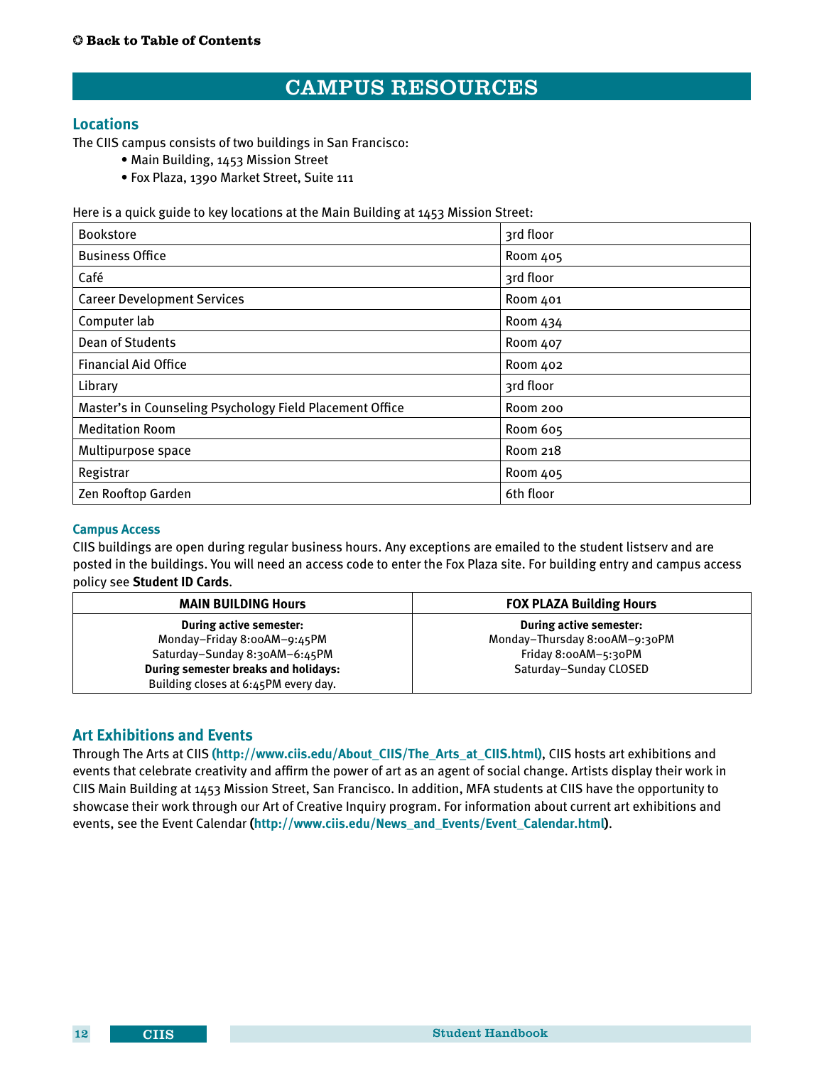✪ Back to Table of Contents

# CAMPUS RESOURCES

## Locations

The CIIS campus consists of two buildings in San Francisco:

- Main Building, 1453 Mission Street
- Fox Plaza, 1390 Market Street, Suite 111

Here is a quick guide to key locations at the Main Building at 1453 Mission Street:

| Location | Room/Floor |
|---|---|
| Bookstore | 3rd floor |
| Business Office | Room 405 |
| Café | 3rd floor |
| Career Development Services | Room 401 |
| Computer lab | Room 434 |
| Dean of Students | Room 407 |
| Financial Aid Office | Room 402 |
| Library | 3rd floor |
| Master's in Counseling Psychology Field Placement Office | Room 200 |
| Meditation Room | Room 605 |
| Multipurpose space | Room 218 |
| Registrar | Room 405 |
| Zen Rooftop Garden | 6th floor |

### Campus Access

CIIS buildings are open during regular business hours. Any exceptions are emailed to the student listserv and are posted in the buildings. You will need an access code to enter the Fox Plaza site. For building entry and campus access policy see **Student ID Cards**.

| MAIN BUILDING Hours | FOX PLAZA Building Hours |
|---|---|
| **During active semester:**<br>Monday–Friday 8:00AM–9:45PM<br>Saturday–Sunday 8:30AM–6:45PM<br>**During semester breaks and holidays:**<br>Building closes at 6:45PM every day. | **During active semester:**<br>Monday–Thursday 8:00AM–9:30PM<br>Friday 8:00AM–5:30PM<br>Saturday–Sunday CLOSED |

## Art Exhibitions and Events

Through The Arts at CIIS **(http://www.ciis.edu/About_CIIS/The_Arts_at_CIIS.html)**, CIIS hosts art exhibitions and events that celebrate creativity and affirm the power of art as an agent of social change. Artists display their work in CIIS Main Building at 1453 Mission Street, San Francisco. In addition, MFA students at CIIS have the opportunity to showcase their work through our Art of Creative Inquiry program. For information about current art exhibitions and events, see the Event Calendar **(http://www.ciis.edu/News_and_Events/Event_Calendar.html)**.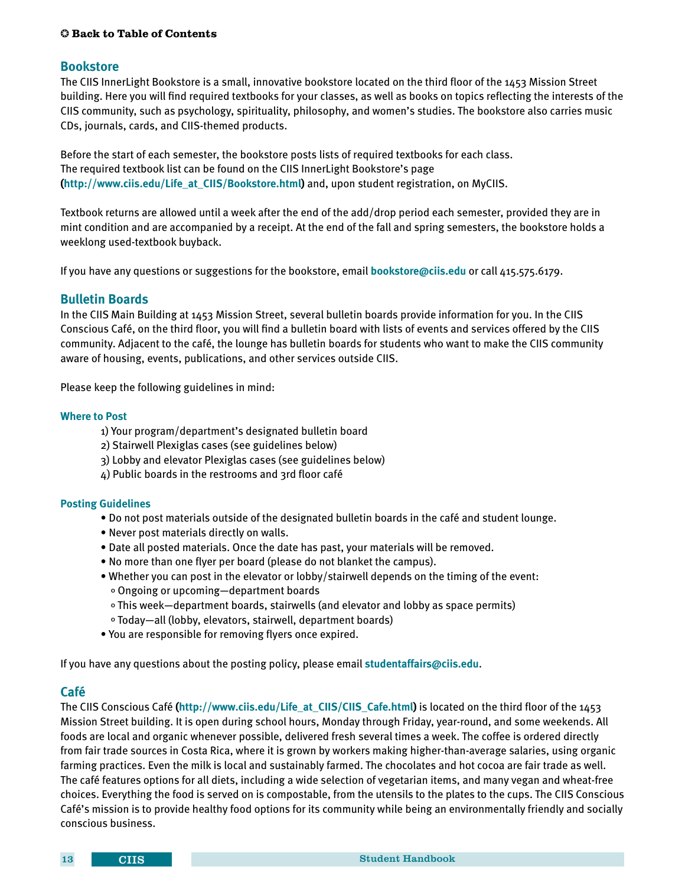✪ **Back to Table of Contents**

## Bookstore

The CIIS InnerLight Bookstore is a small, innovative bookstore located on the third floor of the 1453 Mission Street building. Here you will find required textbooks for your classes, as well as books on topics reflecting the interests of the CIIS community, such as psychology, spirituality, philosophy, and women's studies. The bookstore also carries music CDs, journals, cards, and CIIS-themed products.

Before the start of each semester, the bookstore posts lists of required textbooks for each class. The required textbook list can be found on the CIIS InnerLight Bookstore's page (**http://www.ciis.edu/Life_at_CIIS/Bookstore.html**) and, upon student registration, on MyCIIS.

Textbook returns are allowed until a week after the end of the add/drop period each semester, provided they are in mint condition and are accompanied by a receipt. At the end of the fall and spring semesters, the bookstore holds a weeklong used-textbook buyback.

If you have any questions or suggestions for the bookstore, email **bookstore@ciis.edu** or call 415.575.6179.

## Bulletin Boards

In the CIIS Main Building at 1453 Mission Street, several bulletin boards provide information for you. In the CIIS Conscious Café, on the third floor, you will find a bulletin board with lists of events and services offered by the CIIS community. Adjacent to the café, the lounge has bulletin boards for students who want to make the CIIS community aware of housing, events, publications, and other services outside CIIS.

Please keep the following guidelines in mind:

### Where to Post

1) Your program/department's designated bulletin board
2) Stairwell Plexiglas cases (see guidelines below)
3) Lobby and elevator Plexiglas cases (see guidelines below)
4) Public boards in the restrooms and 3rd floor café

### Posting Guidelines

- Do not post materials outside of the designated bulletin boards in the café and student lounge.
- Never post materials directly on walls.
- Date all posted materials. Once the date has past, your materials will be removed.
- No more than one flyer per board (please do not blanket the campus).
- Whether you can post in the elevator or lobby/stairwell depends on the timing of the event:
  - Ongoing or upcoming—department boards
  - This week—department boards, stairwells (and elevator and lobby as space permits)
  - Today—all (lobby, elevators, stairwell, department boards)
- You are responsible for removing flyers once expired.

If you have any questions about the posting policy, please email **studentaffairs@ciis.edu**.

## Café

The CIIS Conscious Café (**http://www.ciis.edu/Life_at_CIIS/CIIS_Cafe.html**) is located on the third floor of the 1453 Mission Street building. It is open during school hours, Monday through Friday, year-round, and some weekends. All foods are local and organic whenever possible, delivered fresh several times a week. The coffee is ordered directly from fair trade sources in Costa Rica, where it is grown by workers making higher-than-average salaries, using organic farming practices. Even the milk is local and sustainably farmed. The chocolates and hot cocoa are fair trade as well. The café features options for all diets, including a wide selection of vegetarian items, and many vegan and wheat-free choices. Everything the food is served on is compostable, from the utensils to the plates to the cups. The CIIS Conscious Café's mission is to provide healthy food options for its community while being an environmentally friendly and socially conscious business.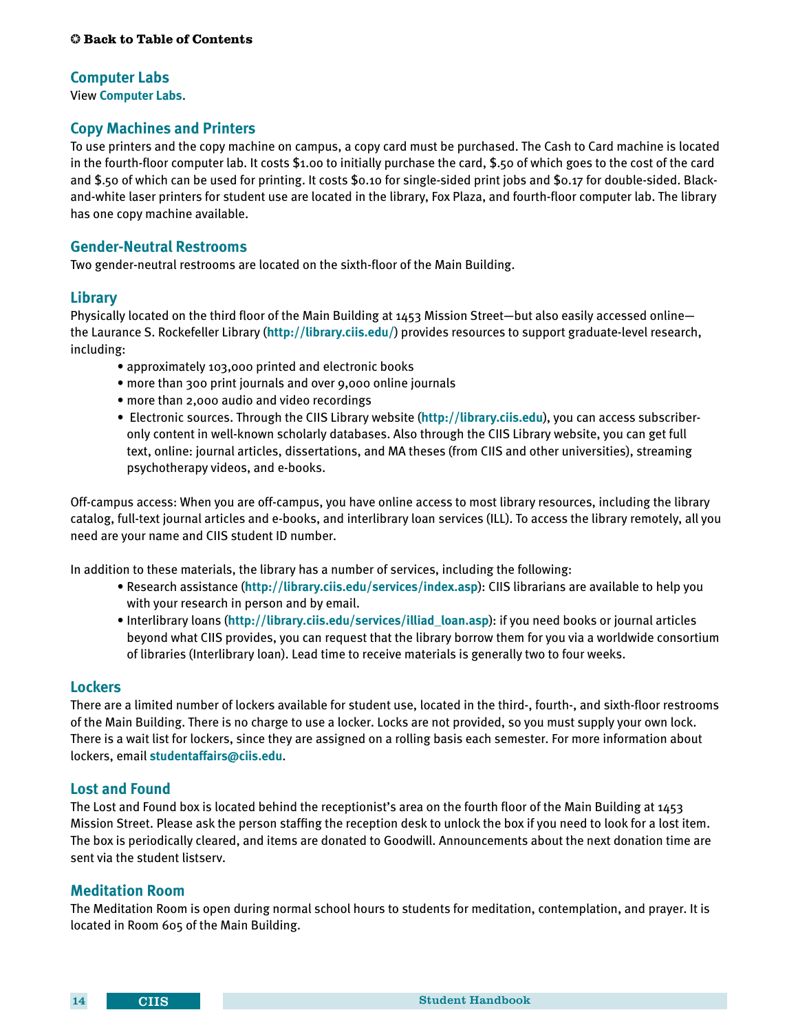✪ Back to Table of Contents

## Computer Labs

View **Computer Labs**.

## Copy Machines and Printers

To use printers and the copy machine on campus, a copy card must be purchased. The Cash to Card machine is located in the fourth-floor computer lab. It costs $1.00 to initially purchase the card, $.50 of which goes to the cost of the card and $.50 of which can be used for printing. It costs $0.10 for single-sided print jobs and $0.17 for double-sided. Black-and-white laser printers for student use are located in the library, Fox Plaza, and fourth-floor computer lab. The library has one copy machine available.

## Gender-Neutral Restrooms

Two gender-neutral restrooms are located on the sixth-floor of the Main Building.

## Library

Physically located on the third floor of the Main Building at 1453 Mission Street—but also easily accessed online—the Laurance S. Rockefeller Library (**http://library.ciis.edu/**) provides resources to support graduate-level research, including:

- approximately 103,000 printed and electronic books
- more than 300 print journals and over 9,000 online journals
- more than 2,000 audio and video recordings
- Electronic sources. Through the CIIS Library website (**http://library.ciis.edu**), you can access subscriber-only content in well-known scholarly databases. Also through the CIIS Library website, you can get full text, online: journal articles, dissertations, and MA theses (from CIIS and other universities), streaming psychotherapy videos, and e-books.

Off-campus access: When you are off-campus, you have online access to most library resources, including the library catalog, full-text journal articles and e-books, and interlibrary loan services (ILL). To access the library remotely, all you need are your name and CIIS student ID number.

In addition to these materials, the library has a number of services, including the following:

- Research assistance (**http://library.ciis.edu/services/index.asp**): CIIS librarians are available to help you with your research in person and by email.
- Interlibrary loans (**http://library.ciis.edu/services/illiad_loan.asp**): if you need books or journal articles beyond what CIIS provides, you can request that the library borrow them for you via a worldwide consortium of libraries (Interlibrary loan). Lead time to receive materials is generally two to four weeks.

## Lockers

There are a limited number of lockers available for student use, located in the third-, fourth-, and sixth-floor restrooms of the Main Building. There is no charge to use a locker. Locks are not provided, so you must supply your own lock. There is a wait list for lockers, since they are assigned on a rolling basis each semester. For more information about lockers, email **studentaffairs@ciis.edu**.

## Lost and Found

The Lost and Found box is located behind the receptionist's area on the fourth floor of the Main Building at 1453 Mission Street. Please ask the person staffing the reception desk to unlock the box if you need to look for a lost item. The box is periodically cleared, and items are donated to Goodwill. Announcements about the next donation time are sent via the student listserv.

## Meditation Room

The Meditation Room is open during normal school hours to students for meditation, contemplation, and prayer. It is located in Room 605 of the Main Building.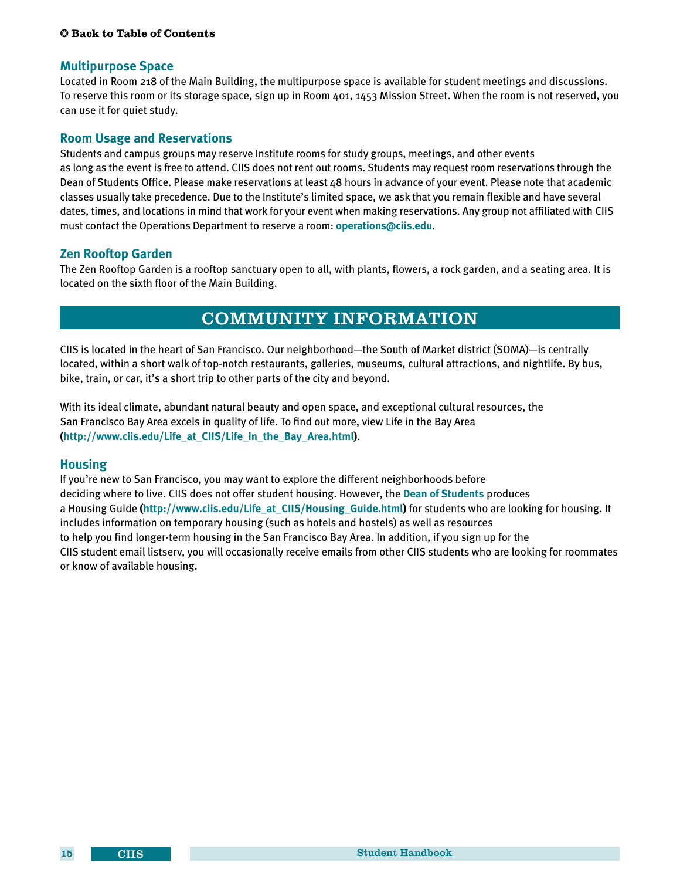❂ **Back to Table of Contents**

### Multipurpose Space

Located in Room 218 of the Main Building, the multipurpose space is available for student meetings and discussions. To reserve this room or its storage space, sign up in Room 401, 1453 Mission Street. When the room is not reserved, you can use it for quiet study.

### Room Usage and Reservations

Students and campus groups may reserve Institute rooms for study groups, meetings, and other events as long as the event is free to attend. CIIS does not rent out rooms. Students may request room reservations through the Dean of Students Office. Please make reservations at least 48 hours in advance of your event. Please note that academic classes usually take precedence. Due to the Institute's limited space, we ask that you remain flexible and have several dates, times, and locations in mind that work for your event when making reservations. Any group not affiliated with CIIS must contact the Operations Department to reserve a room: **operations@ciis.edu**.

### Zen Rooftop Garden

The Zen Rooftop Garden is a rooftop sanctuary open to all, with plants, flowers, a rock garden, and a seating area. It is located on the sixth floor of the Main Building.

## COMMUNITY INFORMATION

CIIS is located in the heart of San Francisco. Our neighborhood—the South of Market district (SOMA)—is centrally located, within a short walk of top-notch restaurants, galleries, museums, cultural attractions, and nightlife. By bus, bike, train, or car, it's a short trip to other parts of the city and beyond.

With its ideal climate, abundant natural beauty and open space, and exceptional cultural resources, the San Francisco Bay Area excels in quality of life. To find out more, view Life in the Bay Area (**http://www.ciis.edu/Life_at_CIIS/Life_in_the_Bay_Area.html**).

### Housing

If you're new to San Francisco, you may want to explore the different neighborhoods before deciding where to live. CIIS does not offer student housing. However, the **Dean of Students** produces a Housing Guide (**http://www.ciis.edu/Life_at_CIIS/Housing_Guide.html**) for students who are looking for housing. It includes information on temporary housing (such as hotels and hostels) as well as resources to help you find longer-term housing in the San Francisco Bay Area. In addition, if you sign up for the CIIS student email listserv, you will occasionally receive emails from other CIIS students who are looking for roommates or know of available housing.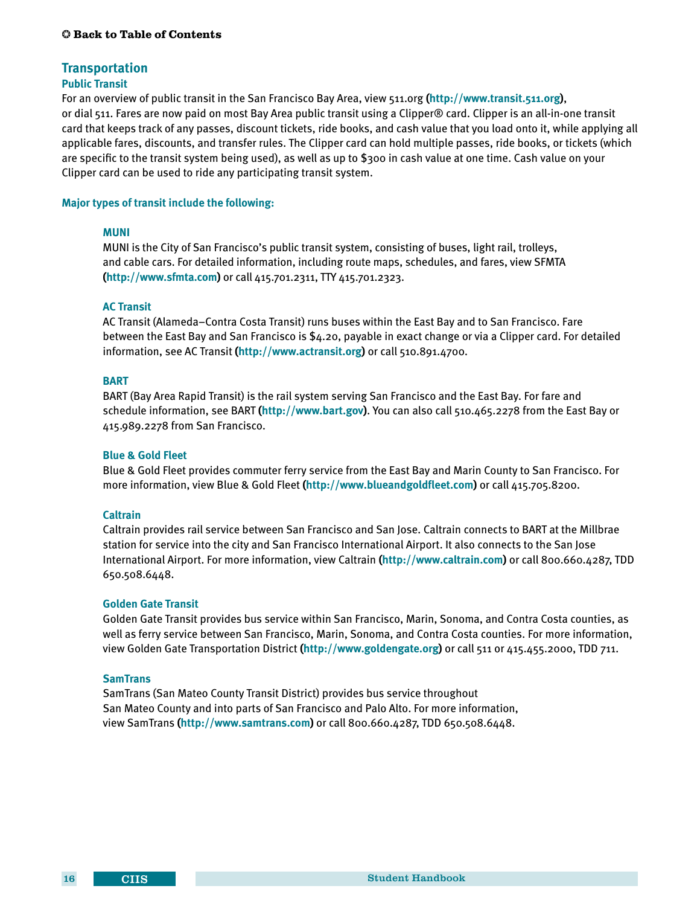✪ Back to Table of Contents

## Transportation

### Public Transit

For an overview of public transit in the San Francisco Bay Area, view 511.org (**http://www.transit.511.org**), or dial 511. Fares are now paid on most Bay Area public transit using a Clipper® card. Clipper is an all-in-one transit card that keeps track of any passes, discount tickets, ride books, and cash value that you load onto it, while applying all applicable fares, discounts, and transfer rules. The Clipper card can hold multiple passes, ride books, or tickets (which are specific to the transit system being used), as well as up to $300 in cash value at one time. Cash value on your Clipper card can be used to ride any participating transit system.

**Major types of transit include the following:**

#### MUNI

MUNI is the City of San Francisco's public transit system, consisting of buses, light rail, trolleys, and cable cars. For detailed information, including route maps, schedules, and fares, view SFMTA (**http://www.sfmta.com**) or call 415.701.2311, TTY 415.701.2323.

#### AC Transit

AC Transit (Alameda–Contra Costa Transit) runs buses within the East Bay and to San Francisco. Fare between the East Bay and San Francisco is $4.20, payable in exact change or via a Clipper card. For detailed information, see AC Transit (**http://www.actransit.org**) or call 510.891.4700.

#### BART

BART (Bay Area Rapid Transit) is the rail system serving San Francisco and the East Bay. For fare and schedule information, see BART (**http://www.bart.gov**). You can also call 510.465.2278 from the East Bay or 415.989.2278 from San Francisco.

#### Blue & Gold Fleet

Blue & Gold Fleet provides commuter ferry service from the East Bay and Marin County to San Francisco. For more information, view Blue & Gold Fleet (**http://www.blueandgoldfleet.com**) or call 415.705.8200.

#### Caltrain

Caltrain provides rail service between San Francisco and San Jose. Caltrain connects to BART at the Millbrae station for service into the city and San Francisco International Airport. It also connects to the San Jose International Airport. For more information, view Caltrain (**http://www.caltrain.com**) or call 800.660.4287, TDD 650.508.6448.

#### Golden Gate Transit

Golden Gate Transit provides bus service within San Francisco, Marin, Sonoma, and Contra Costa counties, as well as ferry service between San Francisco, Marin, Sonoma, and Contra Costa counties. For more information, view Golden Gate Transportation District (**http://www.goldengate.org**) or call 511 or 415.455.2000, TDD 711.

#### SamTrans

SamTrans (San Mateo County Transit District) provides bus service throughout San Mateo County and into parts of San Francisco and Palo Alto. For more information, view SamTrans (**http://www.samtrans.com**) or call 800.660.4287, TDD 650.508.6448.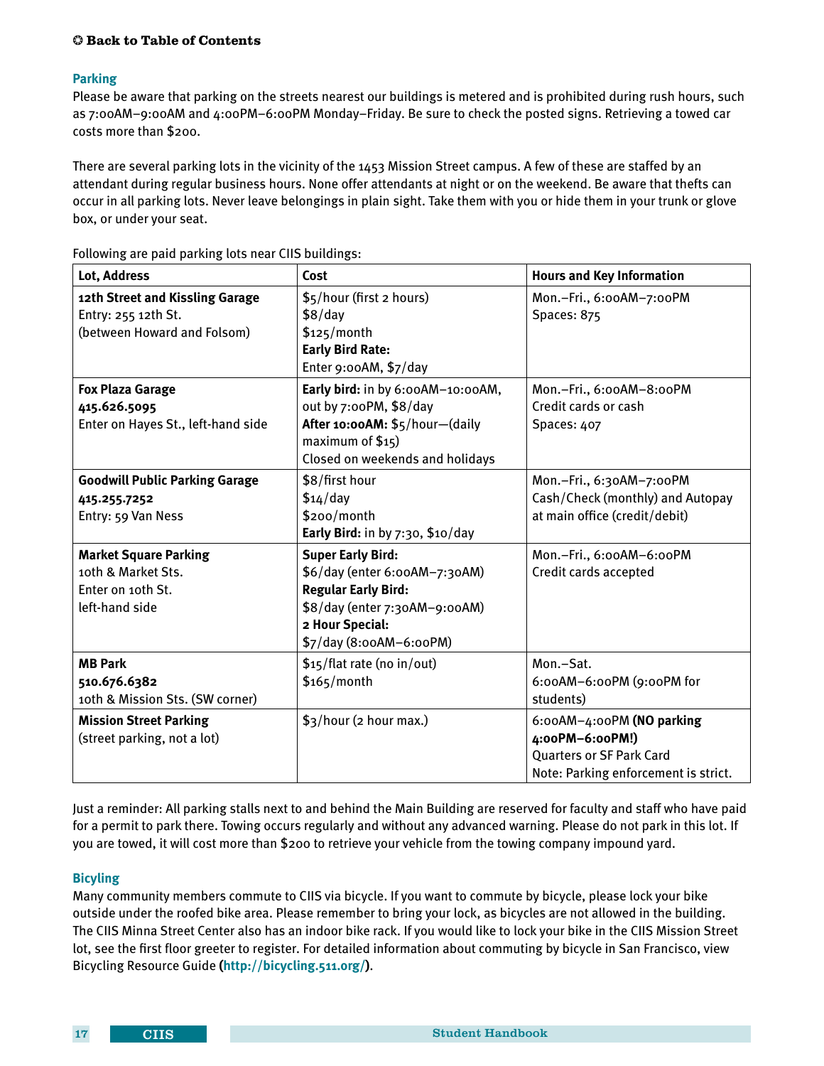❂ Back to Table of Contents

### Parking

Please be aware that parking on the streets nearest our buildings is metered and is prohibited during rush hours, such as 7:00AM–9:00AM and 4:00PM–6:00PM Monday–Friday. Be sure to check the posted signs. Retrieving a towed car costs more than $200.

There are several parking lots in the vicinity of the 1453 Mission Street campus. A few of these are staffed by an attendant during regular business hours. None offer attendants at night or on the weekend. Be aware that thefts can occur in all parking lots. Never leave belongings in plain sight. Take them with you or hide them in your trunk or glove box, or under your seat.

Following are paid parking lots near CIIS buildings:

| Lot, Address | Cost | Hours and Key Information |
|---|---|---|
| **12th Street and Kissling Garage**<br>Entry: 255 12th St.<br>(between Howard and Folsom) | $5/hour (first 2 hours)<br>$8/day<br>$125/month<br>**Early Bird Rate:**<br>Enter 9:00AM, $7/day | Mon.–Fri., 6:00AM–7:00PM<br>Spaces: 875 |
| **Fox Plaza Garage**<br>**415.626.5095**<br>Enter on Hayes St., left-hand side | **Early bird:** in by 6:00AM–10:00AM, out by 7:00PM, $8/day<br>**After 10:00AM:** $5/hour—(daily maximum of $15)<br>Closed on weekends and holidays | Mon.–Fri., 6:00AM–8:00PM<br>Credit cards or cash<br>Spaces: 407 |
| **Goodwill Public Parking Garage**<br>**415.255.7252**<br>Entry: 59 Van Ness | $8/first hour<br>$14/day<br>$200/month<br>**Early Bird:** in by 7:30, $10/day | Mon.–Fri., 6:30AM–7:00PM<br>Cash/Check (monthly) and Autopay at main office (credit/debit) |
| **Market Square Parking**<br>10th & Market Sts.<br>Enter on 10th St.<br>left-hand side | **Super Early Bird:**<br>$6/day (enter 6:00AM–7:30AM)<br>**Regular Early Bird:**<br>$8/day (enter 7:30AM–9:00AM)<br>**2 Hour Special:**<br>$7/day (8:00AM–6:00PM) | Mon.–Fri., 6:00AM–6:00PM<br>Credit cards accepted |
| **MB Park**<br>**510.676.6382**<br>10th & Mission Sts. (SW corner) | $15/flat rate (no in/out)<br>$165/month | Mon.–Sat.<br>6:00AM–6:00PM (9:00PM for students) |
| **Mission Street Parking**<br>(street parking, not a lot) | $3/hour (2 hour max.) | 6:00AM–4:00PM **(NO parking 4:00PM–6:00PM!)**<br>Quarters or SF Park Card<br>Note: Parking enforcement is strict. |

Just a reminder: All parking stalls next to and behind the Main Building are reserved for faculty and staff who have paid for a permit to park there. Towing occurs regularly and without any advanced warning. Please do not park in this lot. If you are towed, it will cost more than $200 to retrieve your vehicle from the towing company impound yard.

### Bicycling

Many community members commute to CIIS via bicycle. If you want to commute by bicycle, please lock your bike outside under the roofed bike area. Please remember to bring your lock, as bicycles are not allowed in the building. The CIIS Minna Street Center also has an indoor bike rack. If you would like to lock your bike in the CIIS Mission Street lot, see the first floor greeter to register. For detailed information about commuting by bicycle in San Francisco, view Bicycling Resource Guide (**http://bicycling.511.org/**).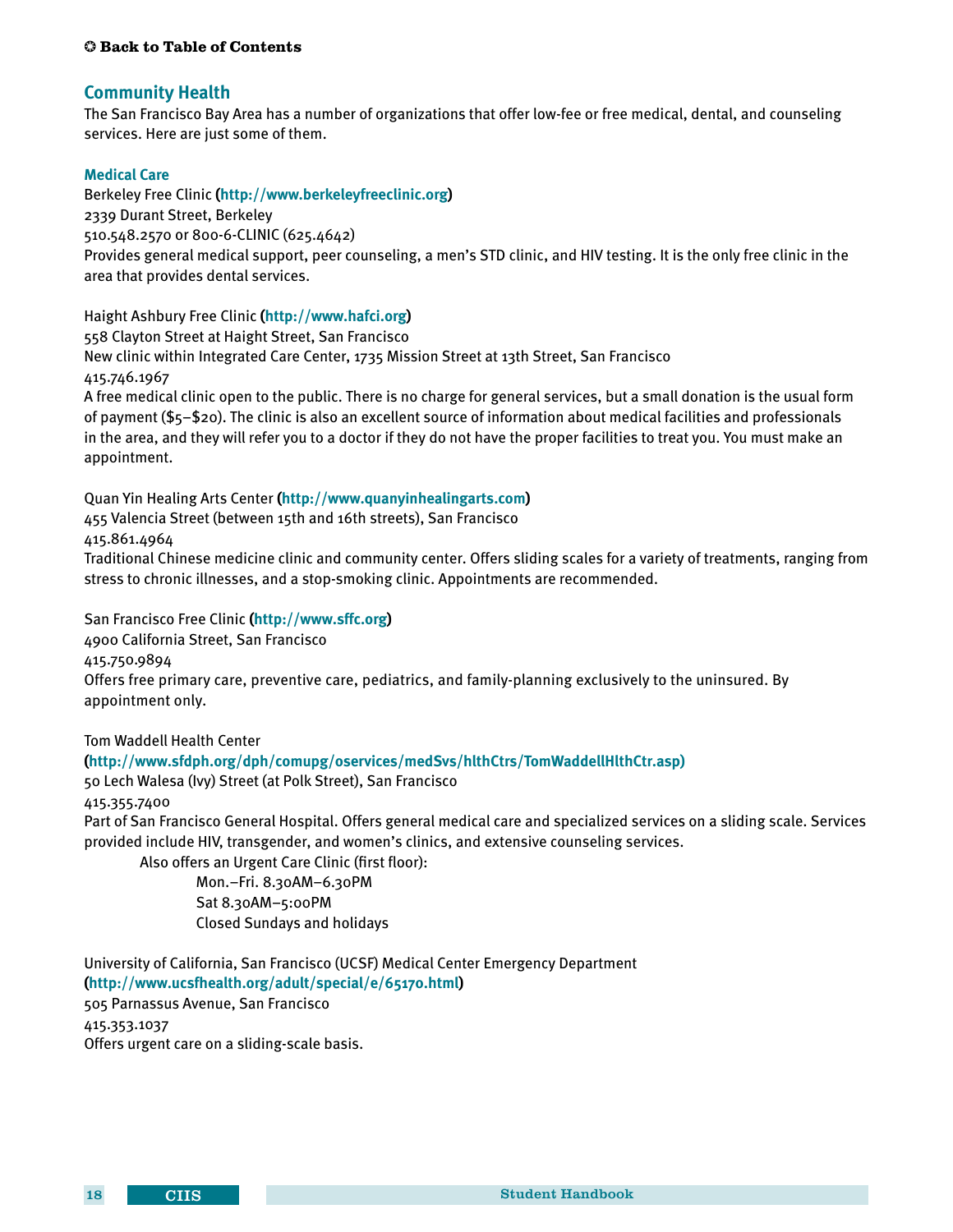✪ **Back to Table of Contents**

## Community Health

The San Francisco Bay Area has a number of organizations that offer low-fee or free medical, dental, and counseling services. Here are just some of them.

### Medical Care

Berkeley Free Clinic (**http://www.berkeleyfreeclinic.org**)
2339 Durant Street, Berkeley
510.548.2570 or 800-6-CLINIC (625.4642)
Provides general medical support, peer counseling, a men's STD clinic, and HIV testing. It is the only free clinic in the area that provides dental services.

Haight Ashbury Free Clinic (**http://www.hafci.org**)
558 Clayton Street at Haight Street, San Francisco
New clinic within Integrated Care Center, 1735 Mission Street at 13th Street, San Francisco
415.746.1967
A free medical clinic open to the public. There is no charge for general services, but a small donation is the usual form of payment ($5–$20). The clinic is also an excellent source of information about medical facilities and professionals in the area, and they will refer you to a doctor if they do not have the proper facilities to treat you. You must make an appointment.

Quan Yin Healing Arts Center (**http://www.quanyinhealingarts.com**)
455 Valencia Street (between 15th and 16th streets), San Francisco
415.861.4964
Traditional Chinese medicine clinic and community center. Offers sliding scales for a variety of treatments, ranging from stress to chronic illnesses, and a stop-smoking clinic. Appointments are recommended.

San Francisco Free Clinic (**http://www.sffc.org**)
4900 California Street, San Francisco
415.750.9894
Offers free primary care, preventive care, pediatrics, and family-planning exclusively to the uninsured. By appointment only.

Tom Waddell Health Center
(**http://www.sfdph.org/dph/comupg/oservices/medSvs/hlthCtrs/TomWaddellHlthCtr.asp)**
50 Lech Walesa (Ivy) Street (at Polk Street), San Francisco
415.355.7400
Part of San Francisco General Hospital. Offers general medical care and specialized services on a sliding scale. Services provided include HIV, transgender, and women's clinics, and extensive counseling services.

Also offers an Urgent Care Clinic (first floor):

Mon.–Fri. 8.30AM–6.30PM
Sat 8.30AM–5:00PM
Closed Sundays and holidays

University of California, San Francisco (UCSF) Medical Center Emergency Department
(**http://www.ucsfhealth.org/adult/special/e/65170.html**)
505 Parnassus Avenue, San Francisco
415.353.1037
Offers urgent care on a sliding-scale basis.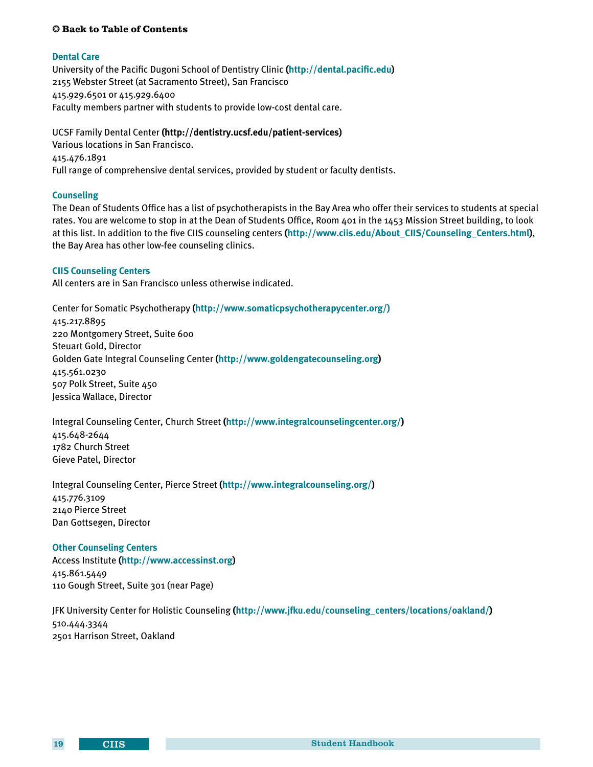**Back to Table of Contents**

## Dental Care

University of the Pacific Dugoni School of Dentistry Clinic (**http://dental.pacific.edu**)
2155 Webster Street (at Sacramento Street), San Francisco
415.929.6501 or 415.929.6400
Faculty members partner with students to provide low-cost dental care.

UCSF Family Dental Center (**http://dentistry.ucsf.edu/patient-services**)
Various locations in San Francisco.
415.476.1891
Full range of comprehensive dental services, provided by student or faculty dentists.

## Counseling

The Dean of Students Office has a list of psychotherapists in the Bay Area who offer their services to students at special rates. You are welcome to stop in at the Dean of Students Office, Room 401 in the 1453 Mission Street building, to look at this list. In addition to the five CIIS counseling centers (**http://www.ciis.edu/About_CIIS/Counseling_Centers.html**), the Bay Area has other low-fee counseling clinics.

## CIIS Counseling Centers

All centers are in San Francisco unless otherwise indicated.

Center for Somatic Psychotherapy (**http://www.somaticpsychotherapycenter.org/)**
415.217.8895
220 Montgomery Street, Suite 600
Steuart Gold, Director
Golden Gate Integral Counseling Center (**http://www.goldengatecounseling.org**)
415.561.0230
507 Polk Street, Suite 450
Jessica Wallace, Director

Integral Counseling Center, Church Street (**http://www.integralcounselingcenter.org/**)
415.648-2644
1782 Church Street
Gieve Patel, Director

Integral Counseling Center, Pierce Street (**http://www.integralcounseling.org/**)
415.776.3109
2140 Pierce Street
Dan Gottsegen, Director

## Other Counseling Centers

Access Institute (**http://www.accessinst.org**)
415.861.5449
110 Gough Street, Suite 301 (near Page)

JFK University Center for Holistic Counseling (**http://www.jfku.edu/counseling_centers/locations/oakland/**)
510.444.3344
2501 Harrison Street, Oakland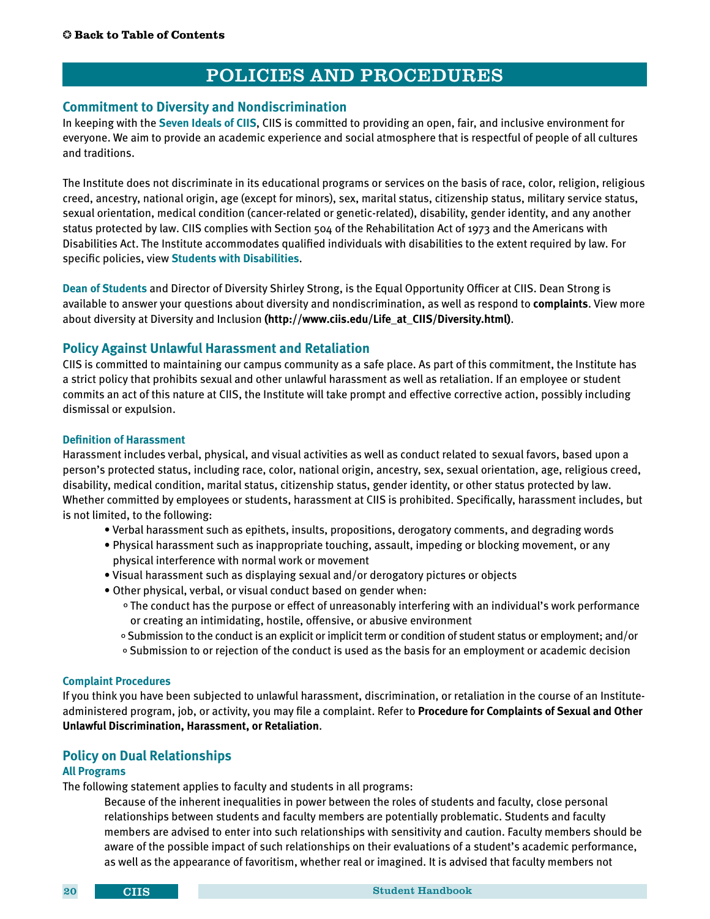# POLICIES AND PROCEDURES

## Commitment to Diversity and Nondiscrimination

In keeping with the **Seven Ideals of CIIS**, CIIS is committed to providing an open, fair, and inclusive environment for everyone. We aim to provide an academic experience and social atmosphere that is respectful of people of all cultures and traditions.

The Institute does not discriminate in its educational programs or services on the basis of race, color, religion, religious creed, ancestry, national origin, age (except for minors), sex, marital status, citizenship status, military service status, sexual orientation, medical condition (cancer-related or genetic-related), disability, gender identity, and any another status protected by law. CIIS complies with Section 504 of the Rehabilitation Act of 1973 and the Americans with Disabilities Act. The Institute accommodates qualified individuals with disabilities to the extent required by law. For specific policies, view **Students with Disabilities**.

**Dean of Students** and Director of Diversity Shirley Strong, is the Equal Opportunity Officer at CIIS. Dean Strong is available to answer your questions about diversity and nondiscrimination, as well as respond to **complaints**. View more about diversity at Diversity and Inclusion **(http://www.ciis.edu/Life_at_CIIS/Diversity.html)**.

## Policy Against Unlawful Harassment and Retaliation

CIIS is committed to maintaining our campus community as a safe place. As part of this commitment, the Institute has a strict policy that prohibits sexual and other unlawful harassment as well as retaliation. If an employee or student commits an act of this nature at CIIS, the Institute will take prompt and effective corrective action, possibly including dismissal or expulsion.

### Definition of Harassment

Harassment includes verbal, physical, and visual activities as well as conduct related to sexual favors, based upon a person's protected status, including race, color, national origin, ancestry, sex, sexual orientation, age, religious creed, disability, medical condition, marital status, citizenship status, gender identity, or other status protected by law. Whether committed by employees or students, harassment at CIIS is prohibited. Specifically, harassment includes, but is not limited, to the following:

- Verbal harassment such as epithets, insults, propositions, derogatory comments, and degrading words
- Physical harassment such as inappropriate touching, assault, impeding or blocking movement, or any physical interference with normal work or movement
- Visual harassment such as displaying sexual and/or derogatory pictures or objects
- Other physical, verbal, or visual conduct based on gender when:
  - The conduct has the purpose or effect of unreasonably interfering with an individual's work performance or creating an intimidating, hostile, offensive, or abusive environment
  - Submission to the conduct is an explicit or implicit term or condition of student status or employment; and/or
  - Submission to or rejection of the conduct is used as the basis for an employment or academic decision

### Complaint Procedures

If you think you have been subjected to unlawful harassment, discrimination, or retaliation in the course of an Institute-administered program, job, or activity, you may file a complaint. Refer to **Procedure for Complaints of Sexual and Other Unlawful Discrimination, Harassment, or Retaliation**.

## Policy on Dual Relationships

### All Programs

The following statement applies to faculty and students in all programs:

> Because of the inherent inequalities in power between the roles of students and faculty, close personal relationships between students and faculty members are potentially problematic. Students and faculty members are advised to enter into such relationships with sensitivity and caution. Faculty members should be aware of the possible impact of such relationships on their evaluations of a student's academic performance, as well as the appearance of favoritism, whether real or imagined. It is advised that faculty members not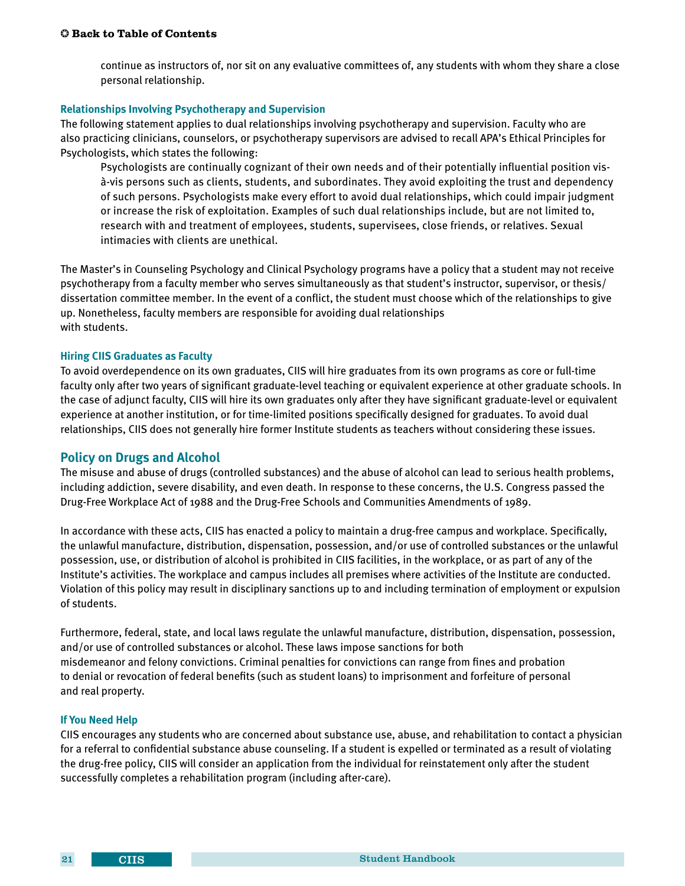continue as instructors of, nor sit on any evaluative committees of, any students with whom they share a close personal relationship.

### Relationships Involving Psychotherapy and Supervision

The following statement applies to dual relationships involving psychotherapy and supervision. Faculty who are also practicing clinicians, counselors, or psychotherapy supervisors are advised to recall APA's Ethical Principles for Psychologists, which states the following:

> Psychologists are continually cognizant of their own needs and of their potentially influential position vis-à-vis persons such as clients, students, and subordinates. They avoid exploiting the trust and dependency of such persons. Psychologists make every effort to avoid dual relationships, which could impair judgment or increase the risk of exploitation. Examples of such dual relationships include, but are not limited to, research with and treatment of employees, students, supervisees, close friends, or relatives. Sexual intimacies with clients are unethical.

The Master's in Counseling Psychology and Clinical Psychology programs have a policy that a student may not receive psychotherapy from a faculty member who serves simultaneously as that student's instructor, supervisor, or thesis/dissertation committee member. In the event of a conflict, the student must choose which of the relationships to give up. Nonetheless, faculty members are responsible for avoiding dual relationships with students.

### Hiring CIIS Graduates as Faculty

To avoid overdependence on its own graduates, CIIS will hire graduates from its own programs as core or full-time faculty only after two years of significant graduate-level teaching or equivalent experience at other graduate schools. In the case of adjunct faculty, CIIS will hire its own graduates only after they have significant graduate-level or equivalent experience at another institution, or for time-limited positions specifically designed for graduates. To avoid dual relationships, CIIS does not generally hire former Institute students as teachers without considering these issues.

## Policy on Drugs and Alcohol

The misuse and abuse of drugs (controlled substances) and the abuse of alcohol can lead to serious health problems, including addiction, severe disability, and even death. In response to these concerns, the U.S. Congress passed the Drug-Free Workplace Act of 1988 and the Drug-Free Schools and Communities Amendments of 1989.

In accordance with these acts, CIIS has enacted a policy to maintain a drug-free campus and workplace. Specifically, the unlawful manufacture, distribution, dispensation, possession, and/or use of controlled substances or the unlawful possession, use, or distribution of alcohol is prohibited in CIIS facilities, in the workplace, or as part of any of the Institute's activities. The workplace and campus includes all premises where activities of the Institute are conducted. Violation of this policy may result in disciplinary sanctions up to and including termination of employment or expulsion of students.

Furthermore, federal, state, and local laws regulate the unlawful manufacture, distribution, dispensation, possession, and/or use of controlled substances or alcohol. These laws impose sanctions for both misdemeanor and felony convictions. Criminal penalties for convictions can range from fines and probation to denial or revocation of federal benefits (such as student loans) to imprisonment and forfeiture of personal and real property.

### If You Need Help

CIIS encourages any students who are concerned about substance use, abuse, and rehabilitation to contact a physician for a referral to confidential substance abuse counseling. If a student is expelled or terminated as a result of violating the drug-free policy, CIIS will consider an application from the individual for reinstatement only after the student successfully completes a rehabilitation program (including after-care).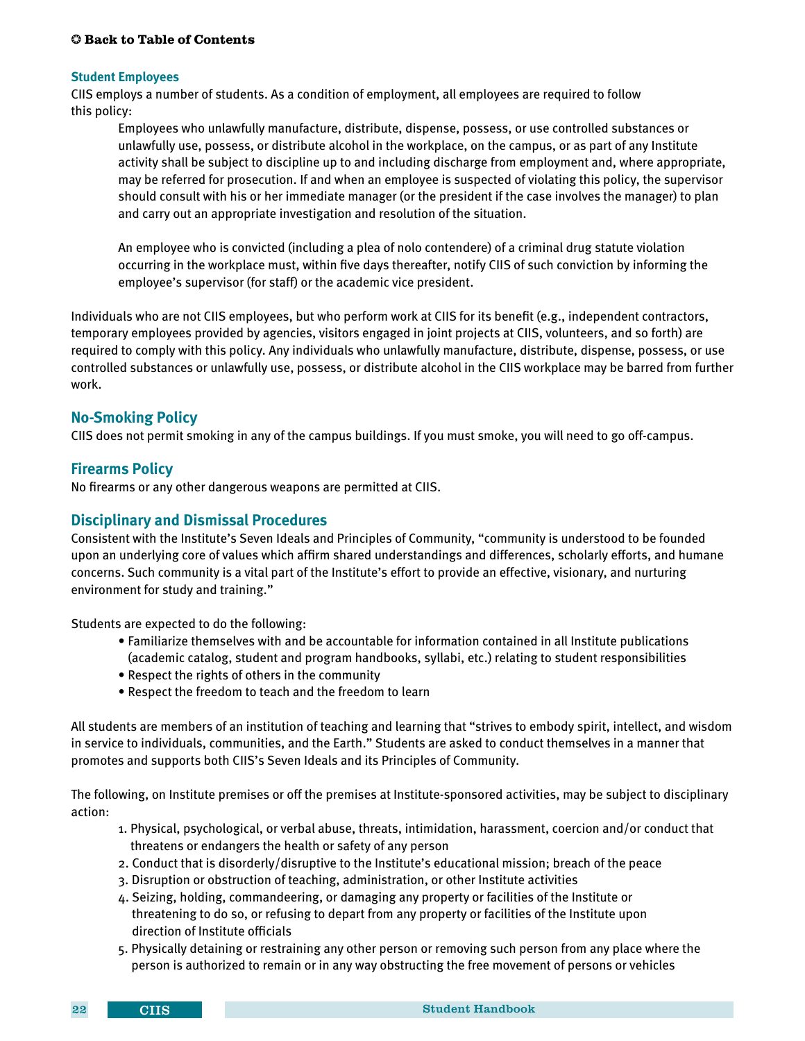### Student Employees

CIIS employs a number of students. As a condition of employment, all employees are required to follow this policy:

> Employees who unlawfully manufacture, distribute, dispense, possess, or use controlled substances or unlawfully use, possess, or distribute alcohol in the workplace, on the campus, or as part of any Institute activity shall be subject to discipline up to and including discharge from employment and, where appropriate, may be referred for prosecution. If and when an employee is suspected of violating this policy, the supervisor should consult with his or her immediate manager (or the president if the case involves the manager) to plan and carry out an appropriate investigation and resolution of the situation.
>
> An employee who is convicted (including a plea of nolo contendere) of a criminal drug statute violation occurring in the workplace must, within five days thereafter, notify CIIS of such conviction by informing the employee's supervisor (for staff) or the academic vice president.

Individuals who are not CIIS employees, but who perform work at CIIS for its benefit (e.g., independent contractors, temporary employees provided by agencies, visitors engaged in joint projects at CIIS, volunteers, and so forth) are required to comply with this policy. Any individuals who unlawfully manufacture, distribute, dispense, possess, or use controlled substances or unlawfully use, possess, or distribute alcohol in the CIIS workplace may be barred from further work.

## No-Smoking Policy

CIIS does not permit smoking in any of the campus buildings. If you must smoke, you will need to go off-campus.

## Firearms Policy

No firearms or any other dangerous weapons are permitted at CIIS.

## Disciplinary and Dismissal Procedures

Consistent with the Institute's Seven Ideals and Principles of Community, "community is understood to be founded upon an underlying core of values which affirm shared understandings and differences, scholarly efforts, and humane concerns. Such community is a vital part of the Institute's effort to provide an effective, visionary, and nurturing environment for study and training."

Students are expected to do the following:

- Familiarize themselves with and be accountable for information contained in all Institute publications (academic catalog, student and program handbooks, syllabi, etc.) relating to student responsibilities
- Respect the rights of others in the community
- Respect the freedom to teach and the freedom to learn

All students are members of an institution of teaching and learning that "strives to embody spirit, intellect, and wisdom in service to individuals, communities, and the Earth." Students are asked to conduct themselves in a manner that promotes and supports both CIIS's Seven Ideals and its Principles of Community.

The following, on Institute premises or off the premises at Institute-sponsored activities, may be subject to disciplinary action:

1. Physical, psychological, or verbal abuse, threats, intimidation, harassment, coercion and/or conduct that threatens or endangers the health or safety of any person
2. Conduct that is disorderly/disruptive to the Institute's educational mission; breach of the peace
3. Disruption or obstruction of teaching, administration, or other Institute activities
4. Seizing, holding, commandeering, or damaging any property or facilities of the Institute or threatening to do so, or refusing to depart from any property or facilities of the Institute upon direction of Institute officials
5. Physically detaining or restraining any other person or removing such person from any place where the person is authorized to remain or in any way obstructing the free movement of persons or vehicles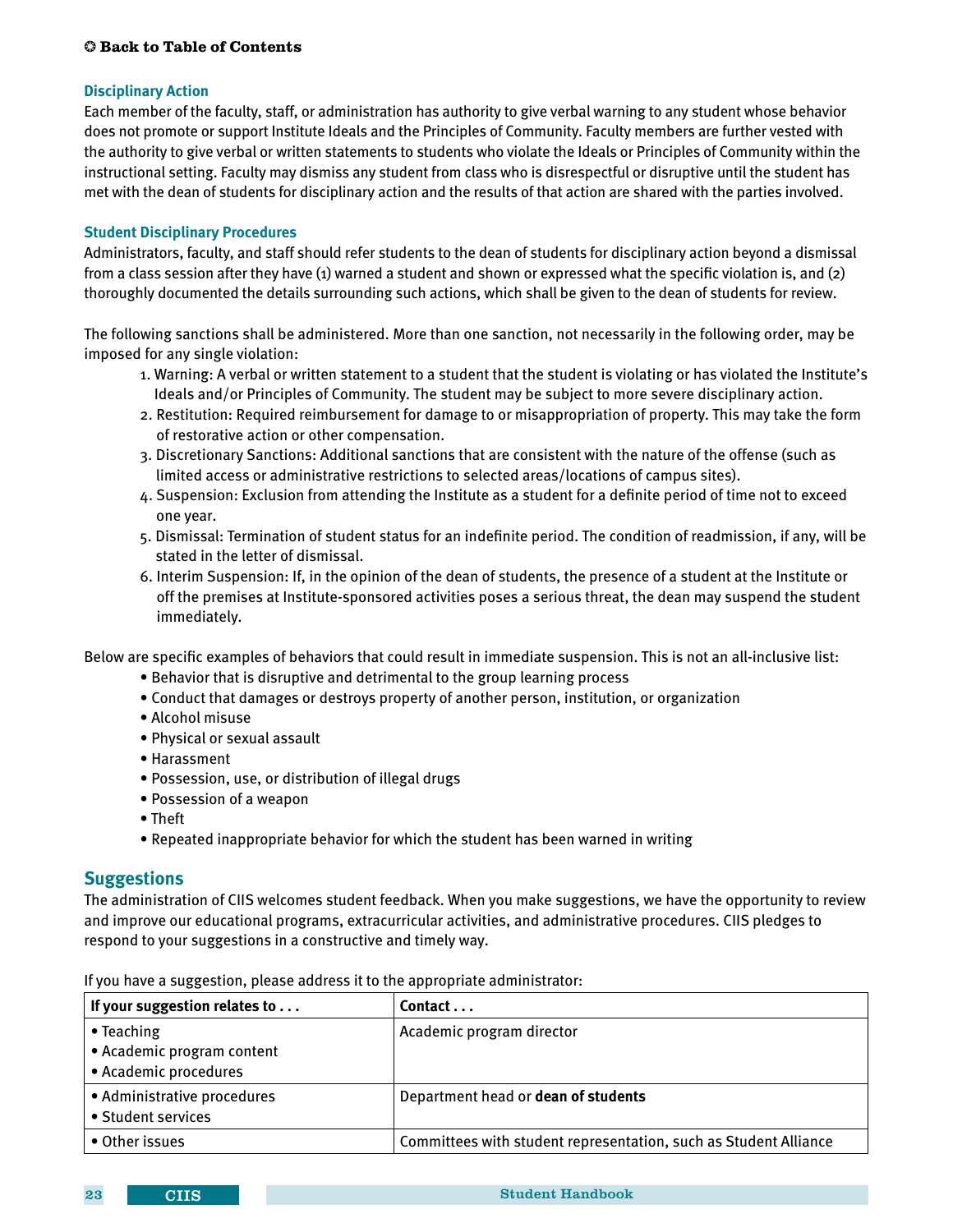### Disciplinary Action

Each member of the faculty, staff, or administration has authority to give verbal warning to any student whose behavior does not promote or support Institute Ideals and the Principles of Community. Faculty members are further vested with the authority to give verbal or written statements to students who violate the Ideals or Principles of Community within the instructional setting. Faculty may dismiss any student from class who is disrespectful or disruptive until the student has met with the dean of students for disciplinary action and the results of that action are shared with the parties involved.

### Student Disciplinary Procedures

Administrators, faculty, and staff should refer students to the dean of students for disciplinary action beyond a dismissal from a class session after they have (1) warned a student and shown or expressed what the specific violation is, and (2) thoroughly documented the details surrounding such actions, which shall be given to the dean of students for review.

The following sanctions shall be administered. More than one sanction, not necessarily in the following order, may be imposed for any single violation:

1. Warning: A verbal or written statement to a student that the student is violating or has violated the Institute's Ideals and/or Principles of Community. The student may be subject to more severe disciplinary action.
2. Restitution: Required reimbursement for damage to or misappropriation of property. This may take the form of restorative action or other compensation.
3. Discretionary Sanctions: Additional sanctions that are consistent with the nature of the offense (such as limited access or administrative restrictions to selected areas/locations of campus sites).
4. Suspension: Exclusion from attending the Institute as a student for a definite period of time not to exceed one year.
5. Dismissal: Termination of student status for an indefinite period. The condition of readmission, if any, will be stated in the letter of dismissal.
6. Interim Suspension: If, in the opinion of the dean of students, the presence of a student at the Institute or off the premises at Institute-sponsored activities poses a serious threat, the dean may suspend the student immediately.

Below are specific examples of behaviors that could result in immediate suspension. This is not an all-inclusive list:

- Behavior that is disruptive and detrimental to the group learning process
- Conduct that damages or destroys property of another person, institution, or organization
- Alcohol misuse
- Physical or sexual assault
- Harassment
- Possession, use, or distribution of illegal drugs
- Possession of a weapon
- Theft
- Repeated inappropriate behavior for which the student has been warned in writing

## Suggestions

The administration of CIIS welcomes student feedback. When you make suggestions, we have the opportunity to review and improve our educational programs, extracurricular activities, and administrative procedures. CIIS pledges to respond to your suggestions in a constructive and timely way.

If you have a suggestion, please address it to the appropriate administrator:

| If your suggestion relates to . . . | Contact . . . |
|---|---|
| • Teaching<br>• Academic program content<br>• Academic procedures | Academic program director |
| • Administrative procedures<br>• Student services | Department head or **dean of students** |
| • Other issues | Committees with student representation, such as Student Alliance |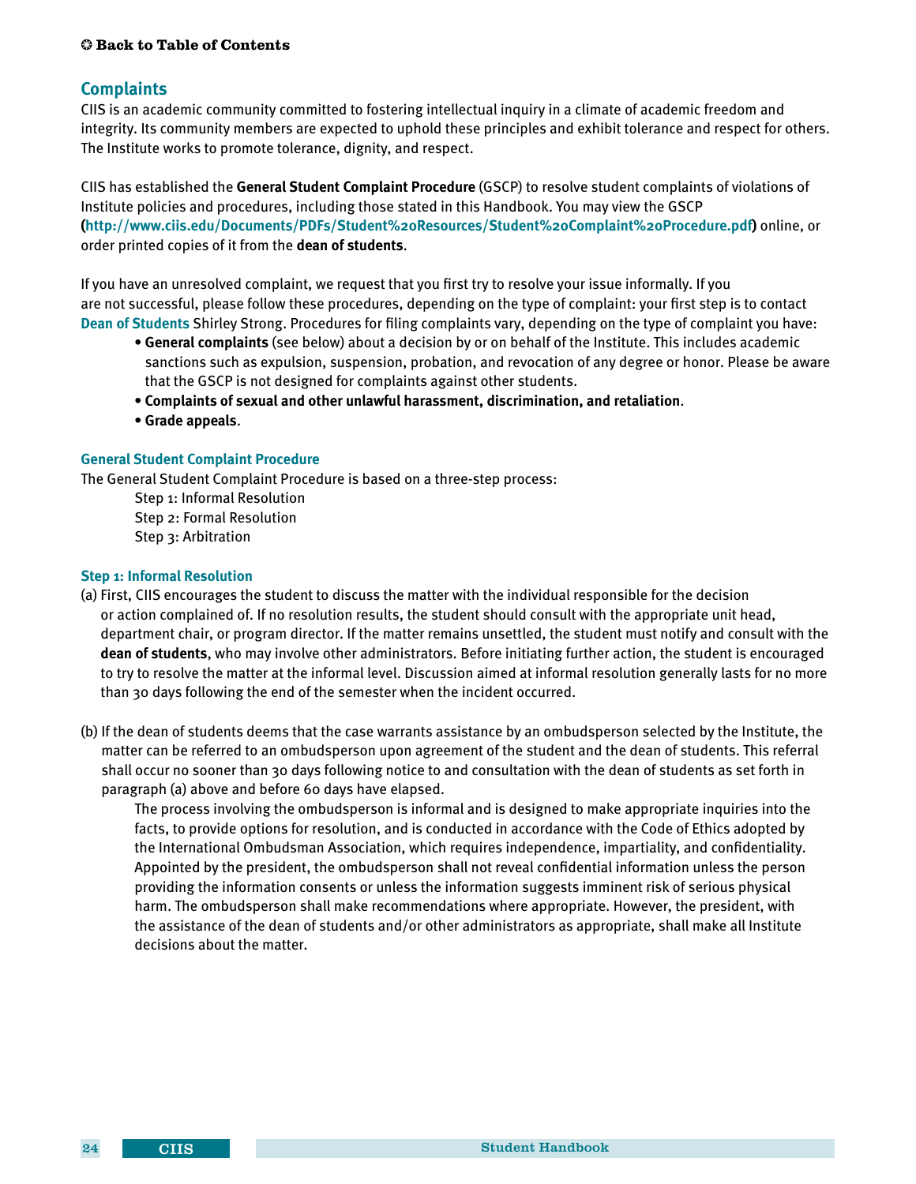✪ Back to Table of Contents

## Complaints

CIIS is an academic community committed to fostering intellectual inquiry in a climate of academic freedom and integrity. Its community members are expected to uphold these principles and exhibit tolerance and respect for others. The Institute works to promote tolerance, dignity, and respect.

CIIS has established the **General Student Complaint Procedure** (GSCP) to resolve student complaints of violations of Institute policies and procedures, including those stated in this Handbook. You may view the GSCP (**http://www.ciis.edu/Documents/PDFs/Student%20Resources/Student%20Complaint%20Procedure.pdf**) online, or order printed copies of it from the **dean of students**.

If you have an unresolved complaint, we request that you first try to resolve your issue informally. If you are not successful, please follow these procedures, depending on the type of complaint: your first step is to contact **Dean of Students** Shirley Strong. Procedures for filing complaints vary, depending on the type of complaint you have:

- **General complaints** (see below) about a decision by or on behalf of the Institute. This includes academic sanctions such as expulsion, suspension, probation, and revocation of any degree or honor. Please be aware that the GSCP is not designed for complaints against other students.
- **Complaints of sexual and other unlawful harassment, discrimination, and retaliation**.
- **Grade appeals**.

### General Student Complaint Procedure

The General Student Complaint Procedure is based on a three-step process:

Step 1: Informal Resolution
Step 2: Formal Resolution
Step 3: Arbitration

### Step 1: Informal Resolution

(a) First, CIIS encourages the student to discuss the matter with the individual responsible for the decision or action complained of. If no resolution results, the student should consult with the appropriate unit head, department chair, or program director. If the matter remains unsettled, the student must notify and consult with the **dean of students**, who may involve other administrators. Before initiating further action, the student is encouraged to try to resolve the matter at the informal level. Discussion aimed at informal resolution generally lasts for no more than 30 days following the end of the semester when the incident occurred.

(b) If the dean of students deems that the case warrants assistance by an ombudsperson selected by the Institute, the matter can be referred to an ombudsperson upon agreement of the student and the dean of students. This referral shall occur no sooner than 30 days following notice to and consultation with the dean of students as set forth in paragraph (a) above and before 60 days have elapsed.

The process involving the ombudsperson is informal and is designed to make appropriate inquiries into the facts, to provide options for resolution, and is conducted in accordance with the Code of Ethics adopted by the International Ombudsman Association, which requires independence, impartiality, and confidentiality. Appointed by the president, the ombudsperson shall not reveal confidential information unless the person providing the information consents or unless the information suggests imminent risk of serious physical harm. The ombudsperson shall make recommendations where appropriate. However, the president, with the assistance of the dean of students and/or other administrators as appropriate, shall make all Institute decisions about the matter.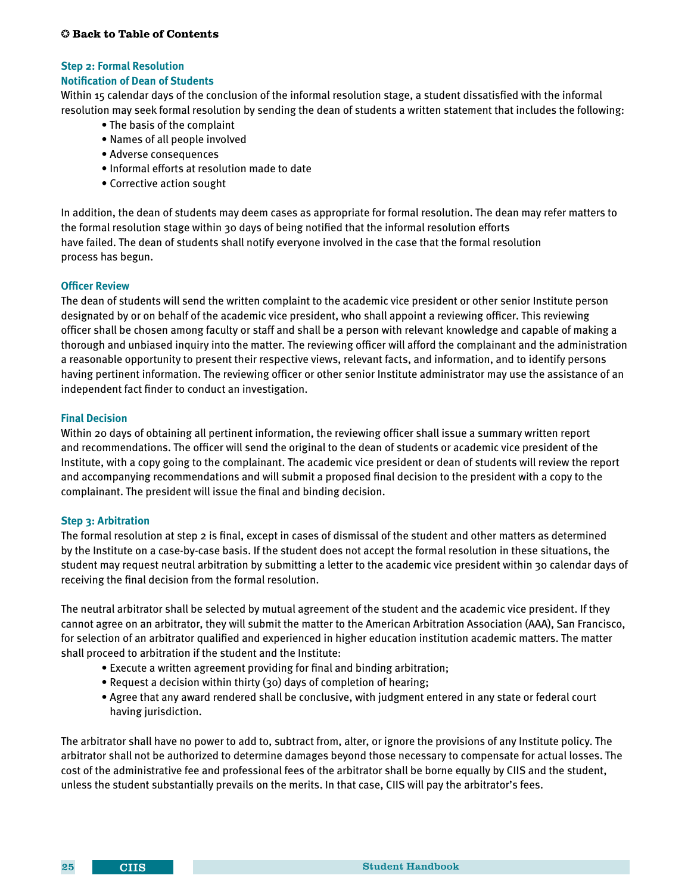### Step 2: Formal Resolution

#### Notification of Dean of Students

Within 15 calendar days of the conclusion of the informal resolution stage, a student dissatisfied with the informal resolution may seek formal resolution by sending the dean of students a written statement that includes the following:

- The basis of the complaint
- Names of all people involved
- Adverse consequences
- Informal efforts at resolution made to date
- Corrective action sought

In addition, the dean of students may deem cases as appropriate for formal resolution. The dean may refer matters to the formal resolution stage within 30 days of being notified that the informal resolution efforts have failed. The dean of students shall notify everyone involved in the case that the formal resolution process has begun.

#### Officer Review

The dean of students will send the written complaint to the academic vice president or other senior Institute person designated by or on behalf of the academic vice president, who shall appoint a reviewing officer. This reviewing officer shall be chosen among faculty or staff and shall be a person with relevant knowledge and capable of making a thorough and unbiased inquiry into the matter. The reviewing officer will afford the complainant and the administration a reasonable opportunity to present their respective views, relevant facts, and information, and to identify persons having pertinent information. The reviewing officer or other senior Institute administrator may use the assistance of an independent fact finder to conduct an investigation.

#### Final Decision

Within 20 days of obtaining all pertinent information, the reviewing officer shall issue a summary written report and recommendations. The officer will send the original to the dean of students or academic vice president of the Institute, with a copy going to the complainant. The academic vice president or dean of students will review the report and accompanying recommendations and will submit a proposed final decision to the president with a copy to the complainant. The president will issue the final and binding decision.

### Step 3: Arbitration

The formal resolution at step 2 is final, except in cases of dismissal of the student and other matters as determined by the Institute on a case-by-case basis. If the student does not accept the formal resolution in these situations, the student may request neutral arbitration by submitting a letter to the academic vice president within 30 calendar days of receiving the final decision from the formal resolution.

The neutral arbitrator shall be selected by mutual agreement of the student and the academic vice president. If they cannot agree on an arbitrator, they will submit the matter to the American Arbitration Association (AAA), San Francisco, for selection of an arbitrator qualified and experienced in higher education institution academic matters. The matter shall proceed to arbitration if the student and the Institute:

- Execute a written agreement providing for final and binding arbitration;
- Request a decision within thirty (30) days of completion of hearing;
- Agree that any award rendered shall be conclusive, with judgment entered in any state or federal court having jurisdiction.

The arbitrator shall have no power to add to, subtract from, alter, or ignore the provisions of any Institute policy. The arbitrator shall not be authorized to determine damages beyond those necessary to compensate for actual losses. The cost of the administrative fee and professional fees of the arbitrator shall be borne equally by CIIS and the student, unless the student substantially prevails on the merits. In that case, CIIS will pay the arbitrator's fees.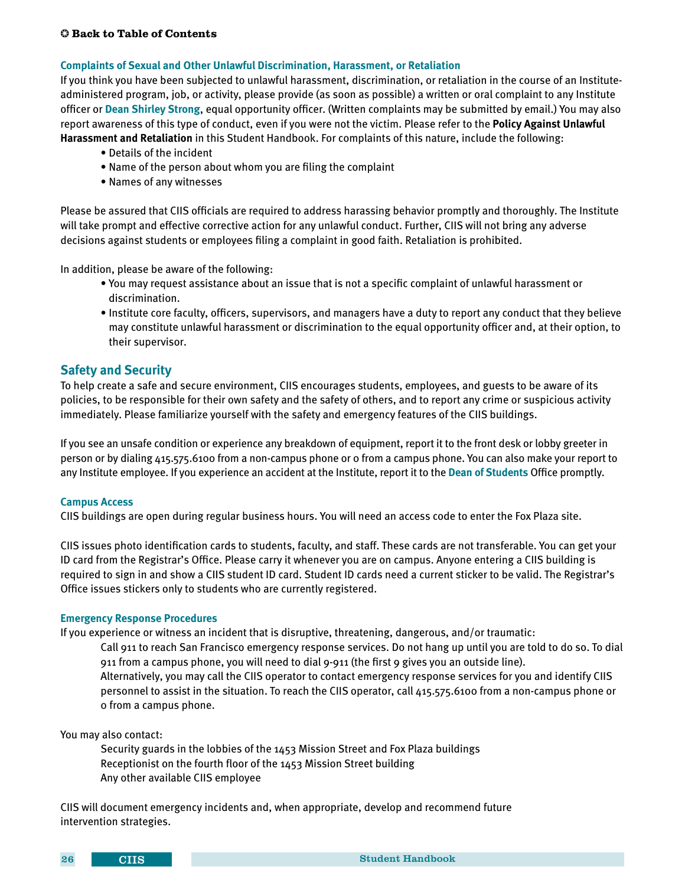✪ **Back to Table of Contents**

### Complaints of Sexual and Other Unlawful Discrimination, Harassment, or Retaliation

If you think you have been subjected to unlawful harassment, discrimination, or retaliation in the course of an Institute-administered program, job, or activity, please provide (as soon as possible) a written or oral complaint to any Institute officer or **Dean Shirley Strong**, equal opportunity officer. (Written complaints may be submitted by email.) You may also report awareness of this type of conduct, even if you were not the victim. Please refer to the **Policy Against Unlawful Harassment and Retaliation** in this Student Handbook. For complaints of this nature, include the following:

- Details of the incident
- Name of the person about whom you are filing the complaint
- Names of any witnesses

Please be assured that CIIS officials are required to address harassing behavior promptly and thoroughly. The Institute will take prompt and effective corrective action for any unlawful conduct. Further, CIIS will not bring any adverse decisions against students or employees filing a complaint in good faith. Retaliation is prohibited.

In addition, please be aware of the following:

- You may request assistance about an issue that is not a specific complaint of unlawful harassment or discrimination.
- Institute core faculty, officers, supervisors, and managers have a duty to report any conduct that they believe may constitute unlawful harassment or discrimination to the equal opportunity officer and, at their option, to their supervisor.

## Safety and Security

To help create a safe and secure environment, CIIS encourages students, employees, and guests to be aware of its policies, to be responsible for their own safety and the safety of others, and to report any crime or suspicious activity immediately. Please familiarize yourself with the safety and emergency features of the CIIS buildings.

If you see an unsafe condition or experience any breakdown of equipment, report it to the front desk or lobby greeter in person or by dialing 415.575.6100 from a non-campus phone or 0 from a campus phone. You can also make your report to any Institute employee. If you experience an accident at the Institute, report it to the **Dean of Students** Office promptly.

### Campus Access

CIIS buildings are open during regular business hours. You will need an access code to enter the Fox Plaza site.

CIIS issues photo identification cards to students, faculty, and staff. These cards are not transferable. You can get your ID card from the Registrar's Office. Please carry it whenever you are on campus. Anyone entering a CIIS building is required to sign in and show a CIIS student ID card. Student ID cards need a current sticker to be valid. The Registrar's Office issues stickers only to students who are currently registered.

### Emergency Response Procedures

If you experience or witness an incident that is disruptive, threatening, dangerous, and/or traumatic:

Call 911 to reach San Francisco emergency response services. Do not hang up until you are told to do so. To dial 911 from a campus phone, you will need to dial 9-911 (the first 9 gives you an outside line).
Alternatively, you may call the CIIS operator to contact emergency response services for you and identify CIIS personnel to assist in the situation. To reach the CIIS operator, call 415.575.6100 from a non-campus phone or 0 from a campus phone.

You may also contact:

Security guards in the lobbies of the 1453 Mission Street and Fox Plaza buildings
Receptionist on the fourth floor of the 1453 Mission Street building
Any other available CIIS employee

CIIS will document emergency incidents and, when appropriate, develop and recommend future intervention strategies.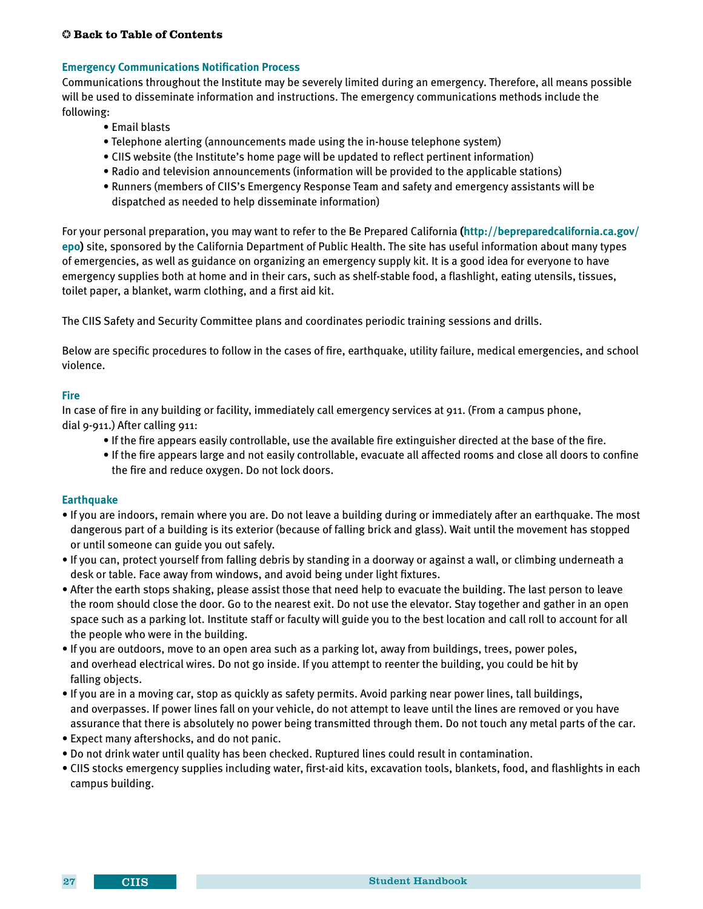### Emergency Communications Notification Process

Communications throughout the Institute may be severely limited during an emergency. Therefore, all means possible will be used to disseminate information and instructions. The emergency communications methods include the following:

- Email blasts
- Telephone alerting (announcements made using the in-house telephone system)
- CIIS website (the Institute's home page will be updated to reflect pertinent information)
- Radio and television announcements (information will be provided to the applicable stations)
- Runners (members of CIIS's Emergency Response Team and safety and emergency assistants will be dispatched as needed to help disseminate information)

For your personal preparation, you may want to refer to the Be Prepared California **(http://bepreparedcalifornia.ca.gov/epo)** site, sponsored by the California Department of Public Health. The site has useful information about many types of emergencies, as well as guidance on organizing an emergency supply kit. It is a good idea for everyone to have emergency supplies both at home and in their cars, such as shelf-stable food, a flashlight, eating utensils, tissues, toilet paper, a blanket, warm clothing, and a first aid kit.

The CIIS Safety and Security Committee plans and coordinates periodic training sessions and drills.

Below are specific procedures to follow in the cases of fire, earthquake, utility failure, medical emergencies, and school violence.

### Fire

In case of fire in any building or facility, immediately call emergency services at 911. (From a campus phone, dial 9-911.) After calling 911:

- If the fire appears easily controllable, use the available fire extinguisher directed at the base of the fire.
- If the fire appears large and not easily controllable, evacuate all affected rooms and close all doors to confine the fire and reduce oxygen. Do not lock doors.

### Earthquake

- If you are indoors, remain where you are. Do not leave a building during or immediately after an earthquake. The most dangerous part of a building is its exterior (because of falling brick and glass). Wait until the movement has stopped or until someone can guide you out safely.
- If you can, protect yourself from falling debris by standing in a doorway or against a wall, or climbing underneath a desk or table. Face away from windows, and avoid being under light fixtures.
- After the earth stops shaking, please assist those that need help to evacuate the building. The last person to leave the room should close the door. Go to the nearest exit. Do not use the elevator. Stay together and gather in an open space such as a parking lot. Institute staff or faculty will guide you to the best location and call roll to account for all the people who were in the building.
- If you are outdoors, move to an open area such as a parking lot, away from buildings, trees, power poles, and overhead electrical wires. Do not go inside. If you attempt to reenter the building, you could be hit by falling objects.
- If you are in a moving car, stop as quickly as safety permits. Avoid parking near power lines, tall buildings, and overpasses. If power lines fall on your vehicle, do not attempt to leave until the lines are removed or you have assurance that there is absolutely no power being transmitted through them. Do not touch any metal parts of the car.
- Expect many aftershocks, and do not panic.
- Do not drink water until quality has been checked. Ruptured lines could result in contamination.
- CIIS stocks emergency supplies including water, first-aid kits, excavation tools, blankets, food, and flashlights in each campus building.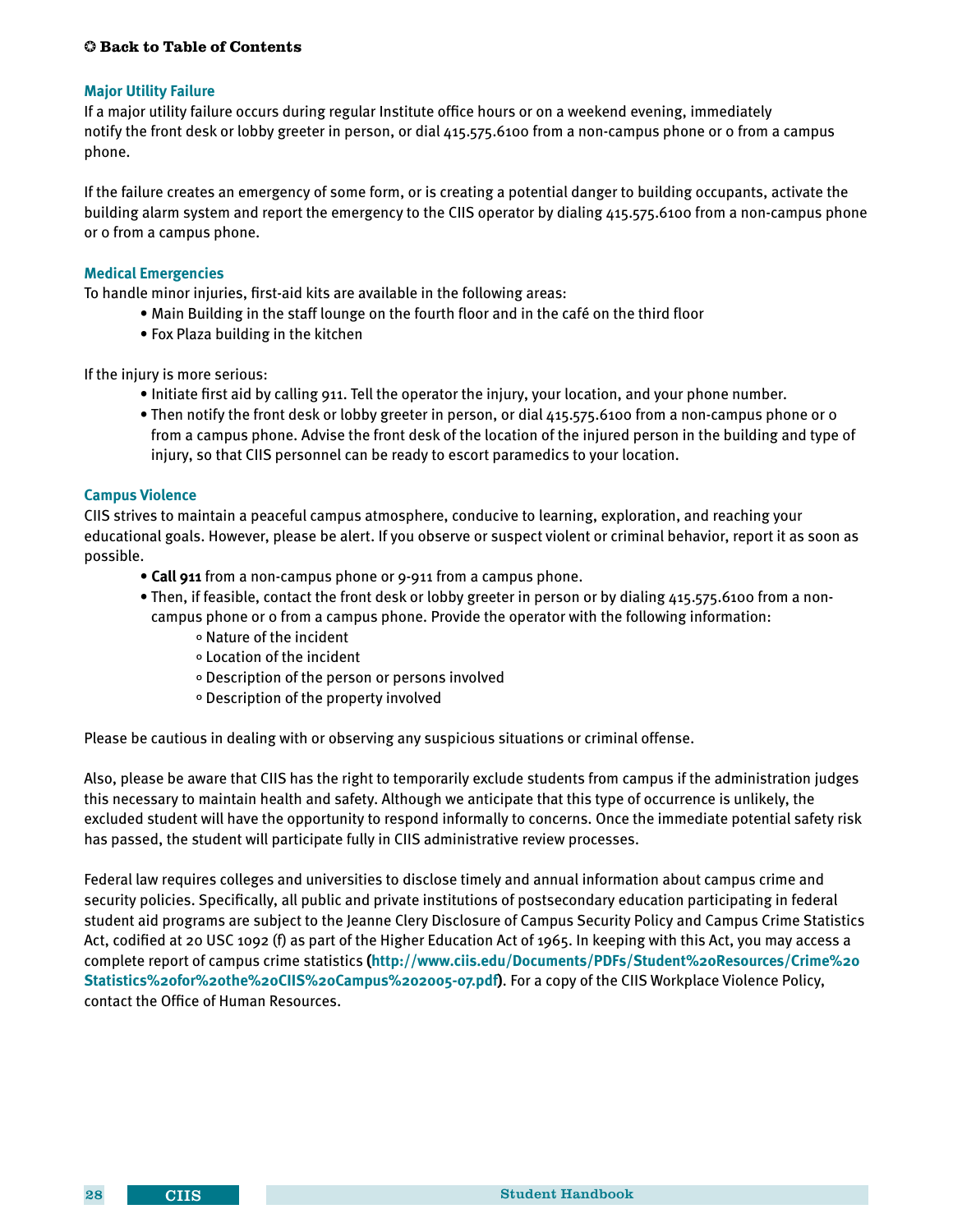✪ **Back to Table of Contents**

### Major Utility Failure

If a major utility failure occurs during regular Institute office hours or on a weekend evening, immediately notify the front desk or lobby greeter in person, or dial 415.575.6100 from a non-campus phone or 0 from a campus phone.

If the failure creates an emergency of some form, or is creating a potential danger to building occupants, activate the building alarm system and report the emergency to the CIIS operator by dialing 415.575.6100 from a non-campus phone or 0 from a campus phone.

### Medical Emergencies

To handle minor injuries, first-aid kits are available in the following areas:

- Main Building in the staff lounge on the fourth floor and in the café on the third floor
- Fox Plaza building in the kitchen

If the injury is more serious:

- Initiate first aid by calling 911. Tell the operator the injury, your location, and your phone number.
- Then notify the front desk or lobby greeter in person, or dial 415.575.6100 from a non-campus phone or 0 from a campus phone. Advise the front desk of the location of the injured person in the building and type of injury, so that CIIS personnel can be ready to escort paramedics to your location.

### Campus Violence

CIIS strives to maintain a peaceful campus atmosphere, conducive to learning, exploration, and reaching your educational goals. However, please be alert. If you observe or suspect violent or criminal behavior, report it as soon as possible.

- **Call 911** from a non-campus phone or 9-911 from a campus phone.
- Then, if feasible, contact the front desk or lobby greeter in person or by dialing 415.575.6100 from a non-campus phone or 0 from a campus phone. Provide the operator with the following information:
  - Nature of the incident
  - Location of the incident
  - Description of the person or persons involved
  - Description of the property involved

Please be cautious in dealing with or observing any suspicious situations or criminal offense.

Also, please be aware that CIIS has the right to temporarily exclude students from campus if the administration judges this necessary to maintain health and safety. Although we anticipate that this type of occurrence is unlikely, the excluded student will have the opportunity to respond informally to concerns. Once the immediate potential safety risk has passed, the student will participate fully in CIIS administrative review processes.

Federal law requires colleges and universities to disclose timely and annual information about campus crime and security policies. Specifically, all public and private institutions of postsecondary education participating in federal student aid programs are subject to the Jeanne Clery Disclosure of Campus Security Policy and Campus Crime Statistics Act, codified at 20 USC 1092 (f) as part of the Higher Education Act of 1965. In keeping with this Act, you may access a complete report of campus crime statistics (**http://www.ciis.edu/Documents/PDFs/Student%20Resources/Crime%20Statistics%20for%20the%20CIIS%20Campus%202005-07.pdf**). For a copy of the CIIS Workplace Violence Policy, contact the Office of Human Resources.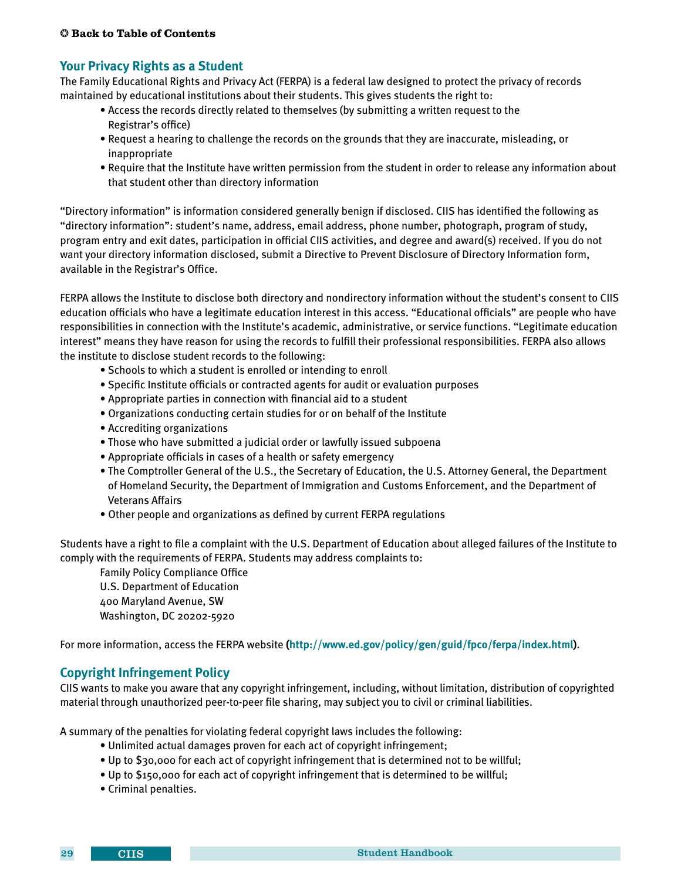## Your Privacy Rights as a Student

The Family Educational Rights and Privacy Act (FERPA) is a federal law designed to protect the privacy of records maintained by educational institutions about their students. This gives students the right to:

- Access the records directly related to themselves (by submitting a written request to the Registrar's office)
- Request a hearing to challenge the records on the grounds that they are inaccurate, misleading, or inappropriate
- Require that the Institute have written permission from the student in order to release any information about that student other than directory information

"Directory information" is information considered generally benign if disclosed. CIIS has identified the following as "directory information": student's name, address, email address, phone number, photograph, program of study, program entry and exit dates, participation in official CIIS activities, and degree and award(s) received. If you do not want your directory information disclosed, submit a Directive to Prevent Disclosure of Directory Information form, available in the Registrar's Office.

FERPA allows the Institute to disclose both directory and nondirectory information without the student's consent to CIIS education officials who have a legitimate education interest in this access. "Educational officials" are people who have responsibilities in connection with the Institute's academic, administrative, or service functions. "Legitimate education interest" means they have reason for using the records to fulfill their professional responsibilities. FERPA also allows the institute to disclose student records to the following:

- Schools to which a student is enrolled or intending to enroll
- Specific Institute officials or contracted agents for audit or evaluation purposes
- Appropriate parties in connection with financial aid to a student
- Organizations conducting certain studies for or on behalf of the Institute
- Accrediting organizations
- Those who have submitted a judicial order or lawfully issued subpoena
- Appropriate officials in cases of a health or safety emergency
- The Comptroller General of the U.S., the Secretary of Education, the U.S. Attorney General, the Department of Homeland Security, the Department of Immigration and Customs Enforcement, and the Department of Veterans Affairs
- Other people and organizations as defined by current FERPA regulations

Students have a right to file a complaint with the U.S. Department of Education about alleged failures of the Institute to comply with the requirements of FERPA. Students may address complaints to:

Family Policy Compliance Office
U.S. Department of Education
400 Maryland Avenue, SW
Washington, DC 20202-5920

For more information, access the FERPA website (**http://www.ed.gov/policy/gen/guid/fpco/ferpa/index.html**).

## Copyright Infringement Policy

CIIS wants to make you aware that any copyright infringement, including, without limitation, distribution of copyrighted material through unauthorized peer-to-peer file sharing, may subject you to civil or criminal liabilities.

A summary of the penalties for violating federal copyright laws includes the following:

- Unlimited actual damages proven for each act of copyright infringement;
- Up to $30,000 for each act of copyright infringement that is determined not to be willful;
- Up to $150,000 for each act of copyright infringement that is determined to be willful;
- Criminal penalties.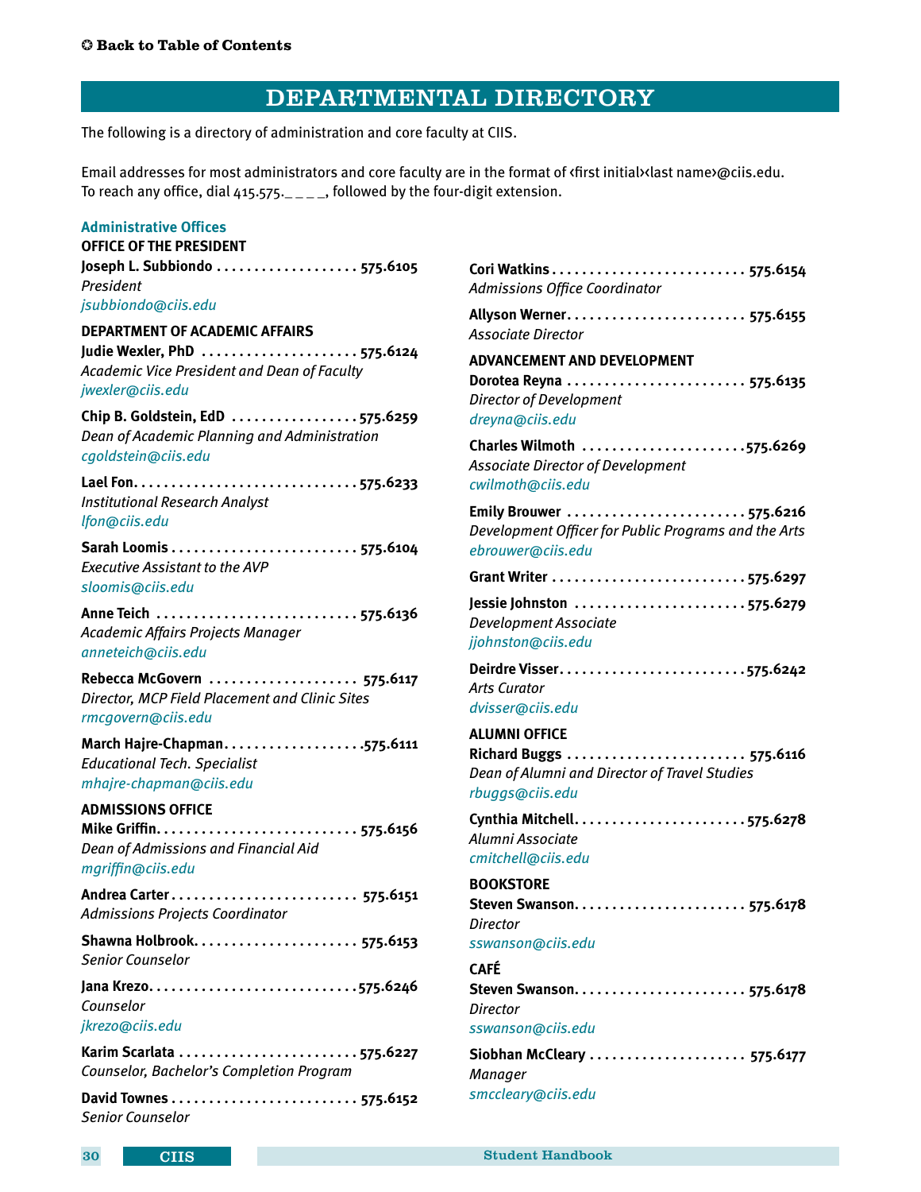✪ Back to Table of Contents

# DEPARTMENTAL DIRECTORY

The following is a directory of administration and core faculty at CIIS.

Email addresses for most administrators and core faculty are in the format of ‹first initial›‹last name›@ciis.edu.
To reach any office, dial 415.575._ _ _ _, followed by the four-digit extension.

## Administrative Offices

### OFFICE OF THE PRESIDENT

**Joseph L. Subbiondo** . . . . . . . . . . . . . . . . . . . 575.6105
*President*
*jsubbiondo@ciis.edu*

### DEPARTMENT OF ACADEMIC AFFAIRS

**Judie Wexler, PhD** . . . . . . . . . . . . . . . . . . . . 575.6124
*Academic Vice President and Dean of Faculty*
*jwexler@ciis.edu*

**Chip B. Goldstein, EdD** . . . . . . . . . . . . . . . . . 575.6259
*Dean of Academic Planning and Administration*
*cgoldstein@ciis.edu*

**Lael Fon** . . . . . . . . . . . . . . . . . . . . . . . . . . . . . 575.6233
*Institutional Research Analyst*
*lfon@ciis.edu*

**Sarah Loomis** . . . . . . . . . . . . . . . . . . . . . . . . . 575.6104
*Executive Assistant to the AVP*
*sloomis@ciis.edu*

**Anne Teich** . . . . . . . . . . . . . . . . . . . . . . . . . . . 575.6136
*Academic Affairs Projects Manager*
*anneteich@ciis.edu*

**Rebecca McGovern** . . . . . . . . . . . . . . . . . . . . 575.6117
*Director, MCP Field Placement and Clinic Sites*
*rmcgovern@ciis.edu*

**March Hajre-Chapman** . . . . . . . . . . . . . . . . . . 575.6111
*Educational Tech. Specialist*
*mhajre-chapman@ciis.edu*

### ADMISSIONS OFFICE

**Mike Griffin** . . . . . . . . . . . . . . . . . . . . . . . . . . 575.6156
*Dean of Admissions and Financial Aid*
*mgriffin@ciis.edu*

**Andrea Carter** . . . . . . . . . . . . . . . . . . . . . . . . 575.6151
*Admissions Projects Coordinator*

**Shawna Holbrook** . . . . . . . . . . . . . . . . . . . . . 575.6153
*Senior Counselor*

**Jana Krezo** . . . . . . . . . . . . . . . . . . . . . . . . . . . 575.6246
*Counselor*
*jkrezo@ciis.edu*

**Karim Scarlata** . . . . . . . . . . . . . . . . . . . . . . . . 575.6227
*Counselor, Bachelor's Completion Program*

**David Townes** . . . . . . . . . . . . . . . . . . . . . . . . . 575.6152
*Senior Counselor*

**Cori Watkins** . . . . . . . . . . . . . . . . . . . . . . . . . . 575.6154
*Admissions Office Coordinator*

**Allyson Werner** . . . . . . . . . . . . . . . . . . . . . . . . 575.6155
*Associate Director*

### ADVANCEMENT AND DEVELOPMENT

**Dorotea Reyna** . . . . . . . . . . . . . . . . . . . . . . . . 575.6135
*Director of Development*
*dreyna@ciis.edu*

**Charles Wilmoth** . . . . . . . . . . . . . . . . . . . . . . 575.6269
*Associate Director of Development*
*cwilmoth@ciis.edu*

**Emily Brouwer** . . . . . . . . . . . . . . . . . . . . . . . . 575.6216
*Development Officer for Public Programs and the Arts*
*ebrouwer@ciis.edu*

**Grant Writer** . . . . . . . . . . . . . . . . . . . . . . . . . . 575.6297

**Jessie Johnston** . . . . . . . . . . . . . . . . . . . . . . . 575.6279
*Development Associate*
*jjohnston@ciis.edu*

**Deirdre Visser** . . . . . . . . . . . . . . . . . . . . . . . . . 575.6242
*Arts Curator*
*dvisser@ciis.edu*

### ALUMNI OFFICE

**Richard Buggs** . . . . . . . . . . . . . . . . . . . . . . . . 575.6116
*Dean of Alumni and Director of Travel Studies*
*rbuggs@ciis.edu*

**Cynthia Mitchell** . . . . . . . . . . . . . . . . . . . . . . . 575.6278
*Alumni Associate*
*cmitchell@ciis.edu*

### BOOKSTORE

**Steven Swanson** . . . . . . . . . . . . . . . . . . . . . . . 575.6178
*Director*
*sswanson@ciis.edu*

### CAFÉ

**Steven Swanson** . . . . . . . . . . . . . . . . . . . . . . . 575.6178
*Director*
*sswanson@ciis.edu*

**Siobhan McCleary** . . . . . . . . . . . . . . . . . . . . . 575.6177
*Manager*
*smccleary@ciis.edu*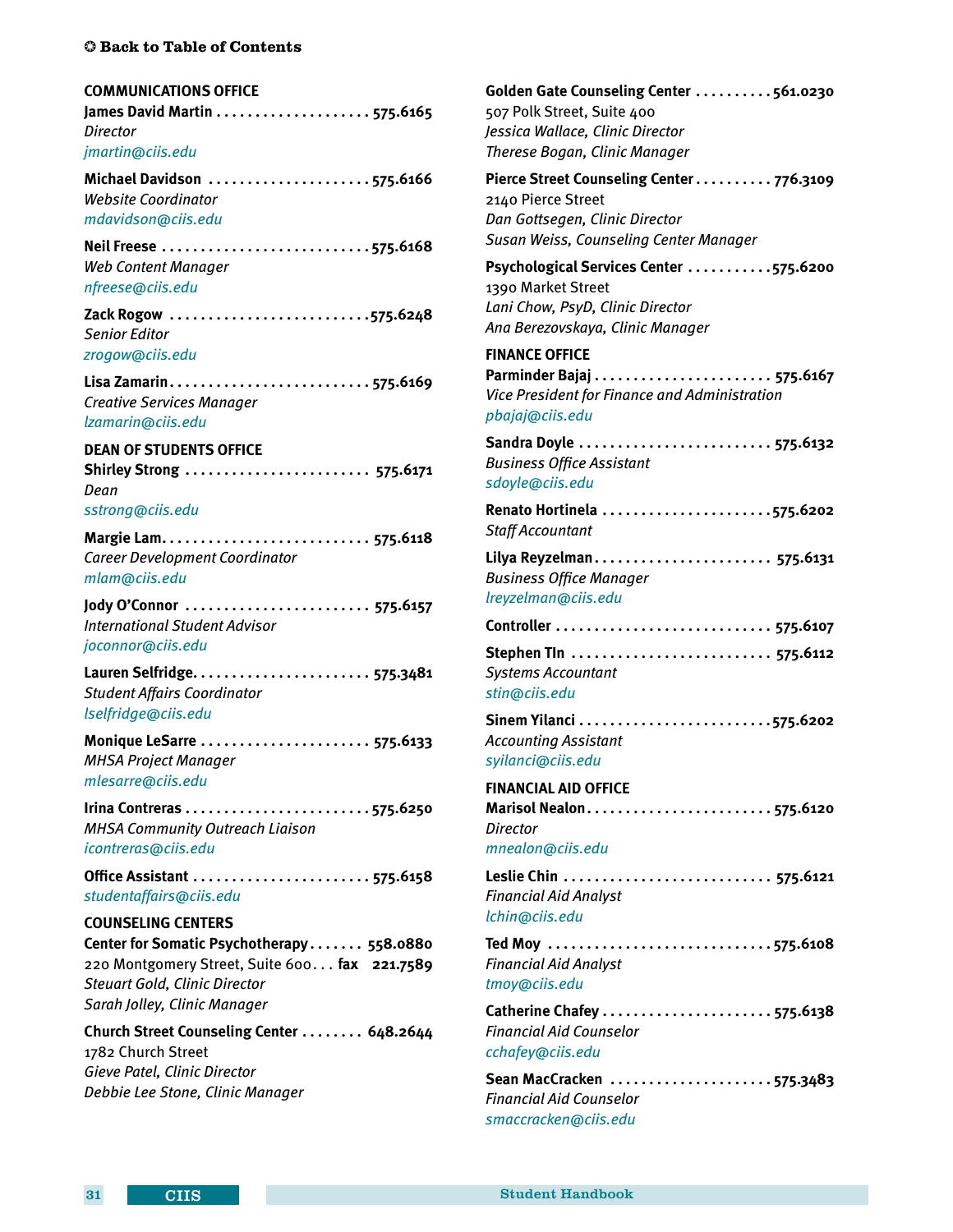✪ Back to Table of Contents

## COMMUNICATIONS OFFICE

**James David Martin** .................... 575.6165
*Director*
*jmartin@ciis.edu*

**Michael Davidson** .................... 575.6166
*Website Coordinator*
*mdavidson@ciis.edu*

**Neil Freese** .................... 575.6168
*Web Content Manager*
*nfreese@ciis.edu*

**Zack Rogow** .................... 575.6248
*Senior Editor*
*zrogow@ciis.edu*

**Lisa Zamarin** .................... 575.6169
*Creative Services Manager*
*lzamarin@ciis.edu*

## DEAN OF STUDENTS OFFICE

**Shirley Strong** .................... 575.6171
*Dean*
*sstrong@ciis.edu*

**Margie Lam** .................... 575.6118
*Career Development Coordinator*
*mlam@ciis.edu*

**Jody O'Connor** .................... 575.6157
*International Student Advisor*
*joconnor@ciis.edu*

**Lauren Selfridge** .................... 575.3481
*Student Affairs Coordinator*
*lselfridge@ciis.edu*

**Monique LeSarre** .................... 575.6133
*MHSA Project Manager*
*mlesarre@ciis.edu*

**Irina Contreras** .................... 575.6250
*MHSA Community Outreach Liaison*
*icontreras@ciis.edu*

**Office Assistant** .................... 575.6158
*studentaffairs@ciis.edu*

## COUNSELING CENTERS

**Center for Somatic Psychotherapy** .................... 558.0880
220 Montgomery Street, Suite 600... **fax** 221.7589
*Steuart Gold, Clinic Director*
*Sarah Jolley, Clinic Manager*

**Church Street Counseling Center** .................... 648.2644
1782 Church Street
*Gieve Patel, Clinic Director*
*Debbie Lee Stone, Clinic Manager*

**Golden Gate Counseling Center** .................... 561.0230
507 Polk Street, Suite 400
*Jessica Wallace, Clinic Director*
*Therese Bogan, Clinic Manager*

**Pierce Street Counseling Center** .................... 776.3109
2140 Pierce Street
*Dan Gottsegen, Clinic Director*
*Susan Weiss, Counseling Center Manager*

**Psychological Services Center** .................... 575.6200
1390 Market Street
*Lani Chow, PsyD, Clinic Director*
*Ana Berezovskaya, Clinic Manager*

## FINANCE OFFICE

**Parminder Bajaj** .................... 575.6167
*Vice President for Finance and Administration*
*pbajaj@ciis.edu*

**Sandra Doyle** .................... 575.6132
*Business Office Assistant*
*sdoyle@ciis.edu*

**Renato Hortinela** .................... 575.6202
*Staff Accountant*

**Lilya Reyzelman** .................... 575.6131
*Business Office Manager*
*lreyzelman@ciis.edu*

**Controller** .................... 575.6107

**Stephen TIn** .................... 575.6112
*Systems Accountant*
*stin@ciis.edu*

**Sinem Yilanci** .................... 575.6202
*Accounting Assistant*
*syilanci@ciis.edu*

## FINANCIAL AID OFFICE

**Marisol Nealon** .................... 575.6120
*Director*
*mnealon@ciis.edu*

**Leslie Chin** .................... 575.6121
*Financial Aid Analyst*
*lchin@ciis.edu*

**Ted Moy** .................... 575.6108
*Financial Aid Analyst*
*tmoy@ciis.edu*

**Catherine Chafey** .................... 575.6138
*Financial Aid Counselor*
*cchafey@ciis.edu*

**Sean MacCracken** .................... 575.3483
*Financial Aid Counselor*
*smaccracken@ciis.edu*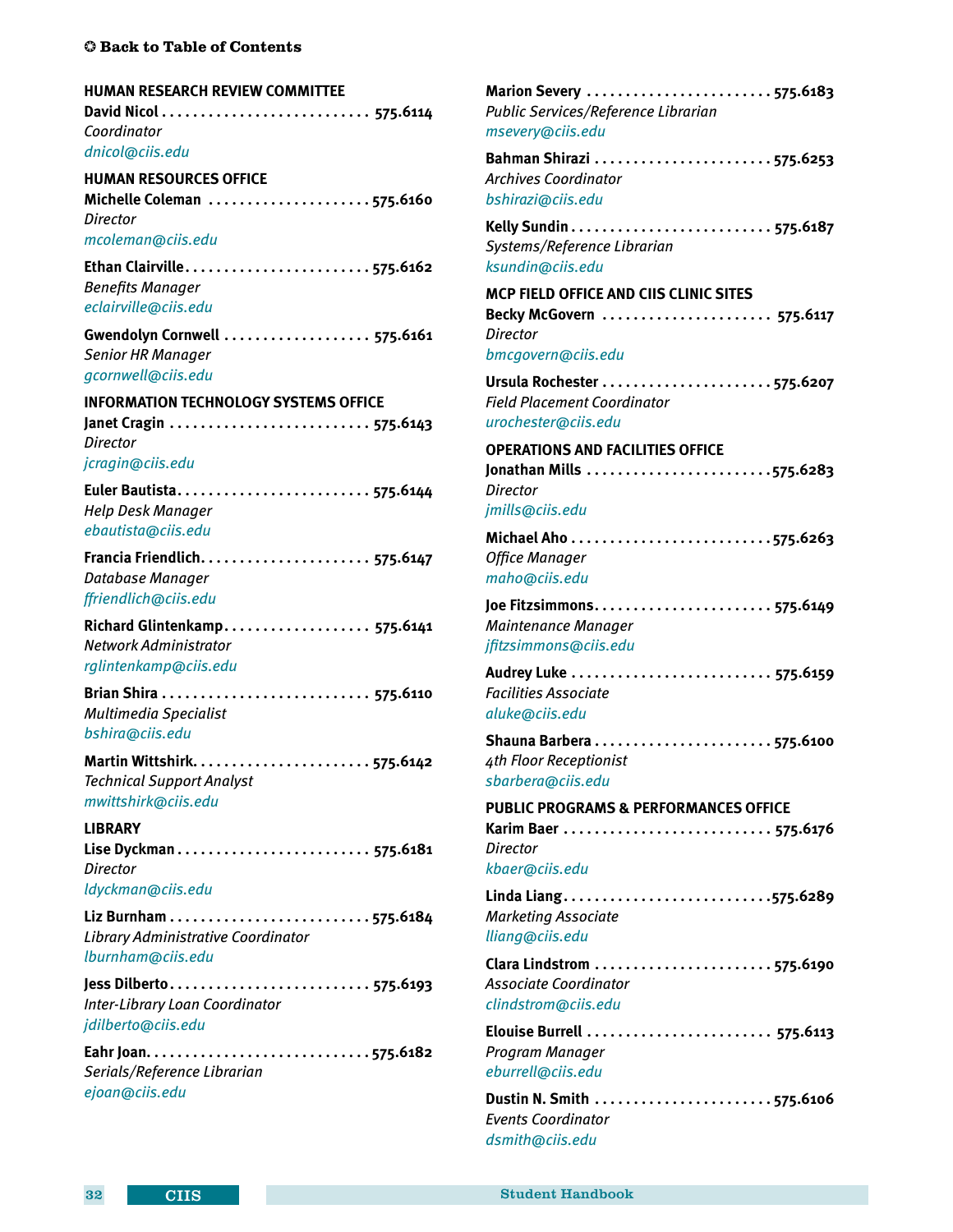❂ Back to Table of Contents

### HUMAN RESEARCH REVIEW COMMITTEE

**David Nicol** . . . . . . . . . . . . . . . . . . . . . . . . . . . 575.6114
*Coordinator*
dnicol@ciis.edu

### HUMAN RESOURCES OFFICE

**Michelle Coleman** . . . . . . . . . . . . . . . . . . . . . 575.6160
*Director*
mcoleman@ciis.edu

**Ethan Clairville** . . . . . . . . . . . . . . . . . . . . . . . . 575.6162
*Benefits Manager*
eclairville@ciis.edu

**Gwendolyn Cornwell** . . . . . . . . . . . . . . . . . . . 575.6161
*Senior HR Manager*
gcornwell@ciis.edu

### INFORMATION TECHNOLOGY SYSTEMS OFFICE

**Janet Cragin** . . . . . . . . . . . . . . . . . . . . . . . . . . 575.6143
*Director*
jcragin@ciis.edu

**Euler Bautista** . . . . . . . . . . . . . . . . . . . . . . . . . 575.6144
*Help Desk Manager*
ebautista@ciis.edu

**Francia Friendlich** . . . . . . . . . . . . . . . . . . . . . . 575.6147
*Database Manager*
ffriendlich@ciis.edu

**Richard Glintenkamp** . . . . . . . . . . . . . . . . . . . 575.6141
*Network Administrator*
rglintenkamp@ciis.edu

**Brian Shira** . . . . . . . . . . . . . . . . . . . . . . . . . . . 575.6110
*Multimedia Specialist*
bshira@ciis.edu

**Martin Wittshirk** . . . . . . . . . . . . . . . . . . . . . . . 575.6142
*Technical Support Analyst*
mwittshirk@ciis.edu

### LIBRARY

**Lise Dyckman** . . . . . . . . . . . . . . . . . . . . . . . . . 575.6181
*Director*
ldyckman@ciis.edu

**Liz Burnham** . . . . . . . . . . . . . . . . . . . . . . . . . . 575.6184
*Library Administrative Coordinator*
lburnham@ciis.edu

**Jess Dilberto** . . . . . . . . . . . . . . . . . . . . . . . . . . 575.6193
*Inter-Library Loan Coordinator*
jdilberto@ciis.edu

**Eahr Joan** . . . . . . . . . . . . . . . . . . . . . . . . . . . . 575.6182
*Serials/Reference Librarian*
ejoan@ciis.edu

**Marion Severy** . . . . . . . . . . . . . . . . . . . . . . . . 575.6183
*Public Services/Reference Librarian*
msevery@ciis.edu

**Bahman Shirazi** . . . . . . . . . . . . . . . . . . . . . . . 575.6253
*Archives Coordinator*
bshirazi@ciis.edu

**Kelly Sundin** . . . . . . . . . . . . . . . . . . . . . . . . . . 575.6187
*Systems/Reference Librarian*
ksundin@ciis.edu

### MCP FIELD OFFICE AND CIIS CLINIC SITES

**Becky McGovern** . . . . . . . . . . . . . . . . . . . . . . 575.6117
*Director*
bmcgovern@ciis.edu

**Ursula Rochester** . . . . . . . . . . . . . . . . . . . . . . 575.6207
*Field Placement Coordinator*
urochester@ciis.edu

### OPERATIONS AND FACILITIES OFFICE

**Jonathan Mills** . . . . . . . . . . . . . . . . . . . . . . . . 575.6283
*Director*
jmills@ciis.edu

**Michael Aho** . . . . . . . . . . . . . . . . . . . . . . . . . . 575.6263
*Office Manager*
maho@ciis.edu

**Joe Fitzsimmons** . . . . . . . . . . . . . . . . . . . . . . . 575.6149
*Maintenance Manager*
jfitzsimmons@ciis.edu

**Audrey Luke** . . . . . . . . . . . . . . . . . . . . . . . . . . 575.6159
*Facilities Associate*
aluke@ciis.edu

**Shauna Barbera** . . . . . . . . . . . . . . . . . . . . . . . 575.6100
*4th Floor Receptionist*
sbarbera@ciis.edu

### PUBLIC PROGRAMS & PERFORMANCES OFFICE

**Karim Baer** . . . . . . . . . . . . . . . . . . . . . . . . . . . 575.6176
*Director*
kbaer@ciis.edu

**Linda Liang** . . . . . . . . . . . . . . . . . . . . . . . . . . . 575.6289
*Marketing Associate*
lliang@ciis.edu

**Clara Lindstrom** . . . . . . . . . . . . . . . . . . . . . . . 575.6190
*Associate Coordinator*
clindstrom@ciis.edu

**Elouise Burrell** . . . . . . . . . . . . . . . . . . . . . . . . 575.6113
*Program Manager*
eburrell@ciis.edu

**Dustin N. Smith** . . . . . . . . . . . . . . . . . . . . . . . 575.6106
*Events Coordinator*
dsmith@ciis.edu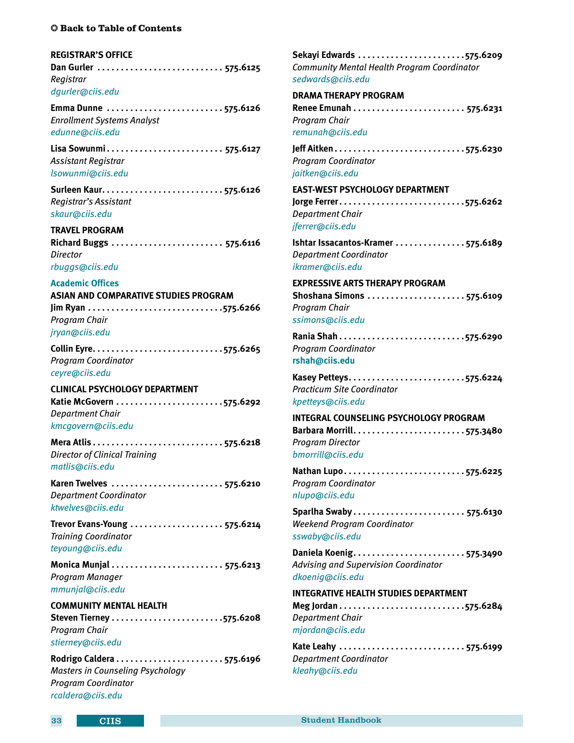[Back to Table of Contents]

### REGISTRAR'S OFFICE

**Dan Gurler** . . . . . . . . . . . . . . . . . . . . . . . . . . . 575.6125
*Registrar*
dgurler@ciis.edu

**Emma Dunne** . . . . . . . . . . . . . . . . . . . . . . . . . 575.6126
*Enrollment Systems Analyst*
edunne@ciis.edu

**Lisa Sowunmi** . . . . . . . . . . . . . . . . . . . . . . . . . 575.6127
*Assistant Registrar*
lsowunmi@ciis.edu

**Surleen Kaur** . . . . . . . . . . . . . . . . . . . . . . . . . . 575.6126
*Registrar's Assistant*
skaur@ciis.edu

### TRAVEL PROGRAM

**Richard Buggs** . . . . . . . . . . . . . . . . . . . . . . . . 575.6116
*Director*
rbuggs@ciis.edu

## Academic Offices

### ASIAN AND COMPARATIVE STUDIES PROGRAM

**Jim Ryan** . . . . . . . . . . . . . . . . . . . . . . . . . . . . . 575.6266
*Program Chair*
jryan@ciis.edu

**Collin Eyre** . . . . . . . . . . . . . . . . . . . . . . . . . . . 575.6265
*Program Coordinator*
ceyre@ciis.edu

### CLINICAL PSYCHOLOGY DEPARTMENT

**Katie McGovern** . . . . . . . . . . . . . . . . . . . . . . . 575.6292
*Department Chair*
kmcgovern@ciis.edu

**Mera Atlis** . . . . . . . . . . . . . . . . . . . . . . . . . . . 575.6218
*Director of Clinical Training*
matlis@ciis.edu

**Karen Twelves** . . . . . . . . . . . . . . . . . . . . . . . . 575.6210
*Department Coordinator*
ktwelves@ciis.edu

**Trevor Evans-Young** . . . . . . . . . . . . . . . . . . . . 575.6214
*Training Coordinator*
teyoung@ciis.edu

**Monica Munjal** . . . . . . . . . . . . . . . . . . . . . . . . 575.6213
*Program Manager*
mmunjal@ciis.edu

### COMMUNITY MENTAL HEALTH

**Steven Tierney** . . . . . . . . . . . . . . . . . . . . . . . . 575.6208
*Program Chair*
stierney@ciis.edu

**Rodrigo Caldera** . . . . . . . . . . . . . . . . . . . . . . . 575.6196
*Masters in Counseling Psychology*
*Program Coordinator*
rcaldera@ciis.edu

**Sekayi Edwards** . . . . . . . . . . . . . . . . . . . . . . . 575.6209
*Community Mental Health Program Coordinator*
sedwards@ciis.edu

### DRAMA THERAPY PROGRAM

**Renee Emunah** . . . . . . . . . . . . . . . . . . . . . . . . 575.6231
*Program Chair*
remunah@ciis.edu

**Jeff Aitken** . . . . . . . . . . . . . . . . . . . . . . . . . . . 575.6230
*Program Coordinator*
jaitken@ciis.edu

### EAST-WEST PSYCHOLOGY DEPARTMENT

**Jorge Ferrer** . . . . . . . . . . . . . . . . . . . . . . . . . . 575.6262
*Department Chair*
jferrer@ciis.edu

**Ishtar Issacantos-Kramer** . . . . . . . . . . . . . . . 575.6189
*Department Coordinator*
ikramer@ciis.edu

### EXPRESSIVE ARTS THERAPY PROGRAM

**Shoshana Simons** . . . . . . . . . . . . . . . . . . . . . 575.6109
*Program Chair*
ssimons@ciis.edu

**Rania Shah** . . . . . . . . . . . . . . . . . . . . . . . . . . . 575.6290
*Program Coordinator*
**rshah@ciis.edu**

**Kasey Petteys** . . . . . . . . . . . . . . . . . . . . . . . . . 575.6224
*Practicum Site Coordinator*
kpetteys@ciis.edu

### INTEGRAL COUNSELING PSYCHOLOGY PROGRAM

**Barbara Morrill** . . . . . . . . . . . . . . . . . . . . . . . . 575.3480
*Program Director*
bmorrill@ciis.edu

**Nathan Lupo** . . . . . . . . . . . . . . . . . . . . . . . . . . 575.6225
*Program Coordinator*
nlupo@ciis.edu

**Sparlha Swaby** . . . . . . . . . . . . . . . . . . . . . . . . 575.6130
*Weekend Program Coordinator*
sswaby@ciis.edu

**Daniela Koenig** . . . . . . . . . . . . . . . . . . . . . . . . 575.3490
*Advising and Supervision Coordinator*
dkoenig@ciis.edu

### INTEGRATIVE HEALTH STUDIES DEPARTMENT

**Meg Jordan** . . . . . . . . . . . . . . . . . . . . . . . . . . . 575.6284
*Department Chair*
mjordan@ciis.edu

**Kate Leahy** . . . . . . . . . . . . . . . . . . . . . . . . . . . 575.6199
*Department Coordinator*
kleahy@ciis.edu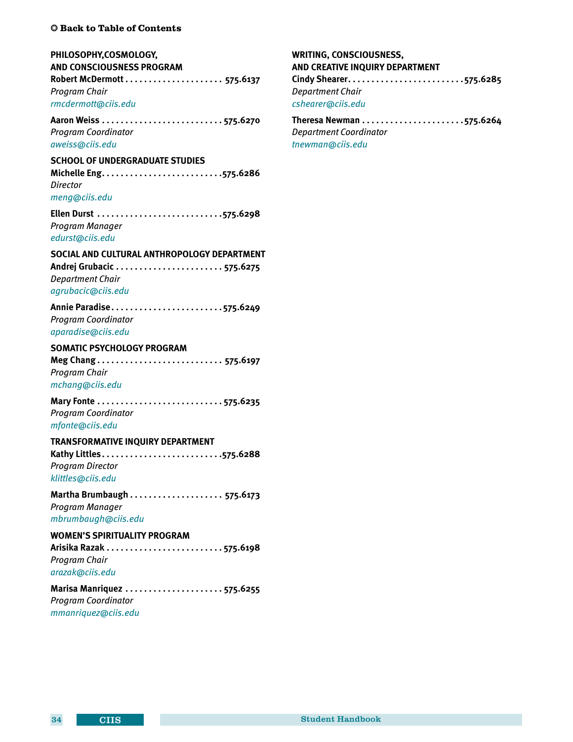[Back to Table of Contents](#)

**PHILOSOPHY,COSMOLOGY, AND CONSCIOUSNESS PROGRAM**

**Robert McDermott** . . . . . . . . . . . . . . . . . . . . . 575.6137
*Program Chair*
*rmcdermott@ciis.edu*

**Aaron Weiss** . . . . . . . . . . . . . . . . . . . . . . . . . . 575.6270
*Program Coordinator*
*aweiss@ciis.edu*

**SCHOOL OF UNDERGRADUATE STUDIES**

**Michelle Eng** . . . . . . . . . . . . . . . . . . . . . . . . . . 575.6286
*Director*
*meng@ciis.edu*

**Ellen Durst** . . . . . . . . . . . . . . . . . . . . . . . . . . 575.6298
*Program Manager*
*edurst@ciis.edu*

**SOCIAL AND CULTURAL ANTHROPOLOGY DEPARTMENT**

**Andrej Grubacic** . . . . . . . . . . . . . . . . . . . . . . . 575.6275
*Department Chair*
*agrubacic@ciis.edu*

**Annie Paradise** . . . . . . . . . . . . . . . . . . . . . . . . 575.6249
*Program Coordinator*
*aparadise@ciis.edu*

**SOMATIC PSYCHOLOGY PROGRAM**

**Meg Chang** . . . . . . . . . . . . . . . . . . . . . . . . . . . 575.6197
*Program Chair*
*mchang@ciis.edu*

**Mary Fonte** . . . . . . . . . . . . . . . . . . . . . . . . . . . 575.6235
*Program Coordinator*
*mfonte@ciis.edu*

**TRANSFORMATIVE INQUIRY DEPARTMENT**

**Kathy Littles** . . . . . . . . . . . . . . . . . . . . . . . . . . 575.6288
*Program Director*
*klittles@ciis.edu*

**Martha Brumbaugh** . . . . . . . . . . . . . . . . . . . . 575.6173
*Program Manager*
*mbrumbaugh@ciis.edu*

**WOMEN'S SPIRITUALITY PROGRAM**

**Arisika Razak** . . . . . . . . . . . . . . . . . . . . . . . . . 575.6198
*Program Chair*
*arazak@ciis.edu*

**Marisa Manriquez** . . . . . . . . . . . . . . . . . . . . . 575.6255
*Program Coordinator*
*mmanriquez@ciis.edu*

**WRITING, CONSCIOUSNESS, AND CREATIVE INQUIRY DEPARTMENT**

**Cindy Shearer** . . . . . . . . . . . . . . . . . . . . . . . . . 575.6285
*Department Chair*
*cshearer@ciis.edu*

**Theresa Newman** . . . . . . . . . . . . . . . . . . . . . . 575.6264
*Department Coordinator*
*tnewman@ciis.edu*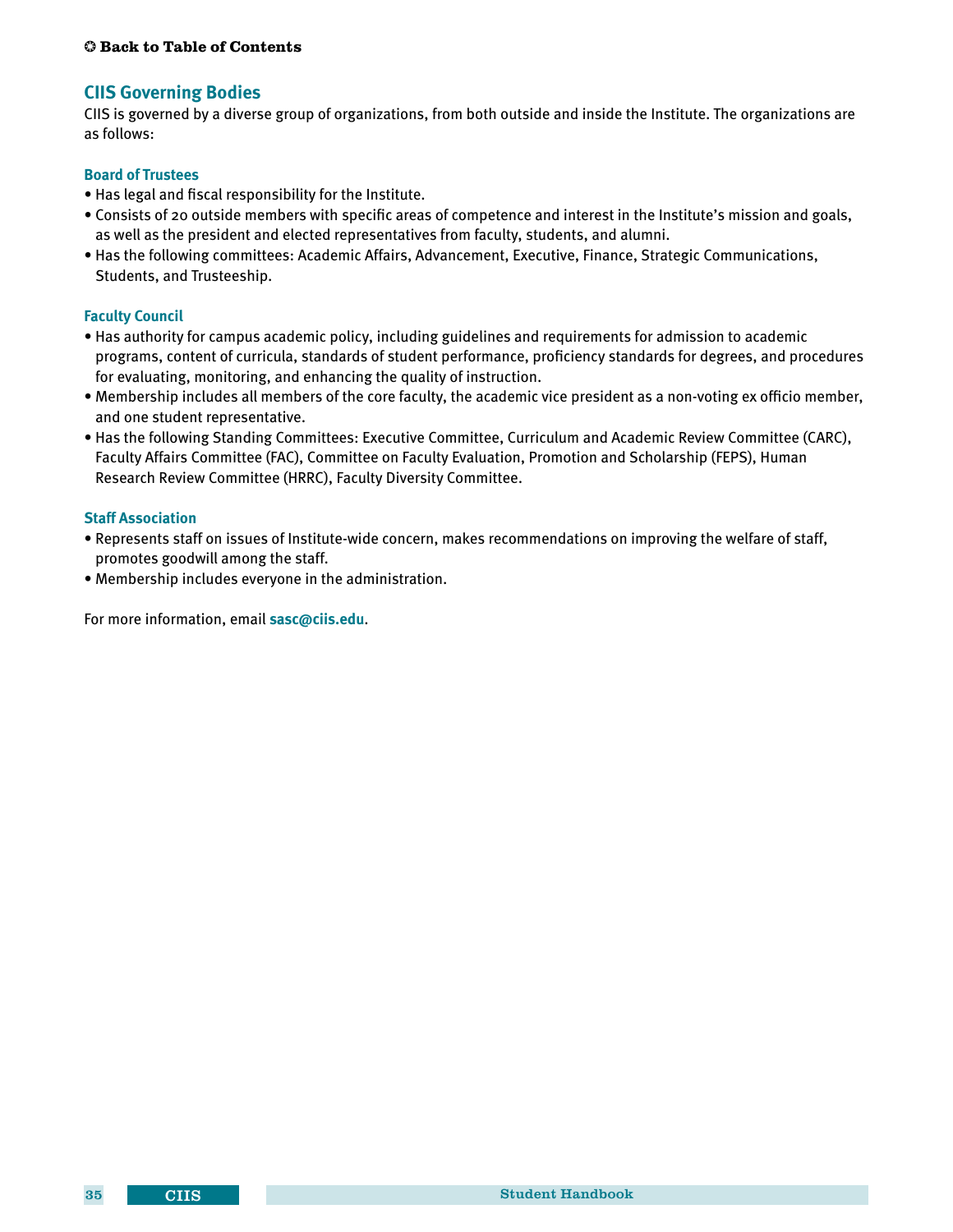## CIIS Governing Bodies

CIIS is governed by a diverse group of organizations, from both outside and inside the Institute. The organizations are as follows:

### Board of Trustees

- Has legal and fiscal responsibility for the Institute.
- Consists of 20 outside members with specific areas of competence and interest in the Institute's mission and goals, as well as the president and elected representatives from faculty, students, and alumni.
- Has the following committees: Academic Affairs, Advancement, Executive, Finance, Strategic Communications, Students, and Trusteeship.

### Faculty Council

- Has authority for campus academic policy, including guidelines and requirements for admission to academic programs, content of curricula, standards of student performance, proficiency standards for degrees, and procedures for evaluating, monitoring, and enhancing the quality of instruction.
- Membership includes all members of the core faculty, the academic vice president as a non-voting ex officio member, and one student representative.
- Has the following Standing Committees: Executive Committee, Curriculum and Academic Review Committee (CARC), Faculty Affairs Committee (FAC), Committee on Faculty Evaluation, Promotion and Scholarship (FEPS), Human Research Review Committee (HRRC), Faculty Diversity Committee.

### Staff Association

- Represents staff on issues of Institute-wide concern, makes recommendations on improving the welfare of staff, promotes goodwill among the staff.
- Membership includes everyone in the administration.

For more information, email **sasc@ciis.edu**.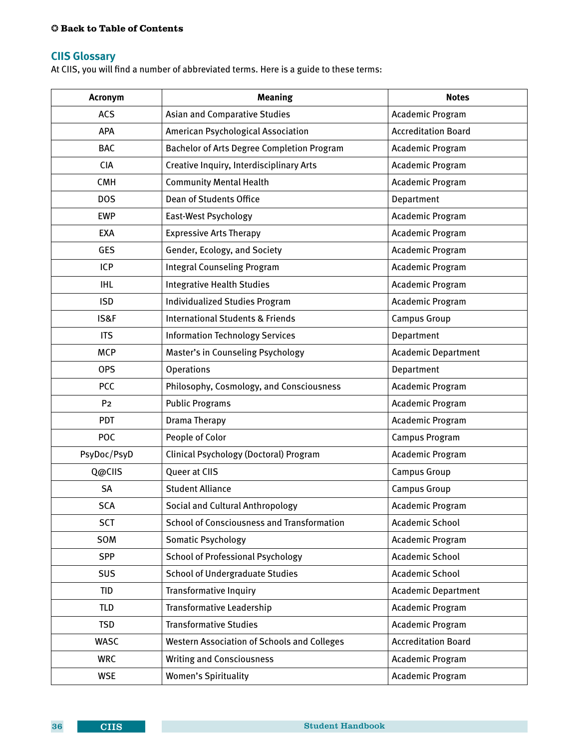❂ **Back to Table of Contents**

## CIIS Glossary

At CIIS, you will find a number of abbreviated terms. Here is a guide to these terms:

| Acronym | Meaning | Notes |
|---|---|---|
| ACS | Asian and Comparative Studies | Academic Program |
| APA | American Psychological Association | Accreditation Board |
| BAC | Bachelor of Arts Degree Completion Program | Academic Program |
| CIA | Creative Inquiry, Interdisciplinary Arts | Academic Program |
| CMH | Community Mental Health | Academic Program |
| DOS | Dean of Students Office | Department |
| EWP | East-West Psychology | Academic Program |
| EXA | Expressive Arts Therapy | Academic Program |
| GES | Gender, Ecology, and Society | Academic Program |
| ICP | Integral Counseling Program | Academic Program |
| IHL | Integrative Health Studies | Academic Program |
| ISD | Individualized Studies Program | Academic Program |
| IS&F | International Students & Friends | Campus Group |
| ITS | Information Technology Services | Department |
| MCP | Master's in Counseling Psychology | Academic Department |
| OPS | Operations | Department |
| PCC | Philosophy, Cosmology, and Consciousness | Academic Program |
| P2 | Public Programs | Academic Program |
| PDT | Drama Therapy | Academic Program |
| POC | People of Color | Campus Program |
| PsyDoc/PsyD | Clinical Psychology (Doctoral) Program | Academic Program |
| Q@CIIS | Queer at CIIS | Campus Group |
| SA | Student Alliance | Campus Group |
| SCA | Social and Cultural Anthropology | Academic Program |
| SCT | School of Consciousness and Transformation | Academic School |
| SOM | Somatic Psychology | Academic Program |
| SPP | School of Professional Psychology | Academic School |
| SUS | School of Undergraduate Studies | Academic School |
| TID | Transformative Inquiry | Academic Department |
| TLD | Transformative Leadership | Academic Program |
| TSD | Transformative Studies | Academic Program |
| WASC | Western Association of Schools and Colleges | Accreditation Board |
| WRC | Writing and Consciousness | Academic Program |
| WSE | Women's Spirituality | Academic Program |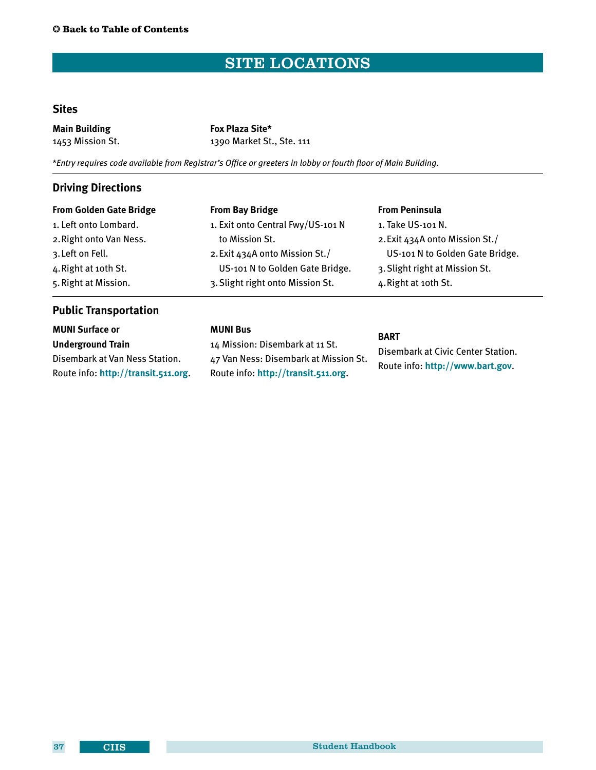# SITE LOCATIONS

## Sites

**Main Building**
1453 Mission St.

**Fox Plaza Site***
1390 Market St., Ste. 111

*\*Entry requires code available from Registrar's Office or greeters in lobby or fourth floor of Main Building.*

---

## Driving Directions

**From Golden Gate Bridge**

1. Left onto Lombard.
2. Right onto Van Ness.
3. Left on Fell.
4. Right at 10th St.
5. Right at Mission.

**From Bay Bridge**

1. Exit onto Central Fwy/US-101 N to Mission St.
2. Exit 434A onto Mission St./ US-101 N to Golden Gate Bridge.
3. Slight right onto Mission St.

**From Peninsula**

1. Take US-101 N.
2. Exit 434A onto Mission St./ US-101 N to Golden Gate Bridge.
3. Slight right at Mission St.
4. Right at 10th St.

---

## Public Transportation

**MUNI Surface or Underground Train**
Disembark at Van Ness Station.
Route info: **http://transit.511.org**.

**MUNI Bus**
14 Mission: Disembark at 11 St.
47 Van Ness: Disembark at Mission St.
Route info: **http://transit.511.org**.

**BART**
Disembark at Civic Center Station.
Route info: **http://www.bart.gov**.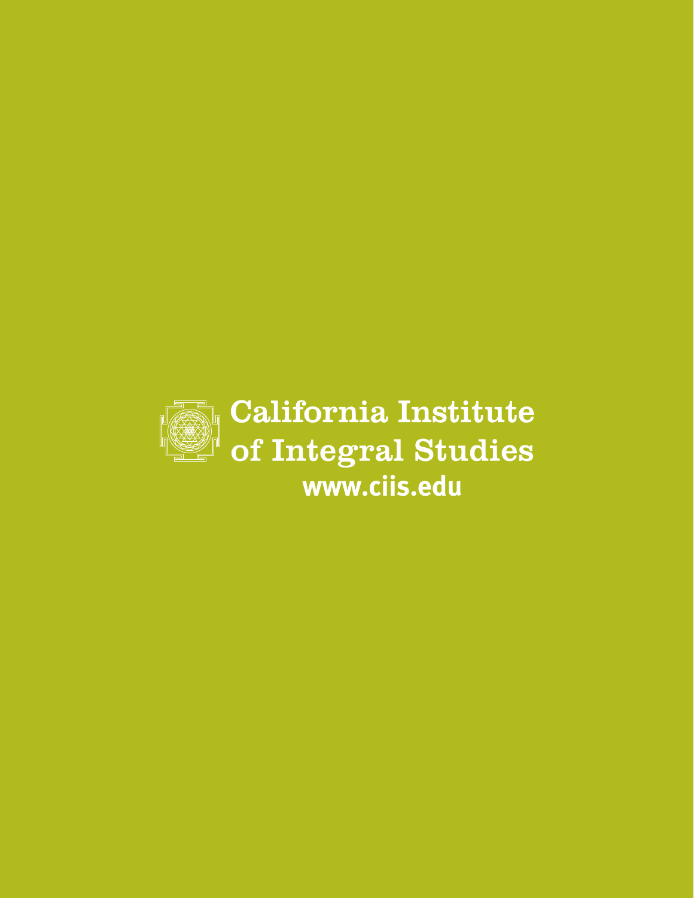California Institute
of Integral Studies

www.ciis.edu